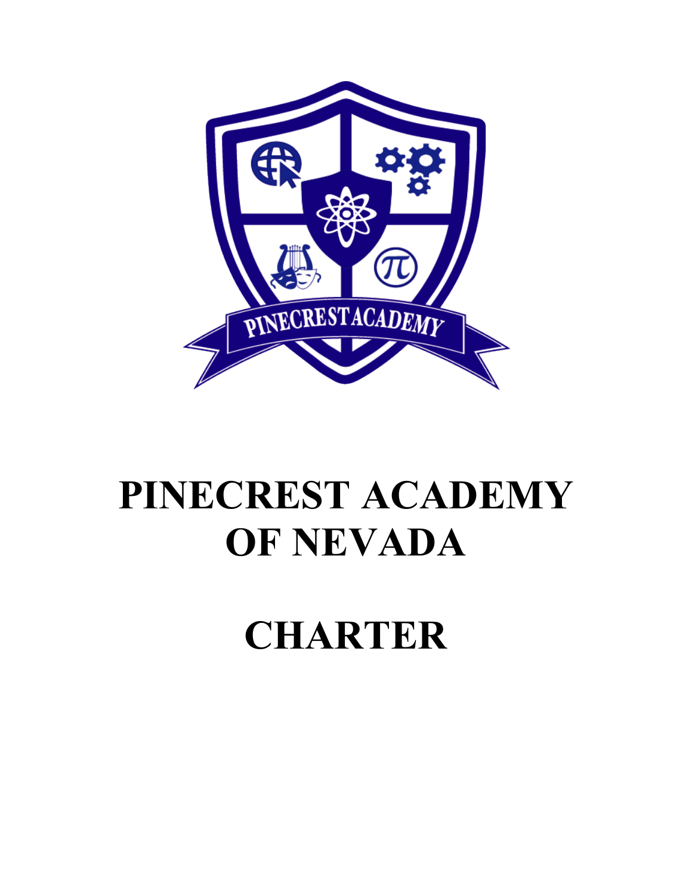# PINECREST ACADEMY OF NEVADA

# CHARTER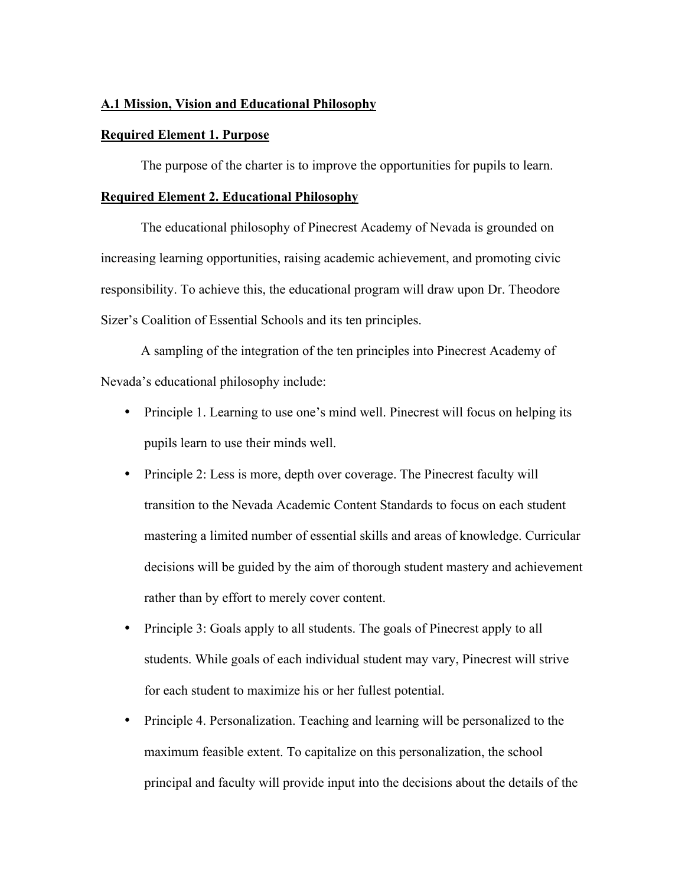**A.1 Mission, Vision and Educational Philosophy**

**Required Element 1. Purpose**

The purpose of the charter is to improve the opportunities for pupils to learn.

**Required Element 2. Educational Philosophy**

The educational philosophy of Pinecrest Academy of Nevada is grounded on increasing learning opportunities, raising academic achievement, and promoting civic responsibility. To achieve this, the educational program will draw upon Dr. Theodore Sizer's Coalition of Essential Schools and its ten principles.

A sampling of the integration of the ten principles into Pinecrest Academy of Nevada's educational philosophy include:

- Principle 1. Learning to use one's mind well. Pinecrest will focus on helping its pupils learn to use their minds well.
- Principle 2: Less is more, depth over coverage. The Pinecrest faculty will transition to the Nevada Academic Content Standards to focus on each student mastering a limited number of essential skills and areas of knowledge. Curricular decisions will be guided by the aim of thorough student mastery and achievement rather than by effort to merely cover content.
- Principle 3: Goals apply to all students. The goals of Pinecrest apply to all students. While goals of each individual student may vary, Pinecrest will strive for each student to maximize his or her fullest potential.
- Principle 4. Personalization. Teaching and learning will be personalized to the maximum feasible extent. To capitalize on this personalization, the school principal and faculty will provide input into the decisions about the details of the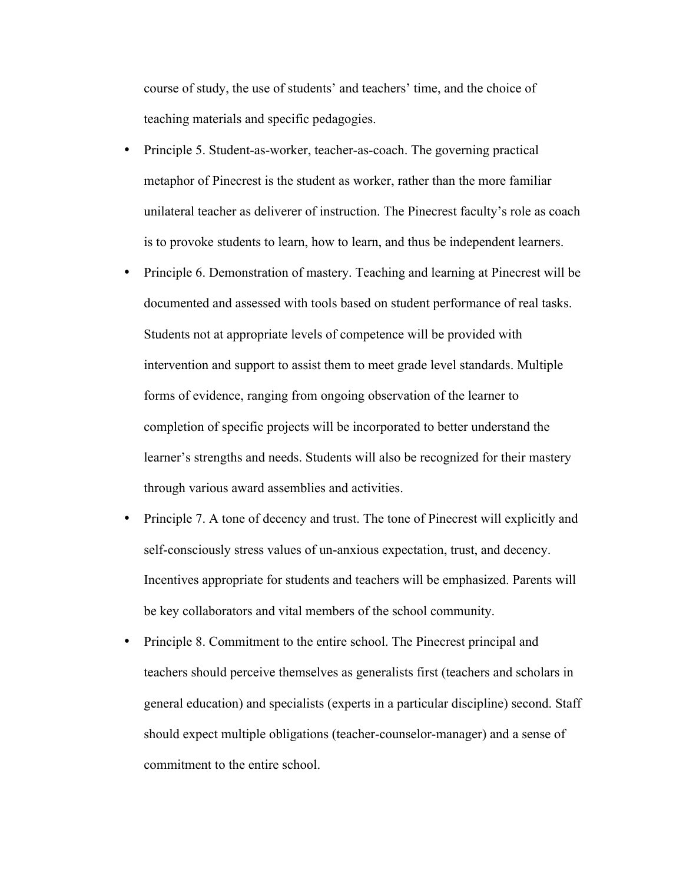course of study, the use of students' and teachers' time, and the choice of teaching materials and specific pedagogies.

- Principle 5. Student-as-worker, teacher-as-coach. The governing practical metaphor of Pinecrest is the student as worker, rather than the more familiar unilateral teacher as deliverer of instruction. The Pinecrest faculty's role as coach is to provoke students to learn, how to learn, and thus be independent learners.
- Principle 6. Demonstration of mastery. Teaching and learning at Pinecrest will be documented and assessed with tools based on student performance of real tasks. Students not at appropriate levels of competence will be provided with intervention and support to assist them to meet grade level standards. Multiple forms of evidence, ranging from ongoing observation of the learner to completion of specific projects will be incorporated to better understand the learner's strengths and needs. Students will also be recognized for their mastery through various award assemblies and activities.
- Principle 7. A tone of decency and trust. The tone of Pinecrest will explicitly and self-consciously stress values of un-anxious expectation, trust, and decency. Incentives appropriate for students and teachers will be emphasized. Parents will be key collaborators and vital members of the school community.
- Principle 8. Commitment to the entire school. The Pinecrest principal and teachers should perceive themselves as generalists first (teachers and scholars in general education) and specialists (experts in a particular discipline) second. Staff should expect multiple obligations (teacher-counselor-manager) and a sense of commitment to the entire school.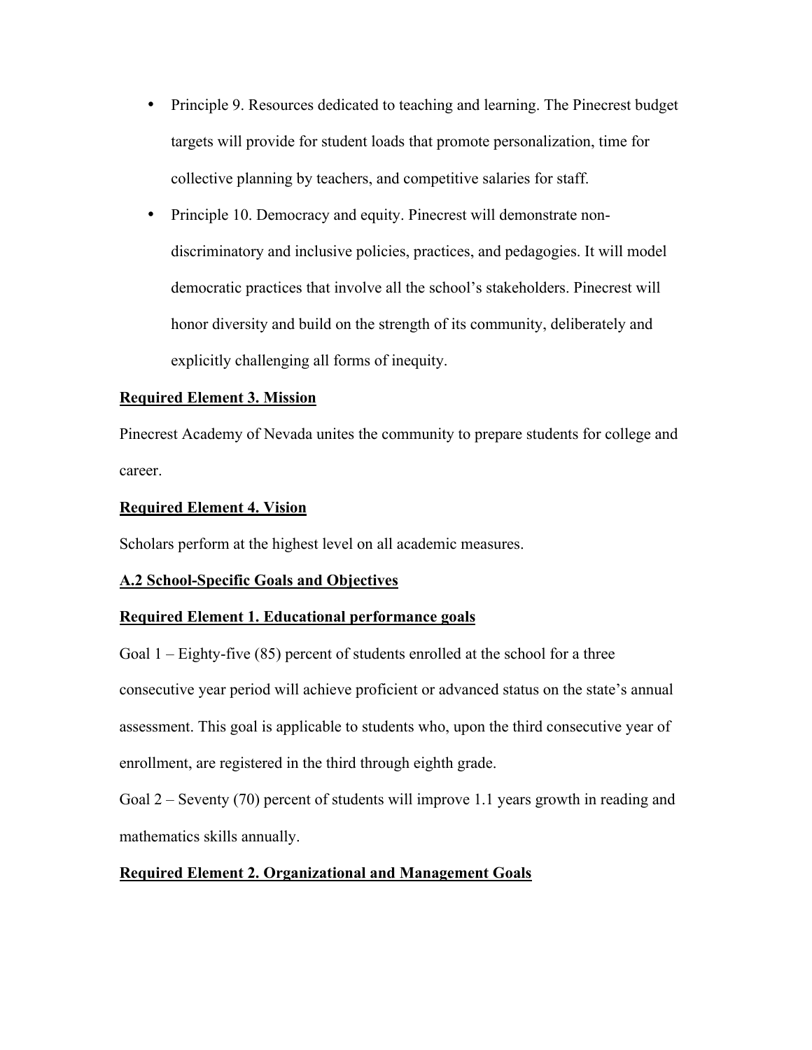- Principle 9. Resources dedicated to teaching and learning. The Pinecrest budget targets will provide for student loads that promote personalization, time for collective planning by teachers, and competitive salaries for staff.
- Principle 10. Democracy and equity. Pinecrest will demonstrate non-discriminatory and inclusive policies, practices, and pedagogies. It will model democratic practices that involve all the school's stakeholders. Pinecrest will honor diversity and build on the strength of its community, deliberately and explicitly challenging all forms of inequity.

**Required Element 3. Mission**

Pinecrest Academy of Nevada unites the community to prepare students for college and career.

**Required Element 4. Vision**

Scholars perform at the highest level on all academic measures.

**A.2 School-Specific Goals and Objectives**

**Required Element 1. Educational performance goals**

Goal 1 – Eighty-five (85) percent of students enrolled at the school for a three consecutive year period will achieve proficient or advanced status on the state's annual assessment. This goal is applicable to students who, upon the third consecutive year of enrollment, are registered in the third through eighth grade.

Goal 2 – Seventy (70) percent of students will improve 1.1 years growth in reading and mathematics skills annually.

**Required Element 2. Organizational and Management Goals**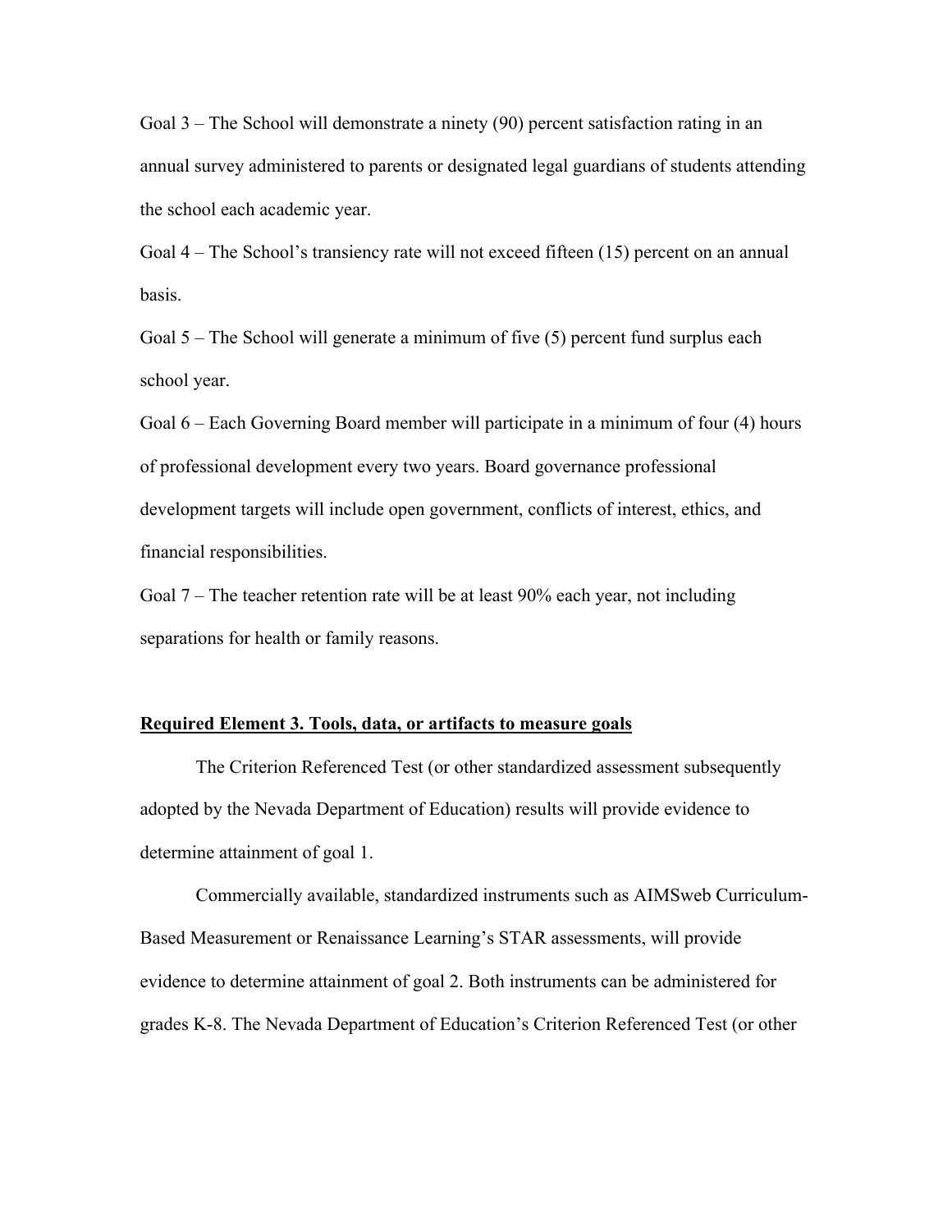Goal 3 – The School will demonstrate a ninety (90) percent satisfaction rating in an annual survey administered to parents or designated legal guardians of students attending the school each academic year.

Goal 4 – The School's transiency rate will not exceed fifteen (15) percent on an annual basis.

Goal 5 – The School will generate a minimum of five (5) percent fund surplus each school year.

Goal 6 – Each Governing Board member will participate in a minimum of four (4) hours of professional development every two years. Board governance professional development targets will include open government, conflicts of interest, ethics, and financial responsibilities.

Goal 7 – The teacher retention rate will be at least 90% each year, not including separations for health or family reasons.

**Required Element 3. Tools, data, or artifacts to measure goals**

The Criterion Referenced Test (or other standardized assessment subsequently adopted by the Nevada Department of Education) results will provide evidence to determine attainment of goal 1.

Commercially available, standardized instruments such as AIMSweb Curriculum-Based Measurement or Renaissance Learning's STAR assessments, will provide evidence to determine attainment of goal 2. Both instruments can be administered for grades K-8. The Nevada Department of Education's Criterion Referenced Test (or other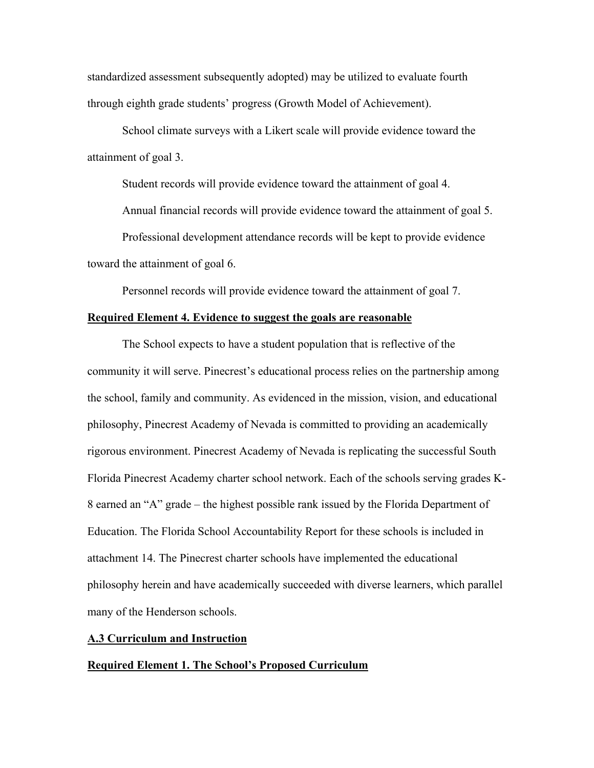standardized assessment subsequently adopted) may be utilized to evaluate fourth through eighth grade students' progress (Growth Model of Achievement).

School climate surveys with a Likert scale will provide evidence toward the attainment of goal 3.

Student records will provide evidence toward the attainment of goal 4.

Annual financial records will provide evidence toward the attainment of goal 5.

Professional development attendance records will be kept to provide evidence toward the attainment of goal 6.

Personnel records will provide evidence toward the attainment of goal 7.

**Required Element 4. Evidence to suggest the goals are reasonable**

The School expects to have a student population that is reflective of the community it will serve. Pinecrest's educational process relies on the partnership among the school, family and community. As evidenced in the mission, vision, and educational philosophy, Pinecrest Academy of Nevada is committed to providing an academically rigorous environment. Pinecrest Academy of Nevada is replicating the successful South Florida Pinecrest Academy charter school network. Each of the schools serving grades K-8 earned an "A" grade – the highest possible rank issued by the Florida Department of Education. The Florida School Accountability Report for these schools is included in attachment 14. The Pinecrest charter schools have implemented the educational philosophy herein and have academically succeeded with diverse learners, which parallel many of the Henderson schools.

**A.3 Curriculum and Instruction**

**Required Element 1. The School's Proposed Curriculum**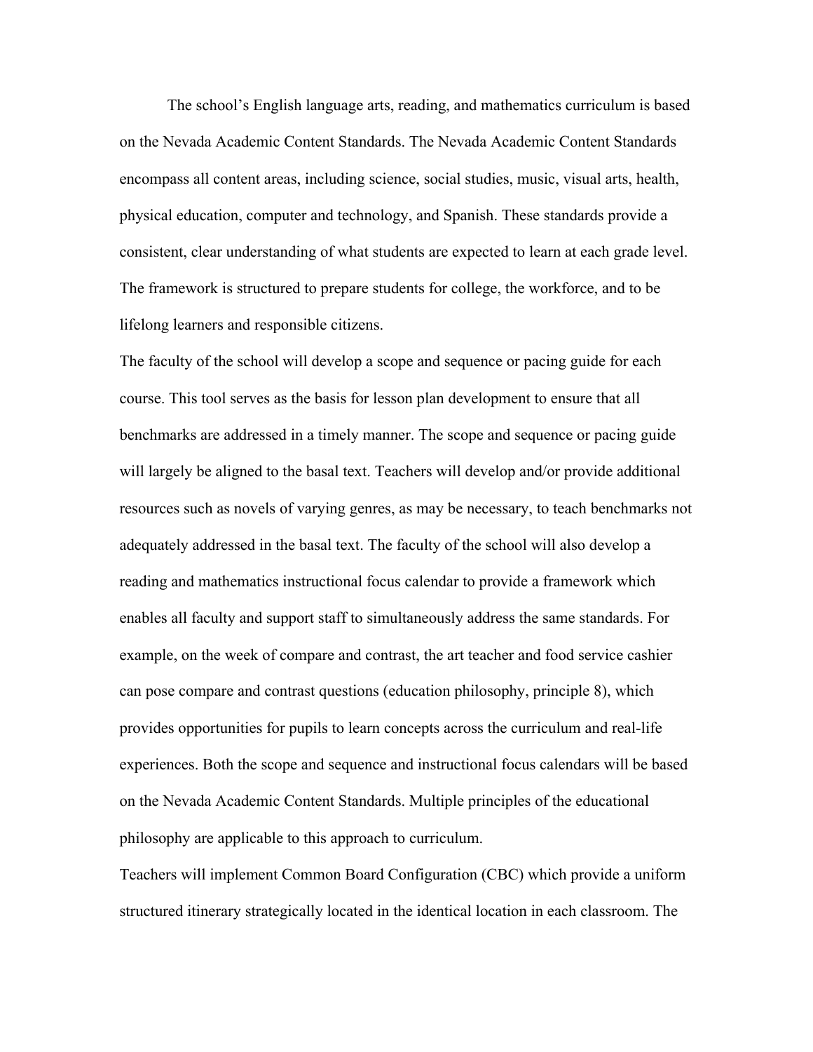The school's English language arts, reading, and mathematics curriculum is based on the Nevada Academic Content Standards. The Nevada Academic Content Standards encompass all content areas, including science, social studies, music, visual arts, health, physical education, computer and technology, and Spanish. These standards provide a consistent, clear understanding of what students are expected to learn at each grade level. The framework is structured to prepare students for college, the workforce, and to be lifelong learners and responsible citizens.

The faculty of the school will develop a scope and sequence or pacing guide for each course. This tool serves as the basis for lesson plan development to ensure that all benchmarks are addressed in a timely manner. The scope and sequence or pacing guide will largely be aligned to the basal text. Teachers will develop and/or provide additional resources such as novels of varying genres, as may be necessary, to teach benchmarks not adequately addressed in the basal text. The faculty of the school will also develop a reading and mathematics instructional focus calendar to provide a framework which enables all faculty and support staff to simultaneously address the same standards. For example, on the week of compare and contrast, the art teacher and food service cashier can pose compare and contrast questions (education philosophy, principle 8), which provides opportunities for pupils to learn concepts across the curriculum and real-life experiences. Both the scope and sequence and instructional focus calendars will be based on the Nevada Academic Content Standards. Multiple principles of the educational philosophy are applicable to this approach to curriculum.

Teachers will implement Common Board Configuration (CBC) which provide a uniform structured itinerary strategically located in the identical location in each classroom. The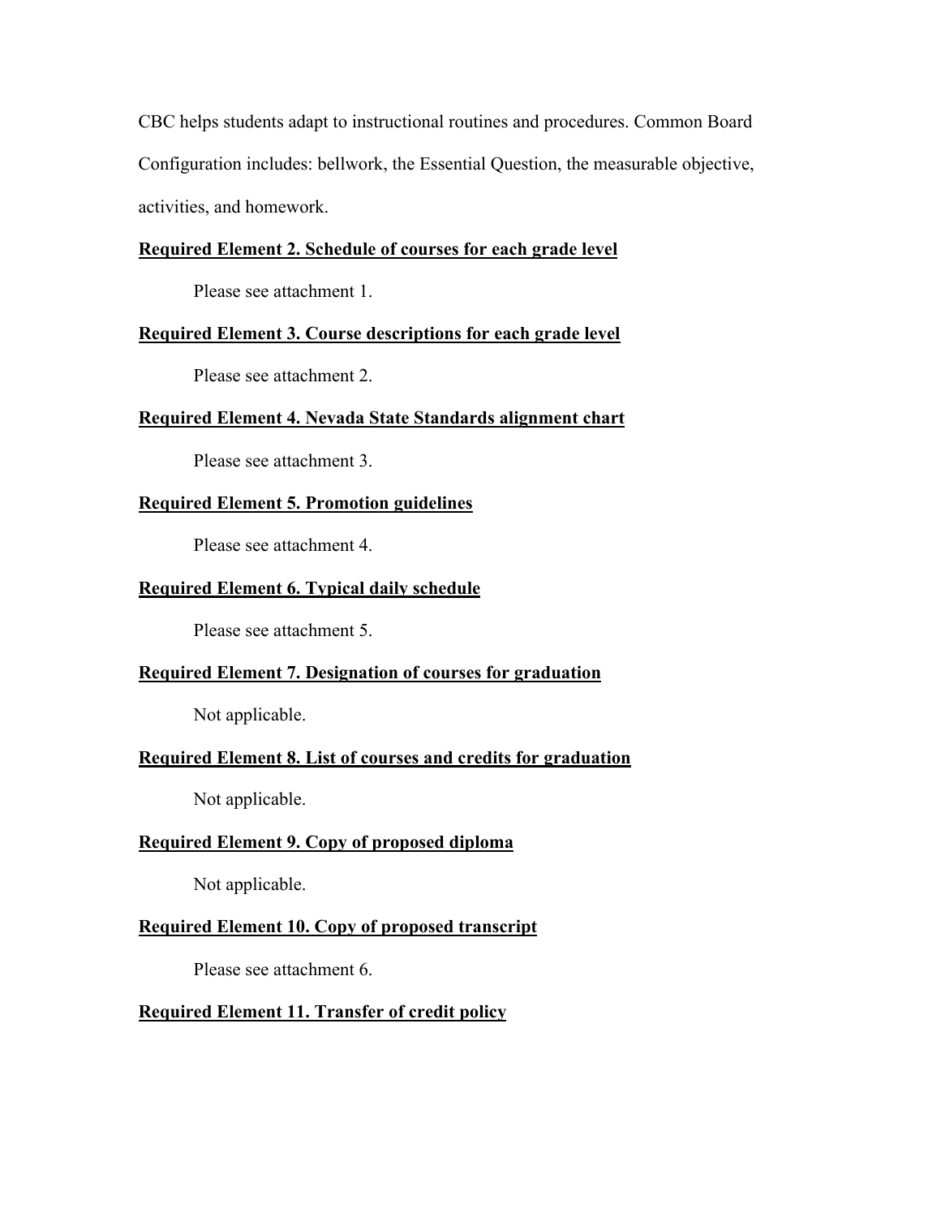CBC helps students adapt to instructional routines and procedures. Common Board Configuration includes: bellwork, the Essential Question, the measurable objective, activities, and homework.

**Required Element 2. Schedule of courses for each grade level**

Please see attachment 1.

**Required Element 3. Course descriptions for each grade level**

Please see attachment 2.

**Required Element 4. Nevada State Standards alignment chart**

Please see attachment 3.

**Required Element 5. Promotion guidelines**

Please see attachment 4.

**Required Element 6. Typical daily schedule**

Please see attachment 5.

**Required Element 7. Designation of courses for graduation**

Not applicable.

**Required Element 8. List of courses and credits for graduation**

Not applicable.

**Required Element 9. Copy of proposed diploma**

Not applicable.

**Required Element 10. Copy of proposed transcript**

Please see attachment 6.

**Required Element 11. Transfer of credit policy**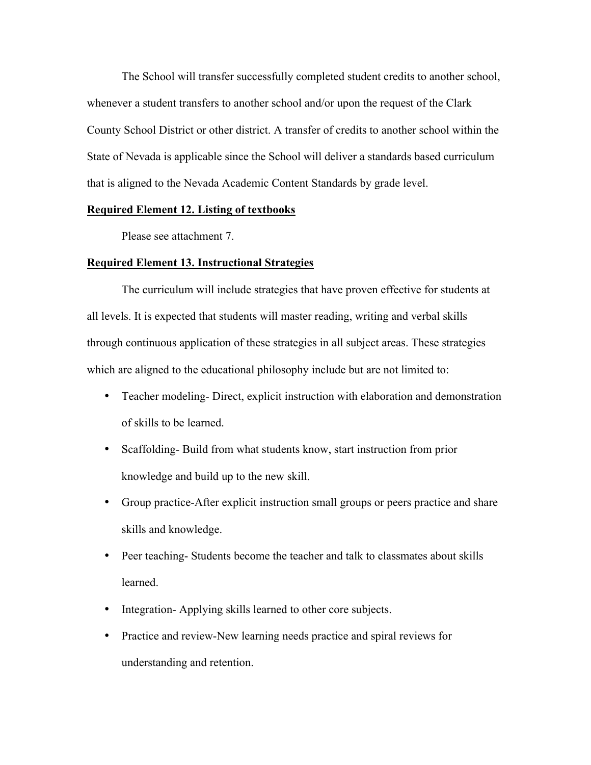The School will transfer successfully completed student credits to another school, whenever a student transfers to another school and/or upon the request of the Clark County School District or other district. A transfer of credits to another school within the State of Nevada is applicable since the School will deliver a standards based curriculum that is aligned to the Nevada Academic Content Standards by grade level.

**Required Element 12. Listing of textbooks**

Please see attachment 7.

**Required Element 13. Instructional Strategies**

The curriculum will include strategies that have proven effective for students at all levels. It is expected that students will master reading, writing and verbal skills through continuous application of these strategies in all subject areas. These strategies which are aligned to the educational philosophy include but are not limited to:

- Teacher modeling- Direct, explicit instruction with elaboration and demonstration of skills to be learned.
- Scaffolding- Build from what students know, start instruction from prior knowledge and build up to the new skill.
- Group practice-After explicit instruction small groups or peers practice and share skills and knowledge.
- Peer teaching- Students become the teacher and talk to classmates about skills learned.
- Integration- Applying skills learned to other core subjects.
- Practice and review-New learning needs practice and spiral reviews for understanding and retention.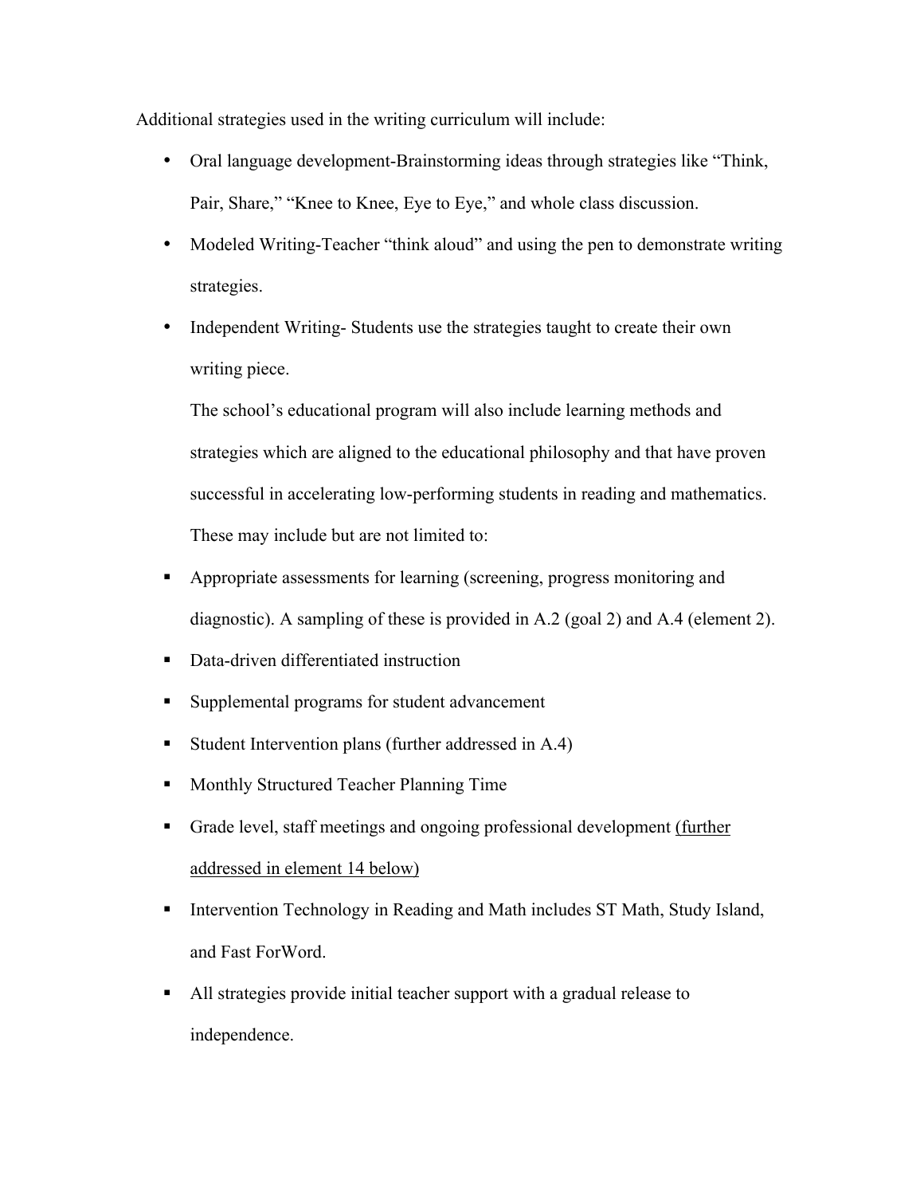Additional strategies used in the writing curriculum will include:

- Oral language development-Brainstorming ideas through strategies like "Think, Pair, Share," "Knee to Knee, Eye to Eye," and whole class discussion.
- Modeled Writing-Teacher "think aloud" and using the pen to demonstrate writing strategies.
- Independent Writing- Students use the strategies taught to create their own writing piece.

  The school's educational program will also include learning methods and strategies which are aligned to the educational philosophy and that have proven successful in accelerating low-performing students in reading and mathematics. These may include but are not limited to:

- Appropriate assessments for learning (screening, progress monitoring and diagnostic). A sampling of these is provided in A.2 (goal 2) and A.4 (element 2).
- Data-driven differentiated instruction
- Supplemental programs for student advancement
- Student Intervention plans (further addressed in A.4)
- Monthly Structured Teacher Planning Time
- Grade level, staff meetings and ongoing professional development <u>(further addressed in element 14 below)</u>
- Intervention Technology in Reading and Math includes ST Math, Study Island, and Fast ForWord.
- All strategies provide initial teacher support with a gradual release to independence.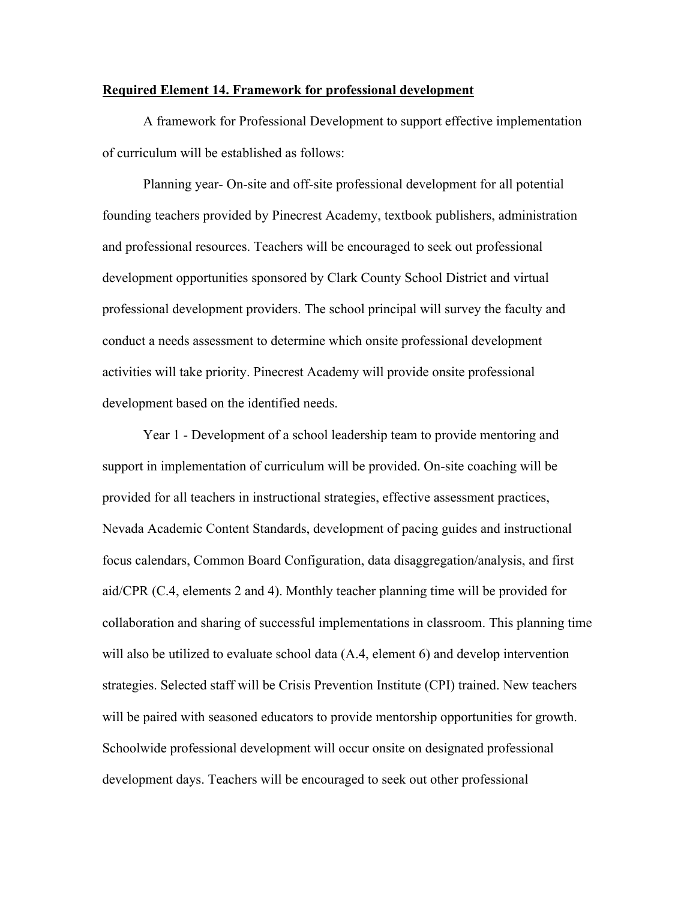**Required Element 14. Framework for professional development**

A framework for Professional Development to support effective implementation of curriculum will be established as follows:

Planning year- On-site and off-site professional development for all potential founding teachers provided by Pinecrest Academy, textbook publishers, administration and professional resources. Teachers will be encouraged to seek out professional development opportunities sponsored by Clark County School District and virtual professional development providers. The school principal will survey the faculty and conduct a needs assessment to determine which onsite professional development activities will take priority. Pinecrest Academy will provide onsite professional development based on the identified needs.

Year 1 - Development of a school leadership team to provide mentoring and support in implementation of curriculum will be provided. On-site coaching will be provided for all teachers in instructional strategies, effective assessment practices, Nevada Academic Content Standards, development of pacing guides and instructional focus calendars, Common Board Configuration, data disaggregation/analysis, and first aid/CPR (C.4, elements 2 and 4). Monthly teacher planning time will be provided for collaboration and sharing of successful implementations in classroom. This planning time will also be utilized to evaluate school data (A.4, element 6) and develop intervention strategies. Selected staff will be Crisis Prevention Institute (CPI) trained. New teachers will be paired with seasoned educators to provide mentorship opportunities for growth. Schoolwide professional development will occur onsite on designated professional development days. Teachers will be encouraged to seek out other professional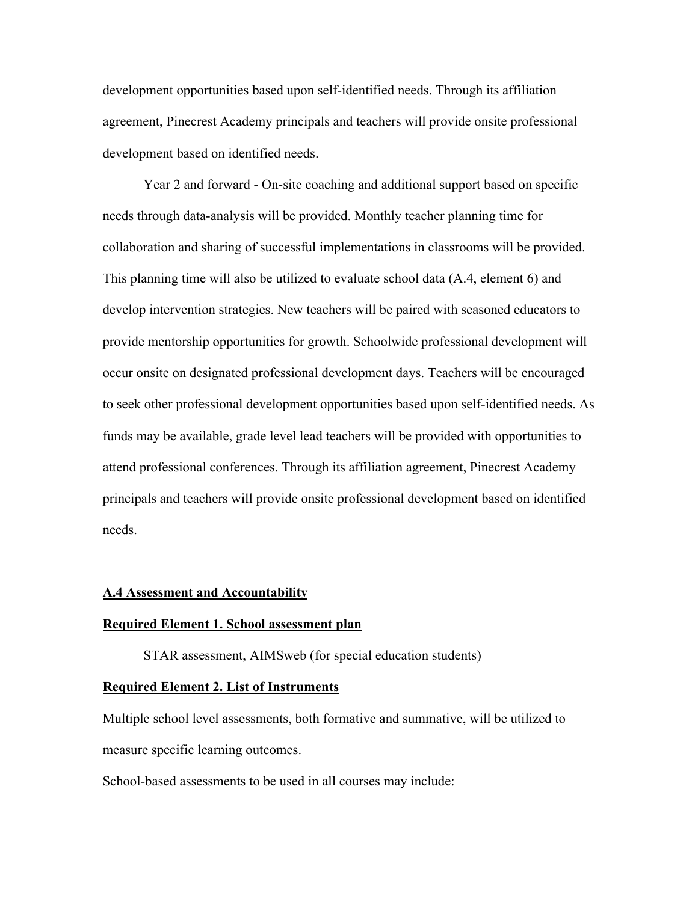development opportunities based upon self-identified needs. Through its affiliation agreement, Pinecrest Academy principals and teachers will provide onsite professional development based on identified needs.

Year 2 and forward - On-site coaching and additional support based on specific needs through data-analysis will be provided. Monthly teacher planning time for collaboration and sharing of successful implementations in classrooms will be provided. This planning time will also be utilized to evaluate school data (A.4, element 6) and develop intervention strategies. New teachers will be paired with seasoned educators to provide mentorship opportunities for growth. Schoolwide professional development will occur onsite on designated professional development days. Teachers will be encouraged to seek other professional development opportunities based upon self-identified needs. As funds may be available, grade level lead teachers will be provided with opportunities to attend professional conferences. Through its affiliation agreement, Pinecrest Academy principals and teachers will provide onsite professional development based on identified needs.

## A.4 Assessment and Accountability

### Required Element 1. School assessment plan

STAR assessment, AIMSweb (for special education students)

### Required Element 2. List of Instruments

Multiple school level assessments, both formative and summative, will be utilized to measure specific learning outcomes.

School-based assessments to be used in all courses may include: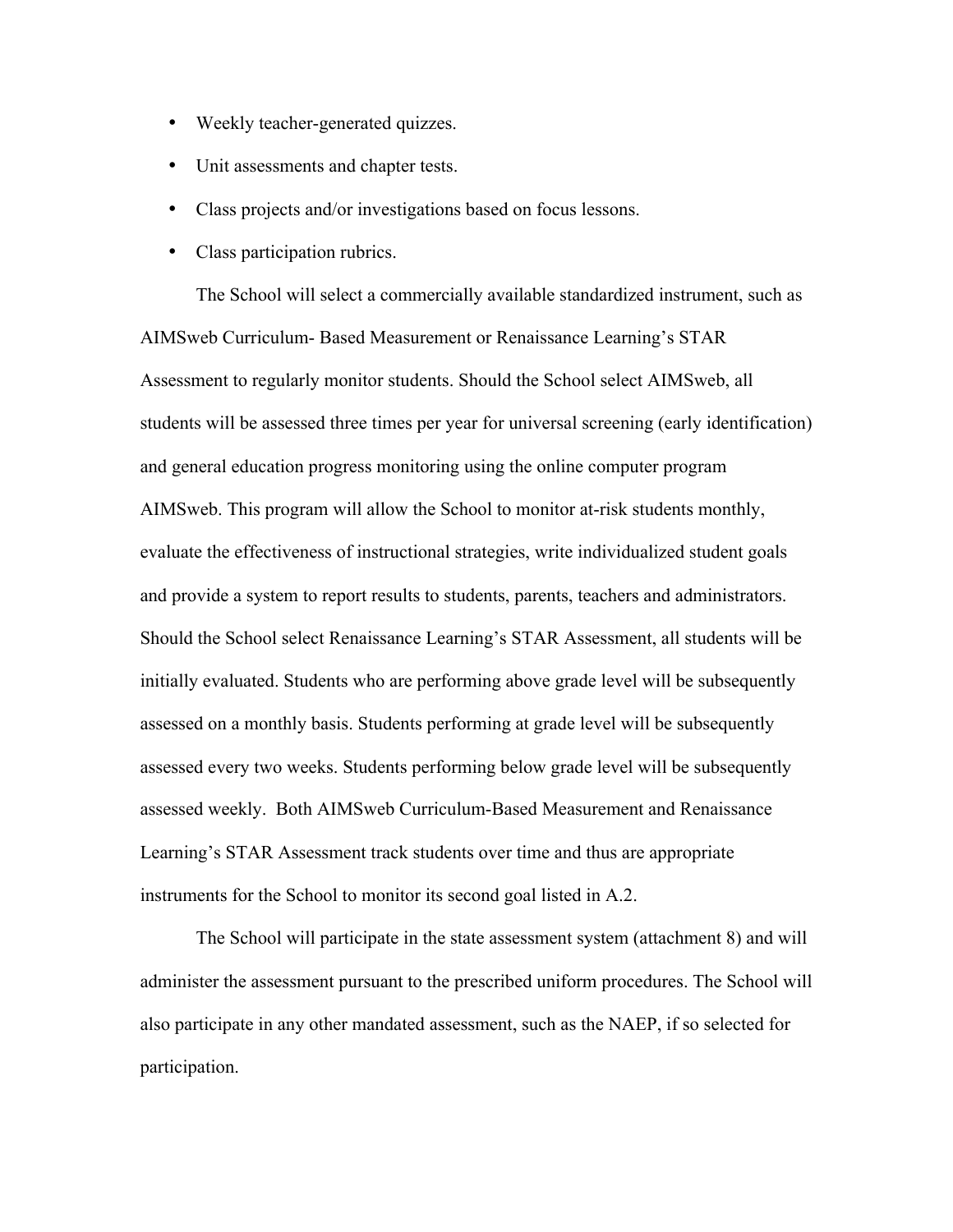- Weekly teacher-generated quizzes.
- Unit assessments and chapter tests.
- Class projects and/or investigations based on focus lessons.
- Class participation rubrics.

The School will select a commercially available standardized instrument, such as AIMSweb Curriculum- Based Measurement or Renaissance Learning's STAR Assessment to regularly monitor students. Should the School select AIMSweb, all students will be assessed three times per year for universal screening (early identification) and general education progress monitoring using the online computer program AIMSweb. This program will allow the School to monitor at-risk students monthly, evaluate the effectiveness of instructional strategies, write individualized student goals and provide a system to report results to students, parents, teachers and administrators. Should the School select Renaissance Learning's STAR Assessment, all students will be initially evaluated. Students who are performing above grade level will be subsequently assessed on a monthly basis. Students performing at grade level will be subsequently assessed every two weeks. Students performing below grade level will be subsequently assessed weekly. Both AIMSweb Curriculum-Based Measurement and Renaissance Learning's STAR Assessment track students over time and thus are appropriate instruments for the School to monitor its second goal listed in A.2.

The School will participate in the state assessment system (attachment 8) and will administer the assessment pursuant to the prescribed uniform procedures. The School will also participate in any other mandated assessment, such as the NAEP, if so selected for participation.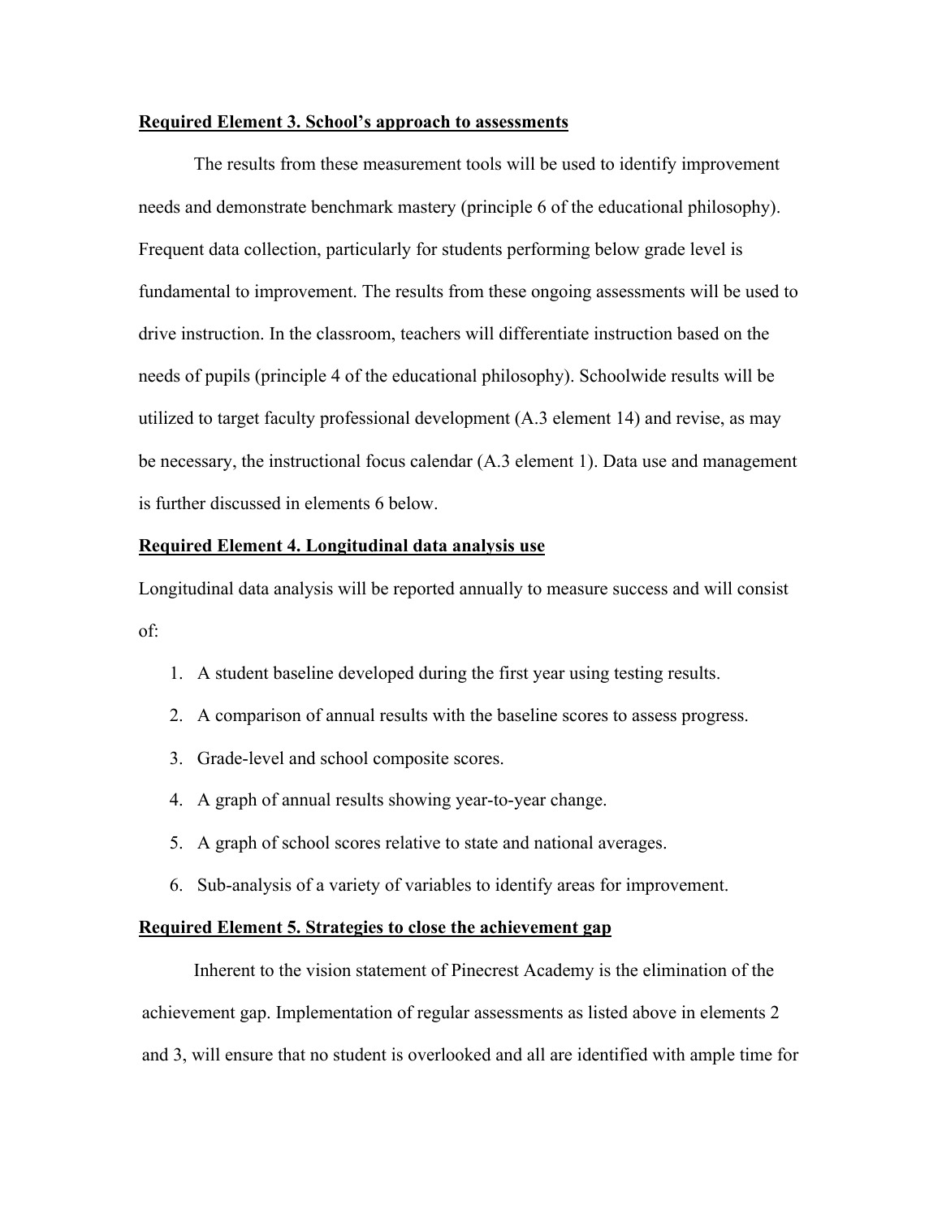**<u>Required Element 3. School's approach to assessments</u>**

The results from these measurement tools will be used to identify improvement needs and demonstrate benchmark mastery (principle 6 of the educational philosophy). Frequent data collection, particularly for students performing below grade level is fundamental to improvement. The results from these ongoing assessments will be used to drive instruction. In the classroom, teachers will differentiate instruction based on the needs of pupils (principle 4 of the educational philosophy). Schoolwide results will be utilized to target faculty professional development (A.3 element 14) and revise, as may be necessary, the instructional focus calendar (A.3 element 1). Data use and management is further discussed in elements 6 below.

**<u>Required Element 4. Longitudinal data analysis use</u>**

Longitudinal data analysis will be reported annually to measure success and will consist of:

1. A student baseline developed during the first year using testing results.
2. A comparison of annual results with the baseline scores to assess progress.
3. Grade-level and school composite scores.
4. A graph of annual results showing year-to-year change.
5. A graph of school scores relative to state and national averages.
6. Sub-analysis of a variety of variables to identify areas for improvement.

**<u>Required Element 5. Strategies to close the achievement gap</u>**

Inherent to the vision statement of Pinecrest Academy is the elimination of the achievement gap. Implementation of regular assessments as listed above in elements 2 and 3, will ensure that no student is overlooked and all are identified with ample time for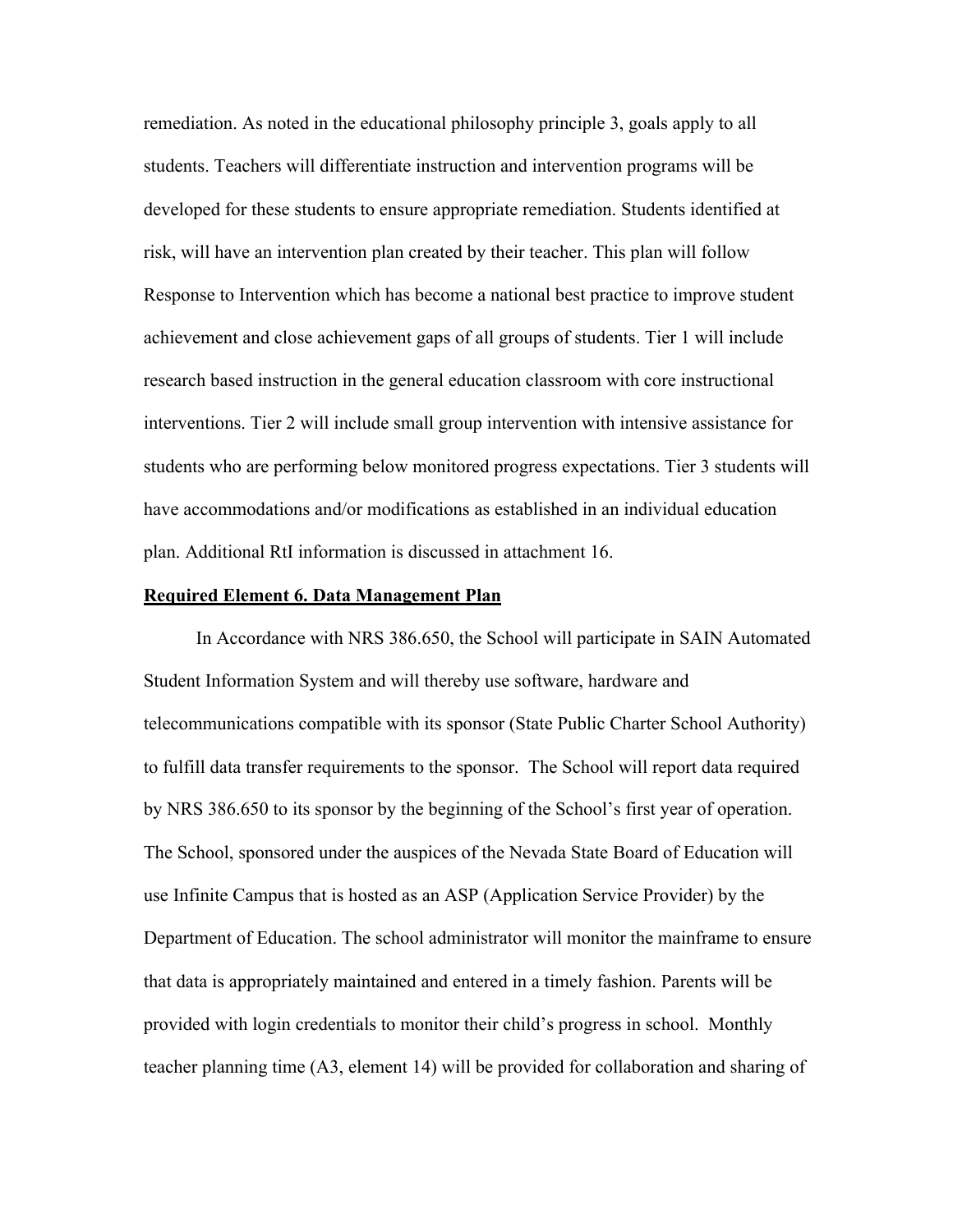remediation. As noted in the educational philosophy principle 3, goals apply to all students. Teachers will differentiate instruction and intervention programs will be developed for these students to ensure appropriate remediation. Students identified at risk, will have an intervention plan created by their teacher. This plan will follow Response to Intervention which has become a national best practice to improve student achievement and close achievement gaps of all groups of students. Tier 1 will include research based instruction in the general education classroom with core instructional interventions. Tier 2 will include small group intervention with intensive assistance for students who are performing below monitored progress expectations. Tier 3 students will have accommodations and/or modifications as established in an individual education plan. Additional RtI information is discussed in attachment 16.

**Required Element 6. Data Management Plan**

In Accordance with NRS 386.650, the School will participate in SAIN Automated Student Information System and will thereby use software, hardware and telecommunications compatible with its sponsor (State Public Charter School Authority) to fulfill data transfer requirements to the sponsor. The School will report data required by NRS 386.650 to its sponsor by the beginning of the School's first year of operation. The School, sponsored under the auspices of the Nevada State Board of Education will use Infinite Campus that is hosted as an ASP (Application Service Provider) by the Department of Education. The school administrator will monitor the mainframe to ensure that data is appropriately maintained and entered in a timely fashion. Parents will be provided with login credentials to monitor their child's progress in school. Monthly teacher planning time (A3, element 14) will be provided for collaboration and sharing of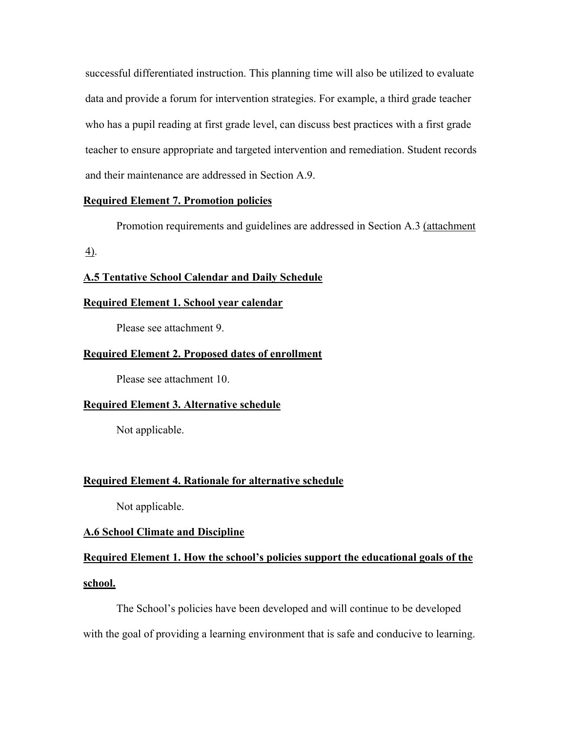successful differentiated instruction. This planning time will also be utilized to evaluate data and provide a forum for intervention strategies. For example, a third grade teacher who has a pupil reading at first grade level, can discuss best practices with a first grade teacher to ensure appropriate and targeted intervention and remediation. Student records and their maintenance are addressed in Section A.9.

**Required Element 7. Promotion policies**

Promotion requirements and guidelines are addressed in Section A.3 (attachment 4).

**A.5 Tentative School Calendar and Daily Schedule**

**Required Element 1. School year calendar**

Please see attachment 9.

**Required Element 2. Proposed dates of enrollment**

Please see attachment 10.

**Required Element 3. Alternative schedule**

Not applicable.

**Required Element 4. Rationale for alternative schedule**

Not applicable.

**A.6 School Climate and Discipline**

**Required Element 1. How the school's policies support the educational goals of the school.**

The School's policies have been developed and will continue to be developed with the goal of providing a learning environment that is safe and conducive to learning.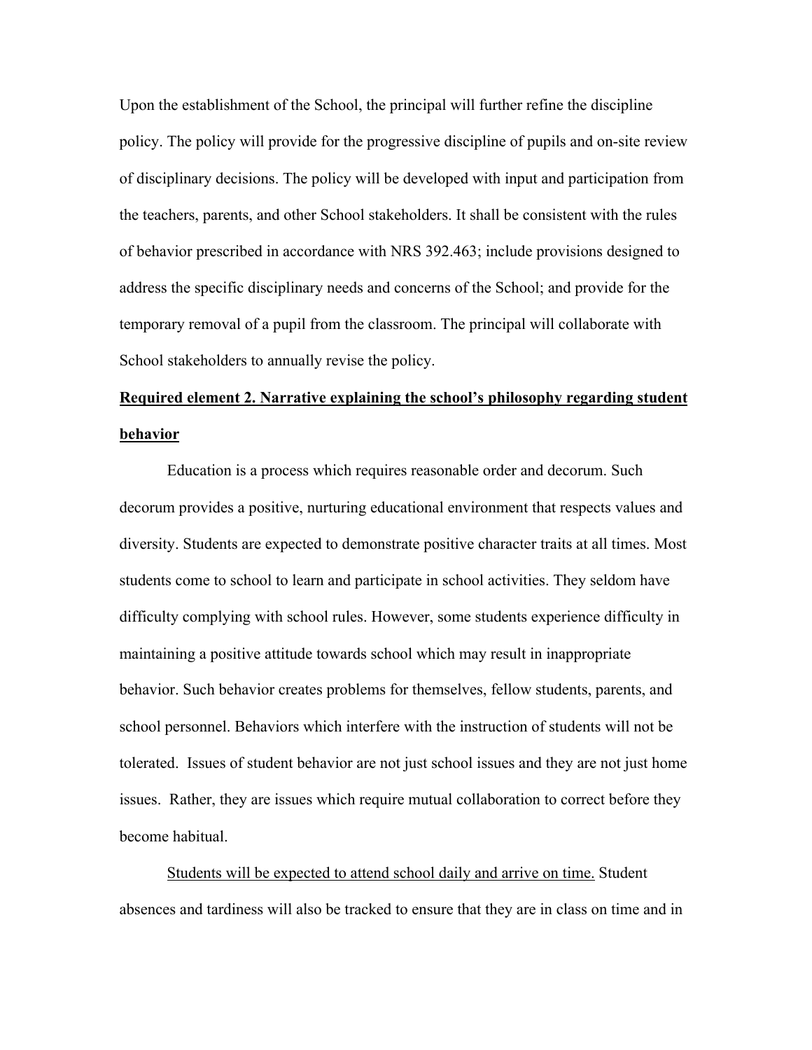Upon the establishment of the School, the principal will further refine the discipline policy. The policy will provide for the progressive discipline of pupils and on-site review of disciplinary decisions. The policy will be developed with input and participation from the teachers, parents, and other School stakeholders. It shall be consistent with the rules of behavior prescribed in accordance with NRS 392.463; include provisions designed to address the specific disciplinary needs and concerns of the School; and provide for the temporary removal of a pupil from the classroom. The principal will collaborate with School stakeholders to annually revise the policy.

**Required element 2. Narrative explaining the school's philosophy regarding student behavior**

Education is a process which requires reasonable order and decorum. Such decorum provides a positive, nurturing educational environment that respects values and diversity. Students are expected to demonstrate positive character traits at all times. Most students come to school to learn and participate in school activities. They seldom have difficulty complying with school rules. However, some students experience difficulty in maintaining a positive attitude towards school which may result in inappropriate behavior. Such behavior creates problems for themselves, fellow students, parents, and school personnel. Behaviors which interfere with the instruction of students will not be tolerated. Issues of student behavior are not just school issues and they are not just home issues. Rather, they are issues which require mutual collaboration to correct before they become habitual.

<u>Students will be expected to attend school daily and arrive on time.</u> Student absences and tardiness will also be tracked to ensure that they are in class on time and in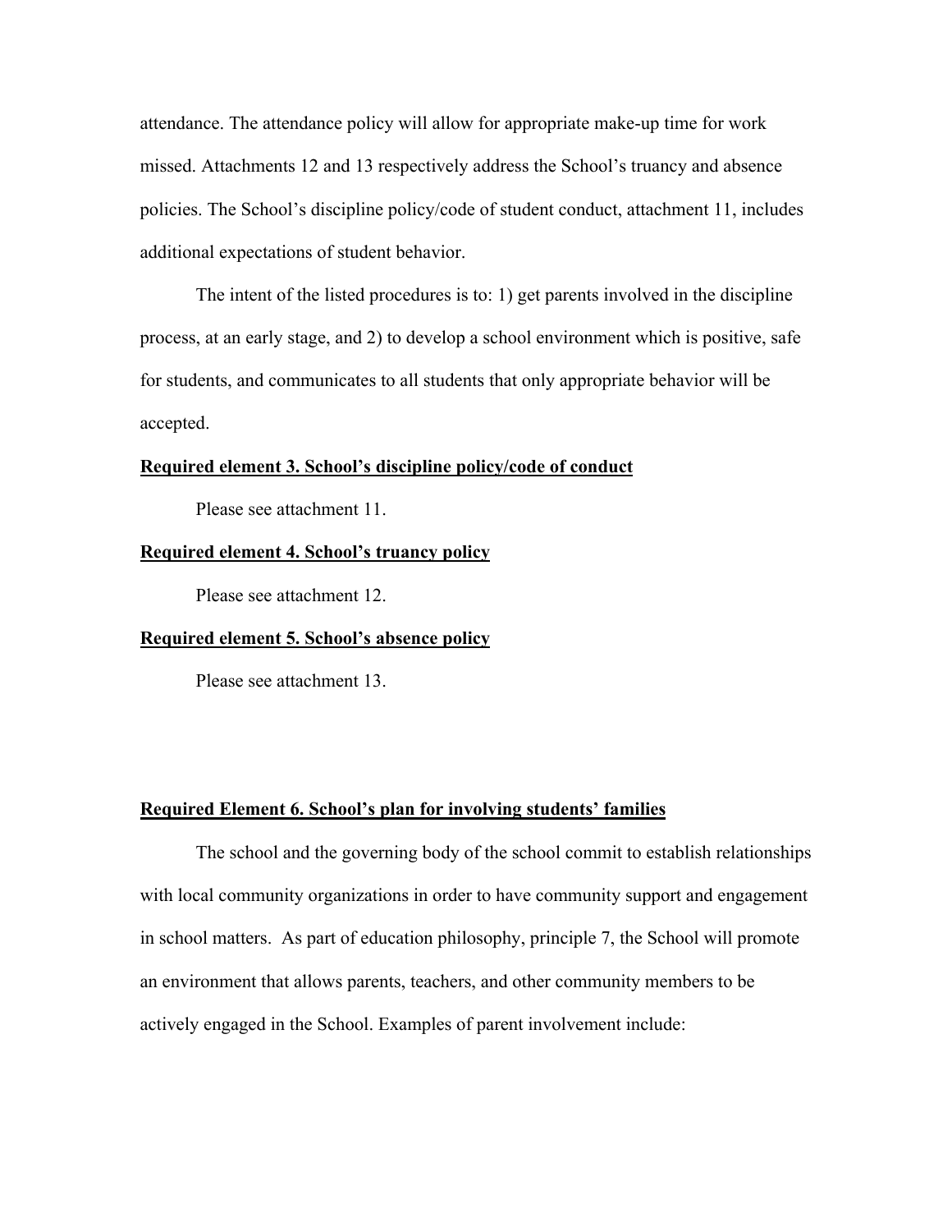attendance. The attendance policy will allow for appropriate make-up time for work missed. Attachments 12 and 13 respectively address the School's truancy and absence policies. The School's discipline policy/code of student conduct, attachment 11, includes additional expectations of student behavior.

The intent of the listed procedures is to: 1) get parents involved in the discipline process, at an early stage, and 2) to develop a school environment which is positive, safe for students, and communicates to all students that only appropriate behavior will be accepted.

**Required element 3. School's discipline policy/code of conduct**

Please see attachment 11.

**Required element 4. School's truancy policy**

Please see attachment 12.

**Required element 5. School's absence policy**

Please see attachment 13.

**Required Element 6. School's plan for involving students' families**

The school and the governing body of the school commit to establish relationships with local community organizations in order to have community support and engagement in school matters. As part of education philosophy, principle 7, the School will promote an environment that allows parents, teachers, and other community members to be actively engaged in the School. Examples of parent involvement include: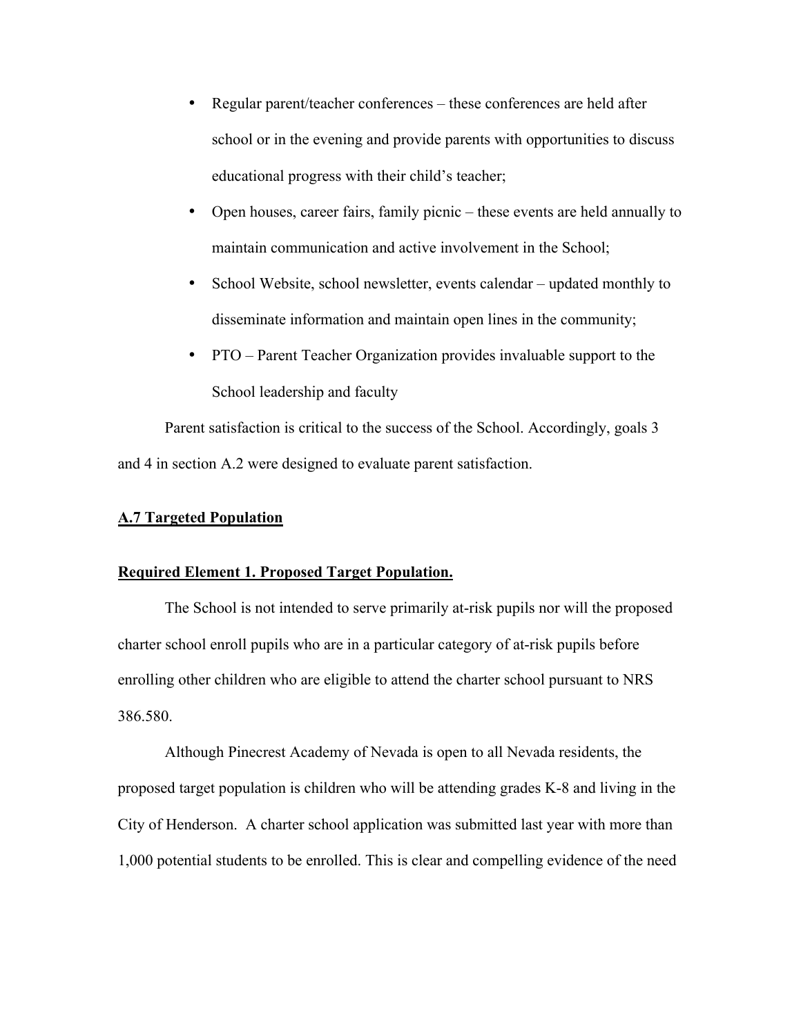- Regular parent/teacher conferences – these conferences are held after school or in the evening and provide parents with opportunities to discuss educational progress with their child's teacher;
- Open houses, career fairs, family picnic – these events are held annually to maintain communication and active involvement in the School;
- School Website, school newsletter, events calendar – updated monthly to disseminate information and maintain open lines in the community;
- PTO – Parent Teacher Organization provides invaluable support to the School leadership and faculty

Parent satisfaction is critical to the success of the School. Accordingly, goals 3 and 4 in section A.2 were designed to evaluate parent satisfaction.

## A.7 Targeted Population

### Required Element 1. Proposed Target Population.

The School is not intended to serve primarily at-risk pupils nor will the proposed charter school enroll pupils who are in a particular category of at-risk pupils before enrolling other children who are eligible to attend the charter school pursuant to NRS 386.580.

Although Pinecrest Academy of Nevada is open to all Nevada residents, the proposed target population is children who will be attending grades K-8 and living in the City of Henderson. A charter school application was submitted last year with more than 1,000 potential students to be enrolled. This is clear and compelling evidence of the need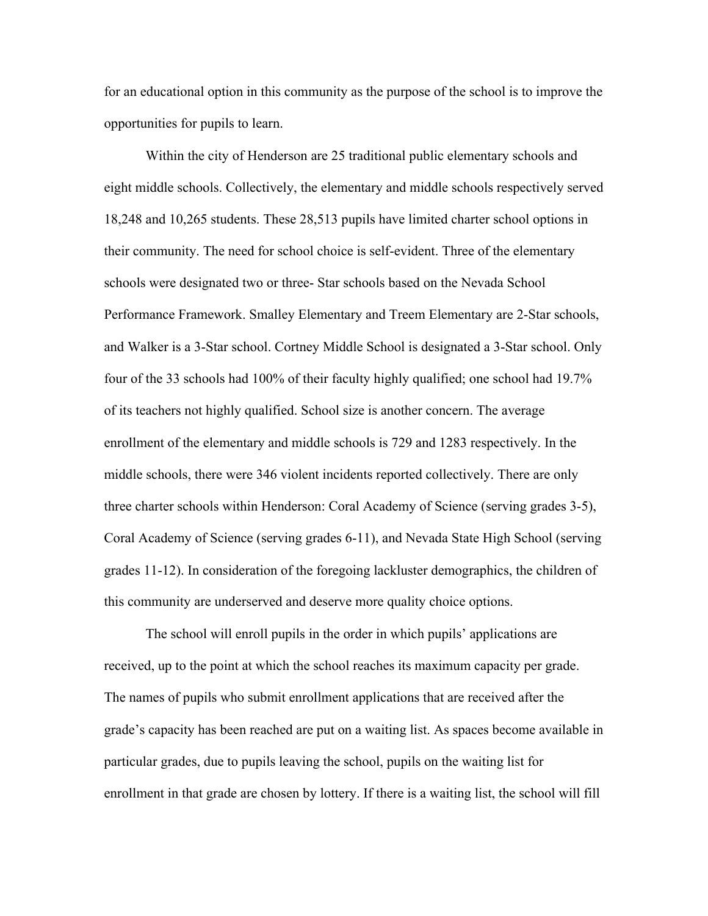for an educational option in this community as the purpose of the school is to improve the opportunities for pupils to learn.

Within the city of Henderson are 25 traditional public elementary schools and eight middle schools. Collectively, the elementary and middle schools respectively served 18,248 and 10,265 students. These 28,513 pupils have limited charter school options in their community. The need for school choice is self-evident. Three of the elementary schools were designated two or three- Star schools based on the Nevada School Performance Framework. Smalley Elementary and Treem Elementary are 2-Star schools, and Walker is a 3-Star school. Cortney Middle School is designated a 3-Star school. Only four of the 33 schools had 100% of their faculty highly qualified; one school had 19.7% of its teachers not highly qualified. School size is another concern. The average enrollment of the elementary and middle schools is 729 and 1283 respectively. In the middle schools, there were 346 violent incidents reported collectively. There are only three charter schools within Henderson: Coral Academy of Science (serving grades 3-5), Coral Academy of Science (serving grades 6-11), and Nevada State High School (serving grades 11-12). In consideration of the foregoing lackluster demographics, the children of this community are underserved and deserve more quality choice options.

The school will enroll pupils in the order in which pupils' applications are received, up to the point at which the school reaches its maximum capacity per grade. The names of pupils who submit enrollment applications that are received after the grade's capacity has been reached are put on a waiting list. As spaces become available in particular grades, due to pupils leaving the school, pupils on the waiting list for enrollment in that grade are chosen by lottery. If there is a waiting list, the school will fill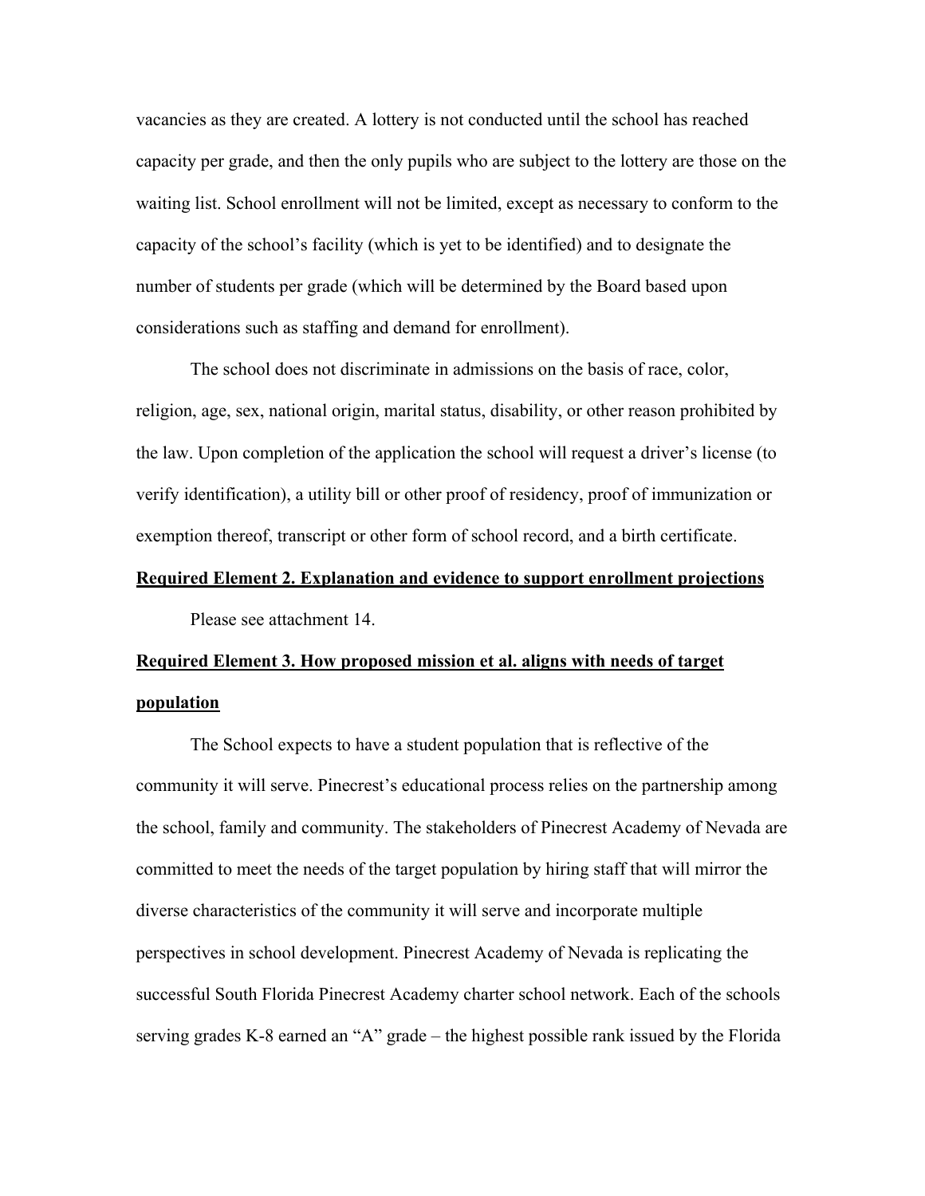vacancies as they are created. A lottery is not conducted until the school has reached capacity per grade, and then the only pupils who are subject to the lottery are those on the waiting list. School enrollment will not be limited, except as necessary to conform to the capacity of the school's facility (which is yet to be identified) and to designate the number of students per grade (which will be determined by the Board based upon considerations such as staffing and demand for enrollment).

The school does not discriminate in admissions on the basis of race, color, religion, age, sex, national origin, marital status, disability, or other reason prohibited by the law. Upon completion of the application the school will request a driver's license (to verify identification), a utility bill or other proof of residency, proof of immunization or exemption thereof, transcript or other form of school record, and a birth certificate.

**Required Element 2. Explanation and evidence to support enrollment projections**

Please see attachment 14.

**Required Element 3. How proposed mission et al. aligns with needs of target population**

The School expects to have a student population that is reflective of the community it will serve. Pinecrest's educational process relies on the partnership among the school, family and community. The stakeholders of Pinecrest Academy of Nevada are committed to meet the needs of the target population by hiring staff that will mirror the diverse characteristics of the community it will serve and incorporate multiple perspectives in school development. Pinecrest Academy of Nevada is replicating the successful South Florida Pinecrest Academy charter school network. Each of the schools serving grades K-8 earned an "A" grade – the highest possible rank issued by the Florida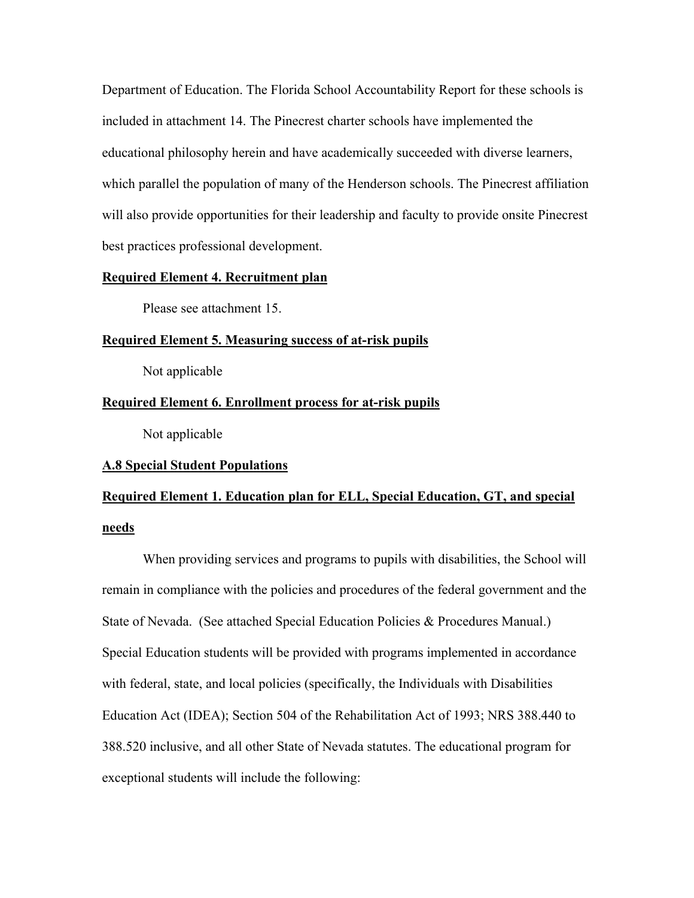Department of Education. The Florida School Accountability Report for these schools is included in attachment 14. The Pinecrest charter schools have implemented the educational philosophy herein and have academically succeeded with diverse learners, which parallel the population of many of the Henderson schools. The Pinecrest affiliation will also provide opportunities for their leadership and faculty to provide onsite Pinecrest best practices professional development.

**Required Element 4. Recruitment plan**

Please see attachment 15.

**Required Element 5. Measuring success of at-risk pupils**

Not applicable

**Required Element 6. Enrollment process for at-risk pupils**

Not applicable

**A.8 Special Student Populations**

**Required Element 1. Education plan for ELL, Special Education, GT, and special needs**

When providing services and programs to pupils with disabilities, the School will remain in compliance with the policies and procedures of the federal government and the State of Nevada. (See attached Special Education Policies & Procedures Manual.) Special Education students will be provided with programs implemented in accordance with federal, state, and local policies (specifically, the Individuals with Disabilities Education Act (IDEA); Section 504 of the Rehabilitation Act of 1993; NRS 388.440 to 388.520 inclusive, and all other State of Nevada statutes. The educational program for exceptional students will include the following: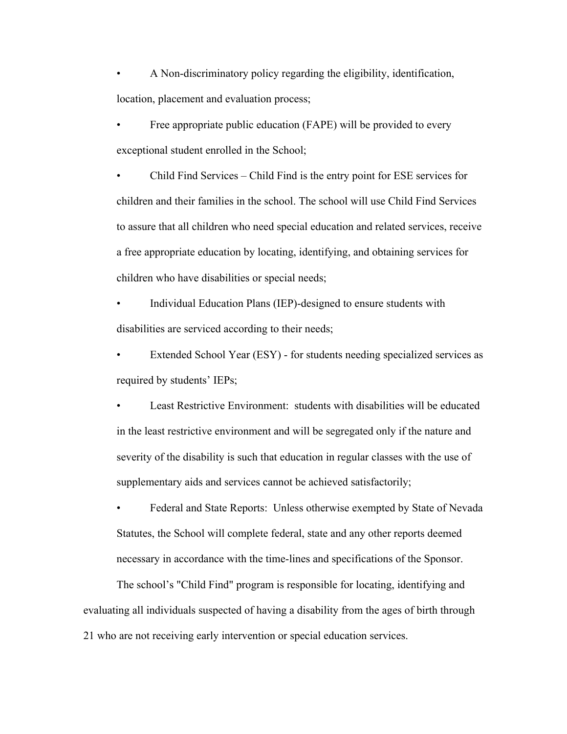- A Non-discriminatory policy regarding the eligibility, identification, location, placement and evaluation process;
- Free appropriate public education (FAPE) will be provided to every exceptional student enrolled in the School;
- Child Find Services – Child Find is the entry point for ESE services for children and their families in the school. The school will use Child Find Services to assure that all children who need special education and related services, receive a free appropriate education by locating, identifying, and obtaining services for children who have disabilities or special needs;
- Individual Education Plans (IEP)-designed to ensure students with disabilities are serviced according to their needs;
- Extended School Year (ESY) - for students needing specialized services as required by students' IEPs;
- Least Restrictive Environment: students with disabilities will be educated in the least restrictive environment and will be segregated only if the nature and severity of the disability is such that education in regular classes with the use of supplementary aids and services cannot be achieved satisfactorily;
- Federal and State Reports: Unless otherwise exempted by State of Nevada Statutes, the School will complete federal, state and any other reports deemed necessary in accordance with the time-lines and specifications of the Sponsor.

The school's "Child Find" program is responsible for locating, identifying and evaluating all individuals suspected of having a disability from the ages of birth through 21 who are not receiving early intervention or special education services.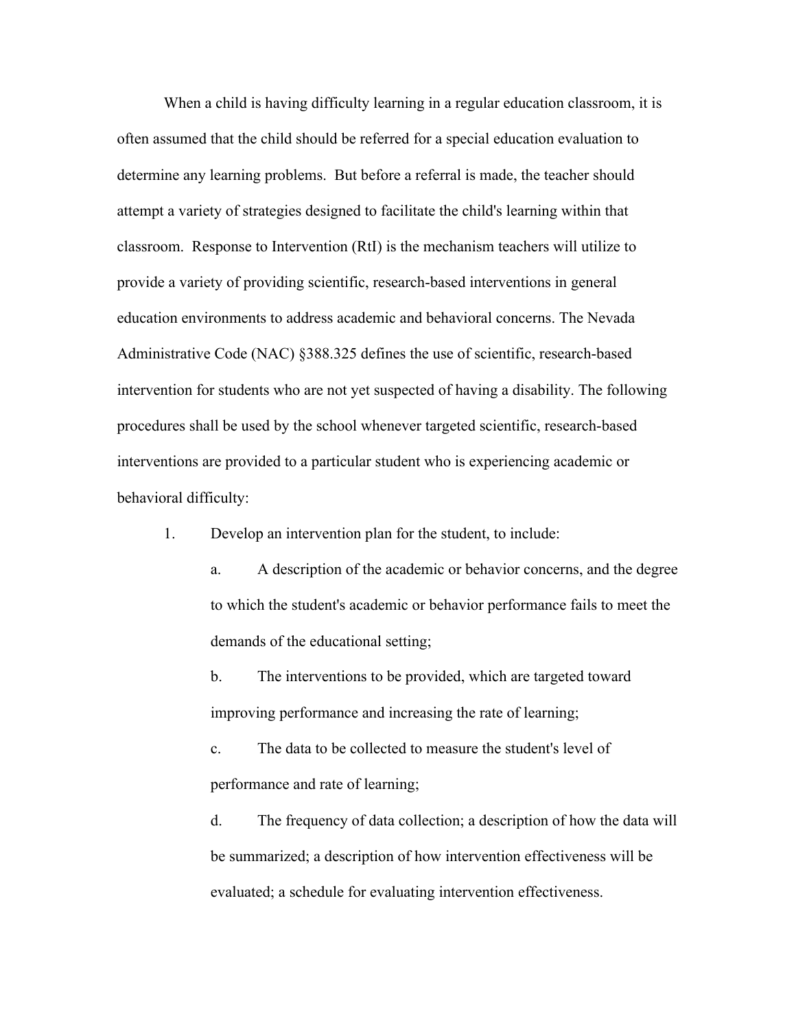When a child is having difficulty learning in a regular education classroom, it is often assumed that the child should be referred for a special education evaluation to determine any learning problems. But before a referral is made, the teacher should attempt a variety of strategies designed to facilitate the child's learning within that classroom. Response to Intervention (RtI) is the mechanism teachers will utilize to provide a variety of providing scientific, research-based interventions in general education environments to address academic and behavioral concerns. The Nevada Administrative Code (NAC) §388.325 defines the use of scientific, research-based intervention for students who are not yet suspected of having a disability. The following procedures shall be used by the school whenever targeted scientific, research-based interventions are provided to a particular student who is experiencing academic or behavioral difficulty:

1. Develop an intervention plan for the student, to include:
   a. A description of the academic or behavior concerns, and the degree to which the student's academic or behavior performance fails to meet the demands of the educational setting;
   b. The interventions to be provided, which are targeted toward improving performance and increasing the rate of learning;
   c. The data to be collected to measure the student's level of performance and rate of learning;
   d. The frequency of data collection; a description of how the data will be summarized; a description of how intervention effectiveness will be evaluated; a schedule for evaluating intervention effectiveness.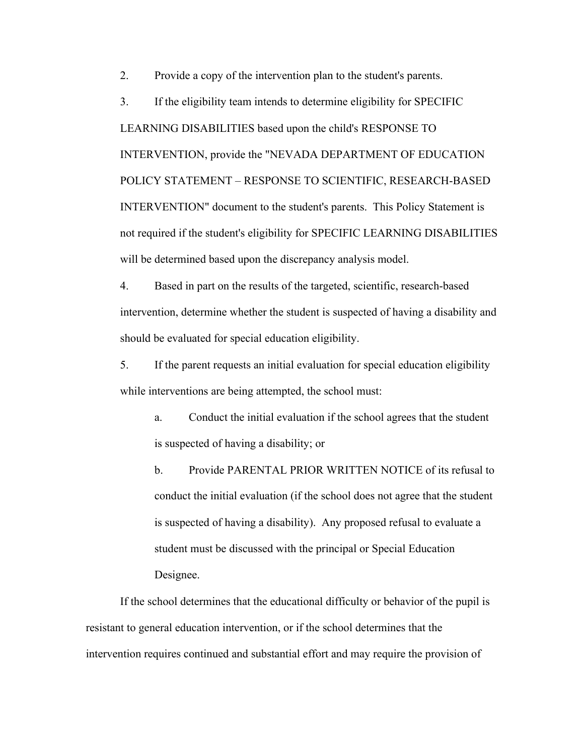2. Provide a copy of the intervention plan to the student's parents.

3. If the eligibility team intends to determine eligibility for SPECIFIC LEARNING DISABILITIES based upon the child's RESPONSE TO INTERVENTION, provide the "NEVADA DEPARTMENT OF EDUCATION POLICY STATEMENT – RESPONSE TO SCIENTIFIC, RESEARCH-BASED INTERVENTION" document to the student's parents. This Policy Statement is not required if the student's eligibility for SPECIFIC LEARNING DISABILITIES will be determined based upon the discrepancy analysis model.

4. Based in part on the results of the targeted, scientific, research-based intervention, determine whether the student is suspected of having a disability and should be evaluated for special education eligibility.

5. If the parent requests an initial evaluation for special education eligibility while interventions are being attempted, the school must:

   a. Conduct the initial evaluation if the school agrees that the student is suspected of having a disability; or

   b. Provide PARENTAL PRIOR WRITTEN NOTICE of its refusal to conduct the initial evaluation (if the school does not agree that the student is suspected of having a disability). Any proposed refusal to evaluate a student must be discussed with the principal or Special Education Designee.

If the school determines that the educational difficulty or behavior of the pupil is resistant to general education intervention, or if the school determines that the intervention requires continued and substantial effort and may require the provision of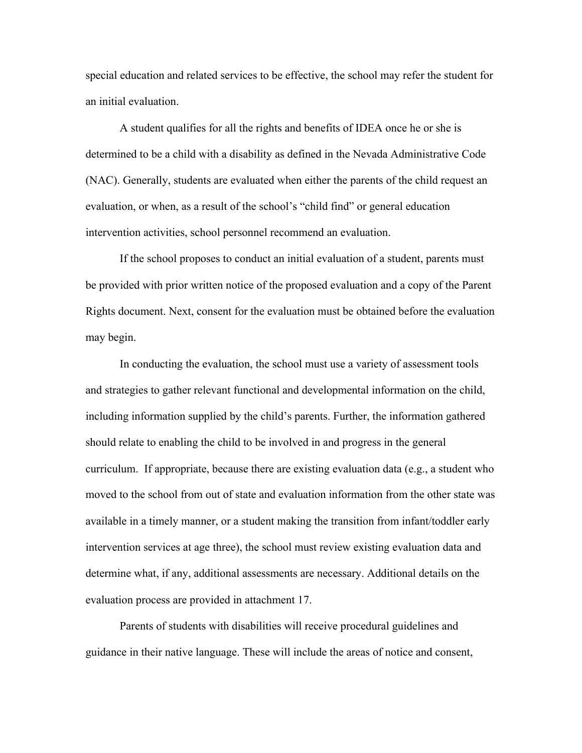special education and related services to be effective, the school may refer the student for an initial evaluation.

A student qualifies for all the rights and benefits of IDEA once he or she is determined to be a child with a disability as defined in the Nevada Administrative Code (NAC). Generally, students are evaluated when either the parents of the child request an evaluation, or when, as a result of the school's "child find" or general education intervention activities, school personnel recommend an evaluation.

If the school proposes to conduct an initial evaluation of a student, parents must be provided with prior written notice of the proposed evaluation and a copy of the Parent Rights document. Next, consent for the evaluation must be obtained before the evaluation may begin.

In conducting the evaluation, the school must use a variety of assessment tools and strategies to gather relevant functional and developmental information on the child, including information supplied by the child's parents. Further, the information gathered should relate to enabling the child to be involved in and progress in the general curriculum. If appropriate, because there are existing evaluation data (e.g., a student who moved to the school from out of state and evaluation information from the other state was available in a timely manner, or a student making the transition from infant/toddler early intervention services at age three), the school must review existing evaluation data and determine what, if any, additional assessments are necessary. Additional details on the evaluation process are provided in attachment 17.

Parents of students with disabilities will receive procedural guidelines and guidance in their native language. These will include the areas of notice and consent,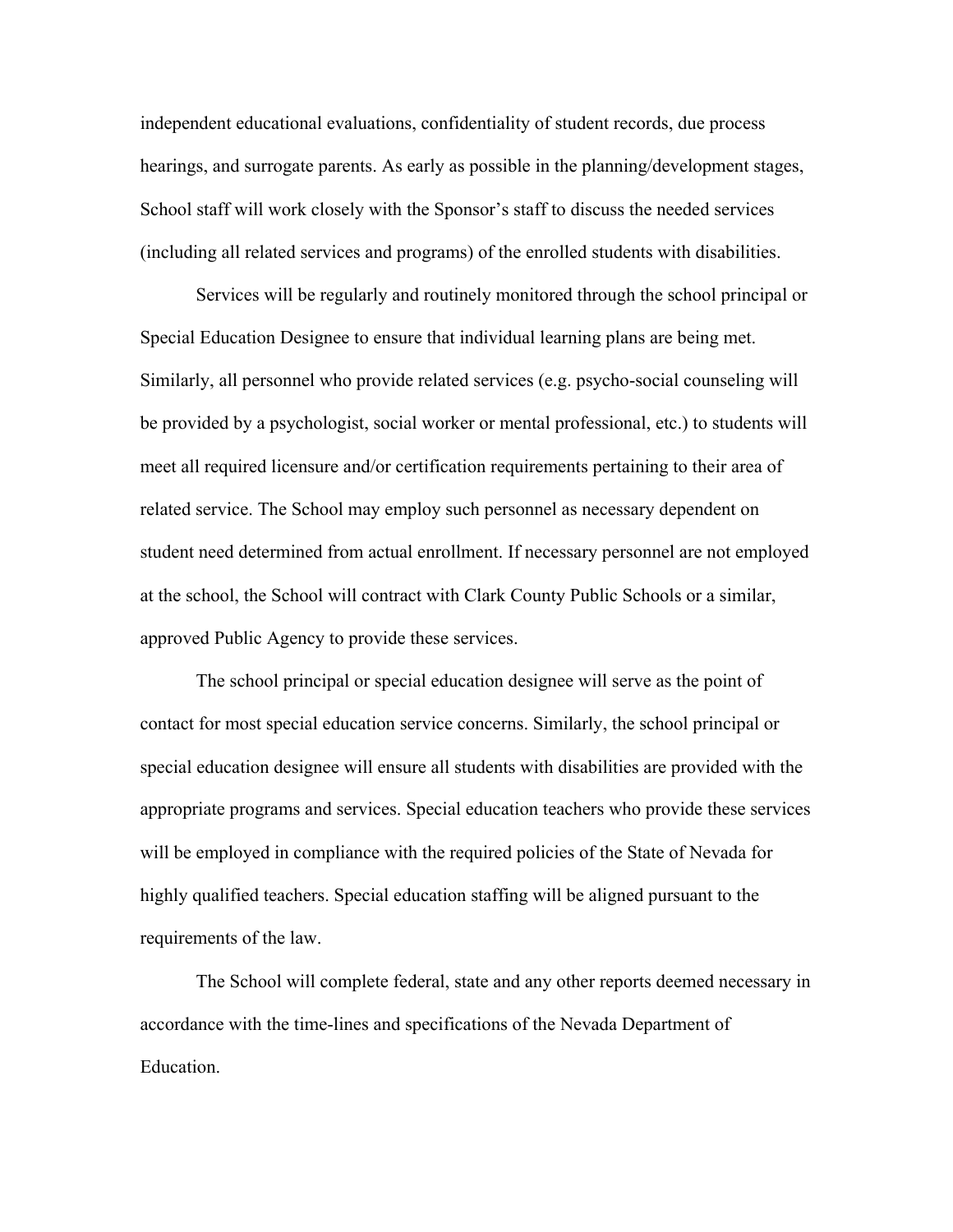independent educational evaluations, confidentiality of student records, due process hearings, and surrogate parents. As early as possible in the planning/development stages, School staff will work closely with the Sponsor's staff to discuss the needed services (including all related services and programs) of the enrolled students with disabilities.

Services will be regularly and routinely monitored through the school principal or Special Education Designee to ensure that individual learning plans are being met. Similarly, all personnel who provide related services (e.g. psycho-social counseling will be provided by a psychologist, social worker or mental professional, etc.) to students will meet all required licensure and/or certification requirements pertaining to their area of related service. The School may employ such personnel as necessary dependent on student need determined from actual enrollment. If necessary personnel are not employed at the school, the School will contract with Clark County Public Schools or a similar, approved Public Agency to provide these services.

The school principal or special education designee will serve as the point of contact for most special education service concerns. Similarly, the school principal or special education designee will ensure all students with disabilities are provided with the appropriate programs and services. Special education teachers who provide these services will be employed in compliance with the required policies of the State of Nevada for highly qualified teachers. Special education staffing will be aligned pursuant to the requirements of the law.

The School will complete federal, state and any other reports deemed necessary in accordance with the time-lines and specifications of the Nevada Department of Education.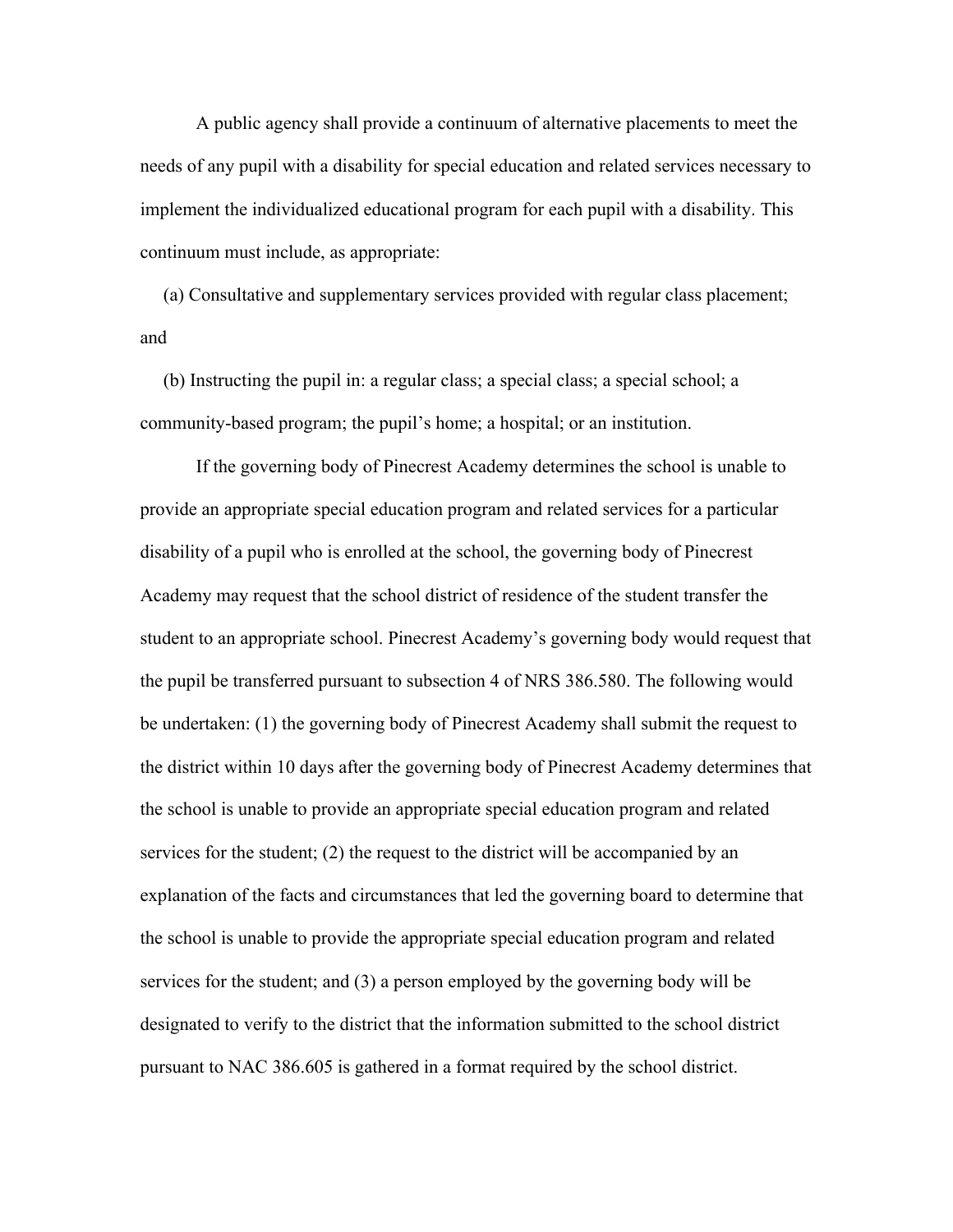A public agency shall provide a continuum of alternative placements to meet the needs of any pupil with a disability for special education and related services necessary to implement the individualized educational program for each pupil with a disability. This continuum must include, as appropriate:

(a) Consultative and supplementary services provided with regular class placement; and

(b) Instructing the pupil in: a regular class; a special class; a special school; a community-based program; the pupil's home; a hospital; or an institution.

If the governing body of Pinecrest Academy determines the school is unable to provide an appropriate special education program and related services for a particular disability of a pupil who is enrolled at the school, the governing body of Pinecrest Academy may request that the school district of residence of the student transfer the student to an appropriate school. Pinecrest Academy's governing body would request that the pupil be transferred pursuant to subsection 4 of NRS 386.580. The following would be undertaken: (1) the governing body of Pinecrest Academy shall submit the request to the district within 10 days after the governing body of Pinecrest Academy determines that the school is unable to provide an appropriate special education program and related services for the student; (2) the request to the district will be accompanied by an explanation of the facts and circumstances that led the governing board to determine that the school is unable to provide the appropriate special education program and related services for the student; and (3) a person employed by the governing body will be designated to verify to the district that the information submitted to the school district pursuant to NAC 386.605 is gathered in a format required by the school district.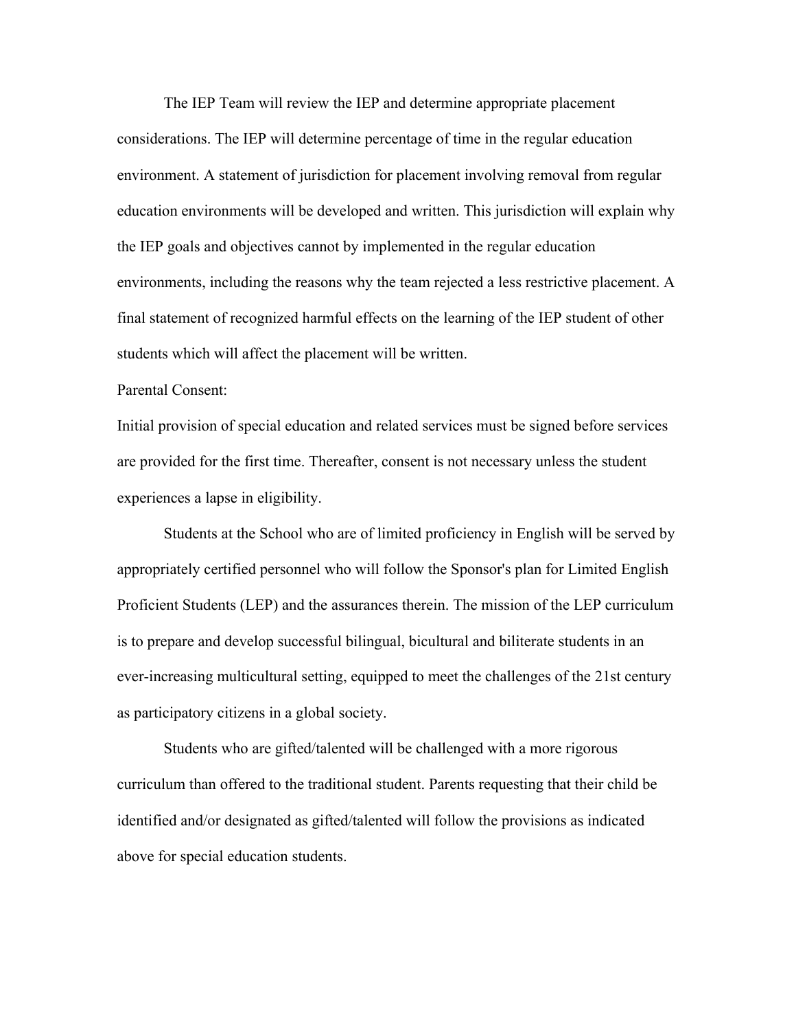The IEP Team will review the IEP and determine appropriate placement considerations. The IEP will determine percentage of time in the regular education environment. A statement of jurisdiction for placement involving removal from regular education environments will be developed and written. This jurisdiction will explain why the IEP goals and objectives cannot by implemented in the regular education environments, including the reasons why the team rejected a less restrictive placement. A final statement of recognized harmful effects on the learning of the IEP student of other students which will affect the placement will be written.

Parental Consent:

Initial provision of special education and related services must be signed before services are provided for the first time. Thereafter, consent is not necessary unless the student experiences a lapse in eligibility.

Students at the School who are of limited proficiency in English will be served by appropriately certified personnel who will follow the Sponsor's plan for Limited English Proficient Students (LEP) and the assurances therein. The mission of the LEP curriculum is to prepare and develop successful bilingual, bicultural and biliterate students in an ever-increasing multicultural setting, equipped to meet the challenges of the 21st century as participatory citizens in a global society.

Students who are gifted/talented will be challenged with a more rigorous curriculum than offered to the traditional student. Parents requesting that their child be identified and/or designated as gifted/talented will follow the provisions as indicated above for special education students.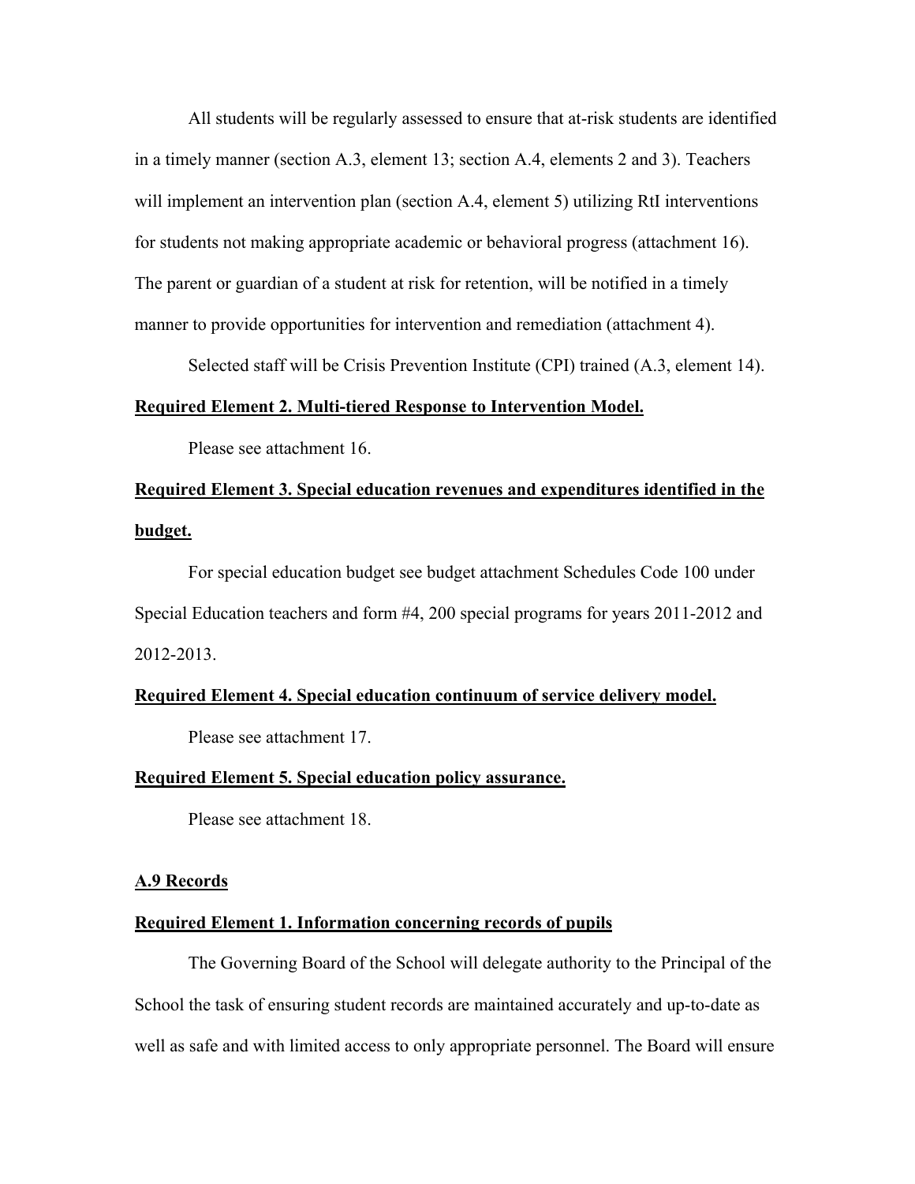All students will be regularly assessed to ensure that at-risk students are identified in a timely manner (section A.3, element 13; section A.4, elements 2 and 3). Teachers will implement an intervention plan (section A.4, element 5) utilizing RtI interventions for students not making appropriate academic or behavioral progress (attachment 16). The parent or guardian of a student at risk for retention, will be notified in a timely manner to provide opportunities for intervention and remediation (attachment 4).

Selected staff will be Crisis Prevention Institute (CPI) trained (A.3, element 14).

**Required Element 2. Multi-tiered Response to Intervention Model.**

Please see attachment 16.

**Required Element 3. Special education revenues and expenditures identified in the budget.**

For special education budget see budget attachment Schedules Code 100 under Special Education teachers and form #4, 200 special programs for years 2011-2012 and 2012-2013.

**Required Element 4. Special education continuum of service delivery model.**

Please see attachment 17.

**Required Element 5. Special education policy assurance.**

Please see attachment 18.

## A.9 Records

**Required Element 1. Information concerning records of pupils**

The Governing Board of the School will delegate authority to the Principal of the School the task of ensuring student records are maintained accurately and up-to-date as well as safe and with limited access to only appropriate personnel. The Board will ensure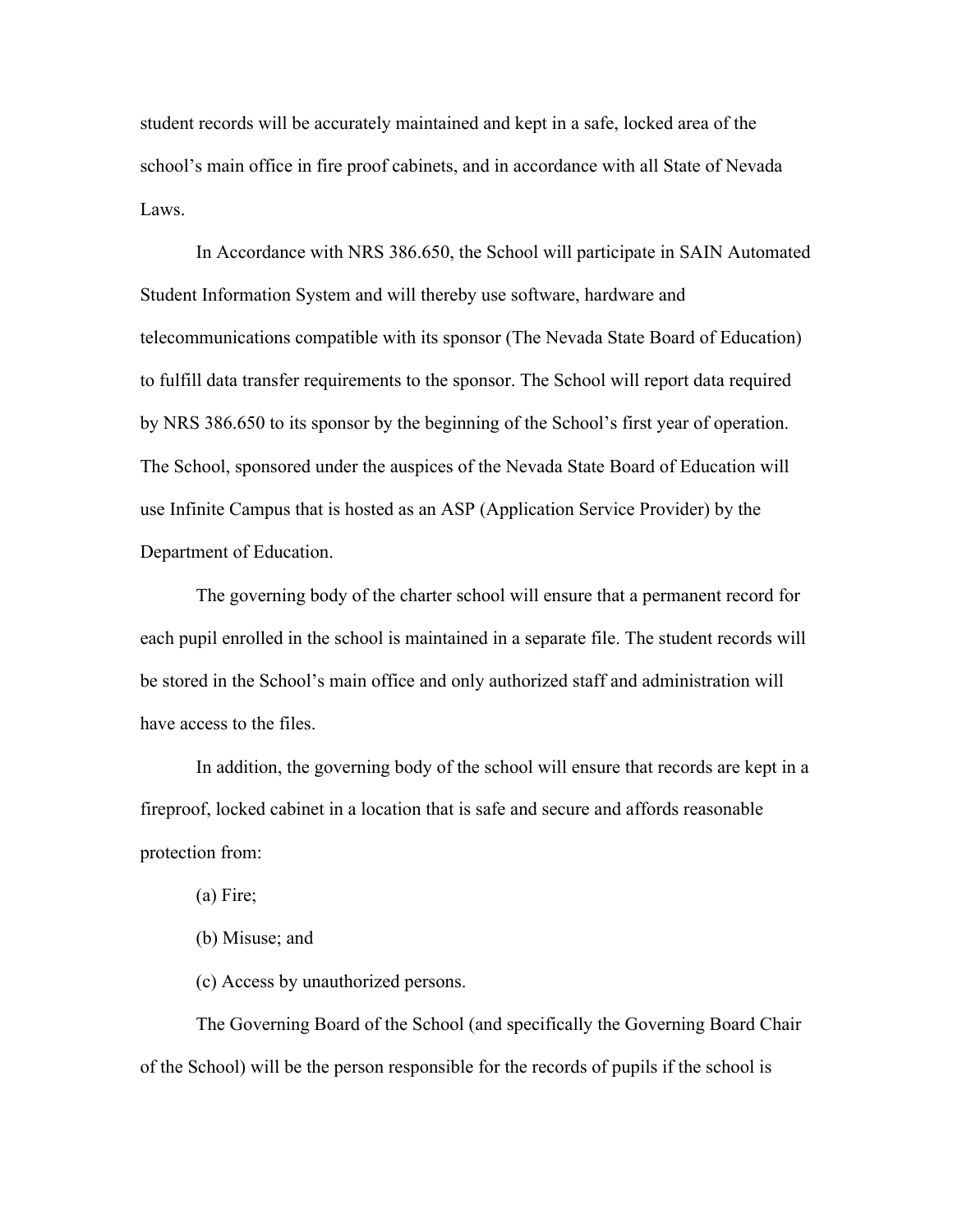student records will be accurately maintained and kept in a safe, locked area of the school's main office in fire proof cabinets, and in accordance with all State of Nevada Laws.

In Accordance with NRS 386.650, the School will participate in SAIN Automated Student Information System and will thereby use software, hardware and telecommunications compatible with its sponsor (The Nevada State Board of Education) to fulfill data transfer requirements to the sponsor. The School will report data required by NRS 386.650 to its sponsor by the beginning of the School's first year of operation. The School, sponsored under the auspices of the Nevada State Board of Education will use Infinite Campus that is hosted as an ASP (Application Service Provider) by the Department of Education.

The governing body of the charter school will ensure that a permanent record for each pupil enrolled in the school is maintained in a separate file. The student records will be stored in the School's main office and only authorized staff and administration will have access to the files.

In addition, the governing body of the school will ensure that records are kept in a fireproof, locked cabinet in a location that is safe and secure and affords reasonable protection from:

(a) Fire;

(b) Misuse; and

(c) Access by unauthorized persons.

The Governing Board of the School (and specifically the Governing Board Chair of the School) will be the person responsible for the records of pupils if the school is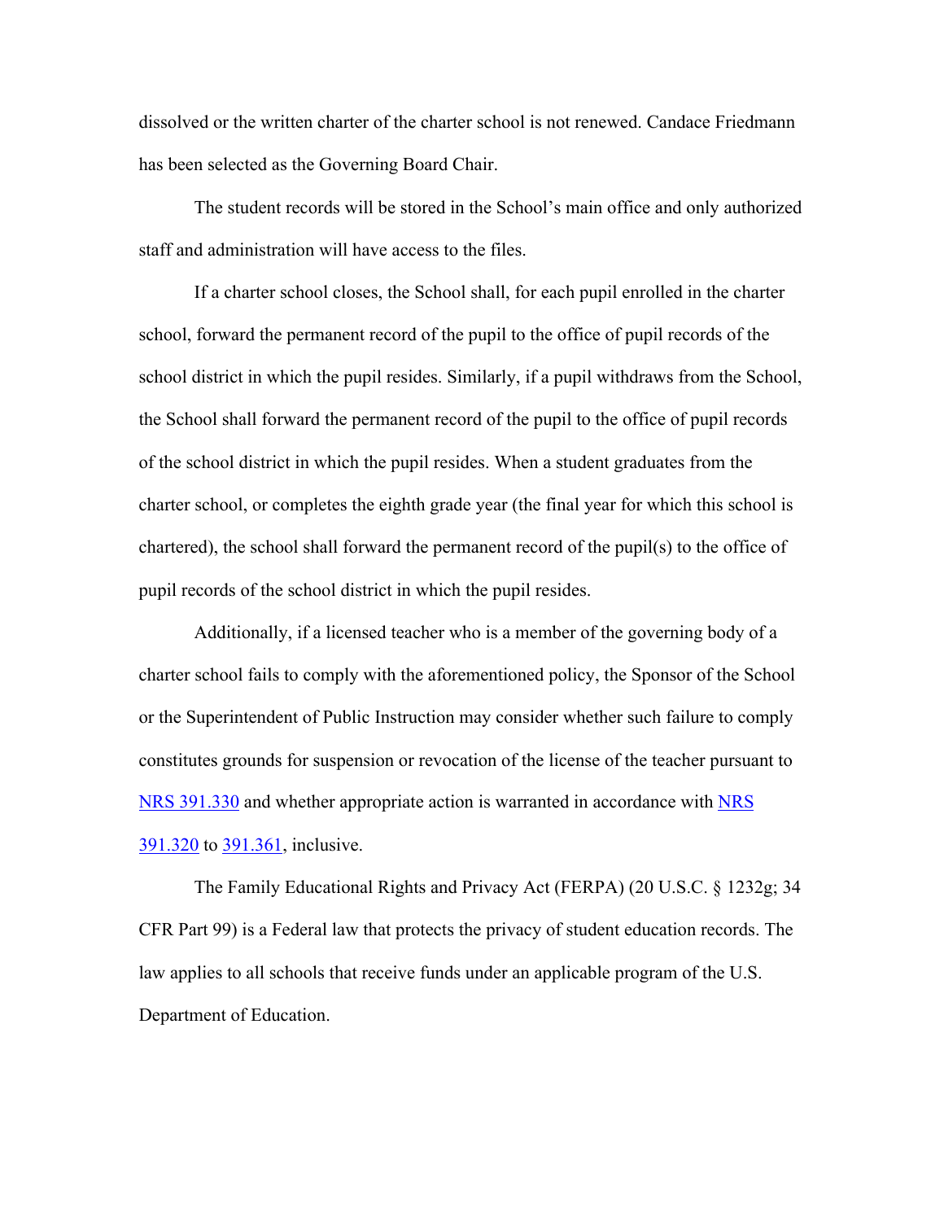dissolved or the written charter of the charter school is not renewed. Candace Friedmann has been selected as the Governing Board Chair.

The student records will be stored in the School's main office and only authorized staff and administration will have access to the files.

If a charter school closes, the School shall, for each pupil enrolled in the charter school, forward the permanent record of the pupil to the office of pupil records of the school district in which the pupil resides. Similarly, if a pupil withdraws from the School, the School shall forward the permanent record of the pupil to the office of pupil records of the school district in which the pupil resides. When a student graduates from the charter school, or completes the eighth grade year (the final year for which this school is chartered), the school shall forward the permanent record of the pupil(s) to the office of pupil records of the school district in which the pupil resides.

Additionally, if a licensed teacher who is a member of the governing body of a charter school fails to comply with the aforementioned policy, the Sponsor of the School or the Superintendent of Public Instruction may consider whether such failure to comply constitutes grounds for suspension or revocation of the license of the teacher pursuant to NRS 391.330 and whether appropriate action is warranted in accordance with NRS 391.320 to 391.361, inclusive.

The Family Educational Rights and Privacy Act (FERPA) (20 U.S.C. § 1232g; 34 CFR Part 99) is a Federal law that protects the privacy of student education records. The law applies to all schools that receive funds under an applicable program of the U.S. Department of Education.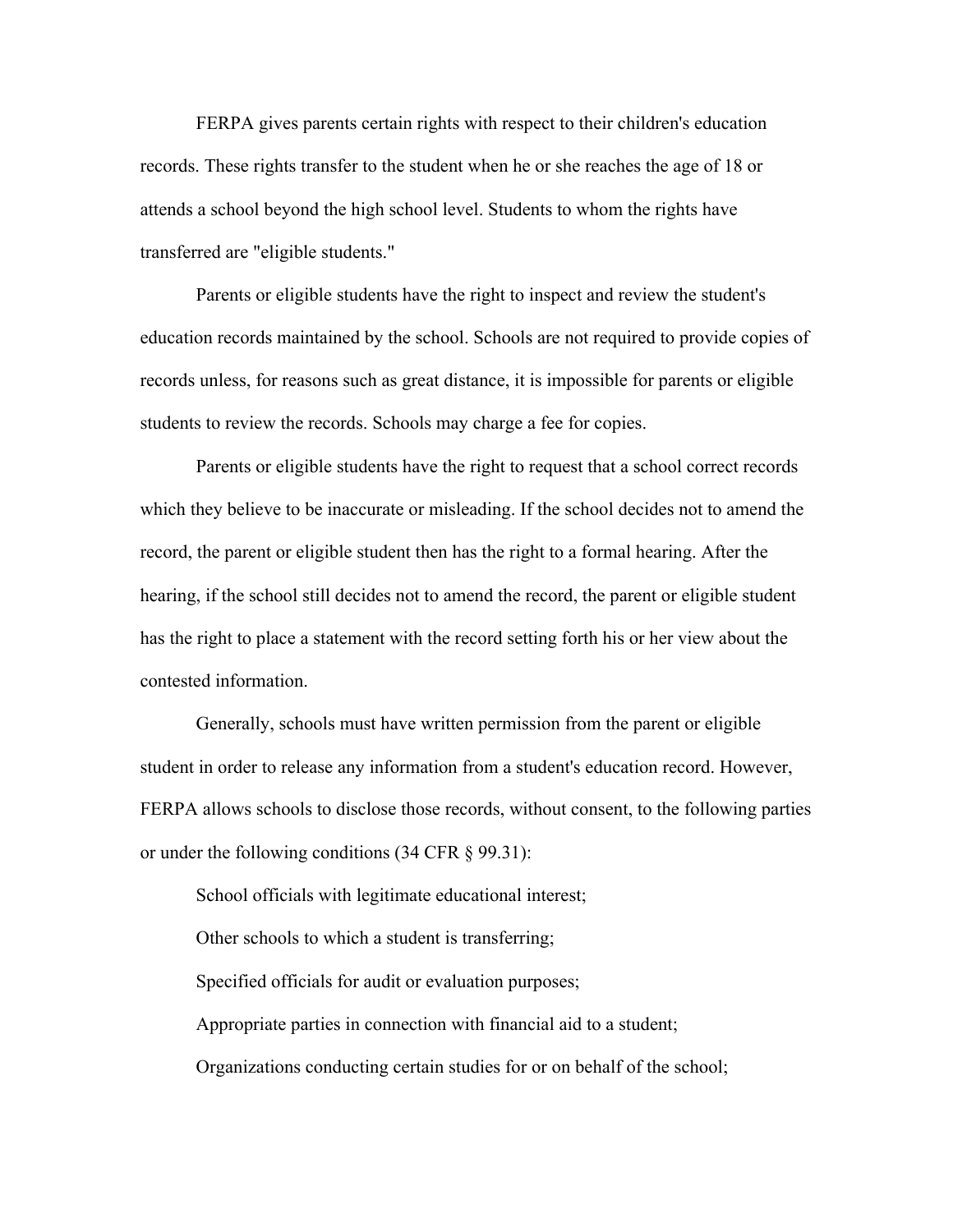FERPA gives parents certain rights with respect to their children's education records. These rights transfer to the student when he or she reaches the age of 18 or attends a school beyond the high school level. Students to whom the rights have transferred are "eligible students."

Parents or eligible students have the right to inspect and review the student's education records maintained by the school. Schools are not required to provide copies of records unless, for reasons such as great distance, it is impossible for parents or eligible students to review the records. Schools may charge a fee for copies.

Parents or eligible students have the right to request that a school correct records which they believe to be inaccurate or misleading. If the school decides not to amend the record, the parent or eligible student then has the right to a formal hearing. After the hearing, if the school still decides not to amend the record, the parent or eligible student has the right to place a statement with the record setting forth his or her view about the contested information.

Generally, schools must have written permission from the parent or eligible student in order to release any information from a student's education record. However, FERPA allows schools to disclose those records, without consent, to the following parties or under the following conditions (34 CFR § 99.31):

School officials with legitimate educational interest;

Other schools to which a student is transferring;

Specified officials for audit or evaluation purposes;

Appropriate parties in connection with financial aid to a student;

Organizations conducting certain studies for or on behalf of the school;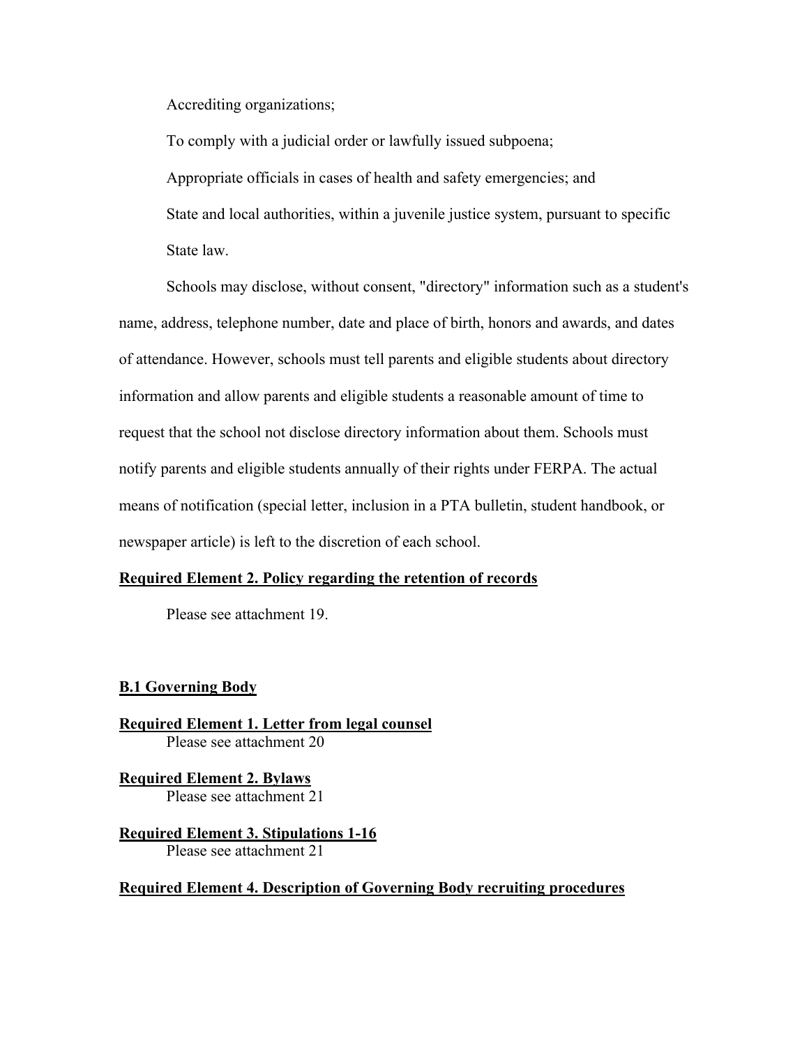Accrediting organizations;

To comply with a judicial order or lawfully issued subpoena;

Appropriate officials in cases of health and safety emergencies; and

State and local authorities, within a juvenile justice system, pursuant to specific State law.

Schools may disclose, without consent, "directory" information such as a student's name, address, telephone number, date and place of birth, honors and awards, and dates of attendance. However, schools must tell parents and eligible students about directory information and allow parents and eligible students a reasonable amount of time to request that the school not disclose directory information about them. Schools must notify parents and eligible students annually of their rights under FERPA. The actual means of notification (special letter, inclusion in a PTA bulletin, student handbook, or newspaper article) is left to the discretion of each school.

**Required Element 2. Policy regarding the retention of records**

Please see attachment 19.

**B.1 Governing Body**

**Required Element 1. Letter from legal counsel**

Please see attachment 20

**Required Element 2. Bylaws**

Please see attachment 21

**Required Element 3. Stipulations 1-16**

Please see attachment 21

**Required Element 4. Description of Governing Body recruiting procedures**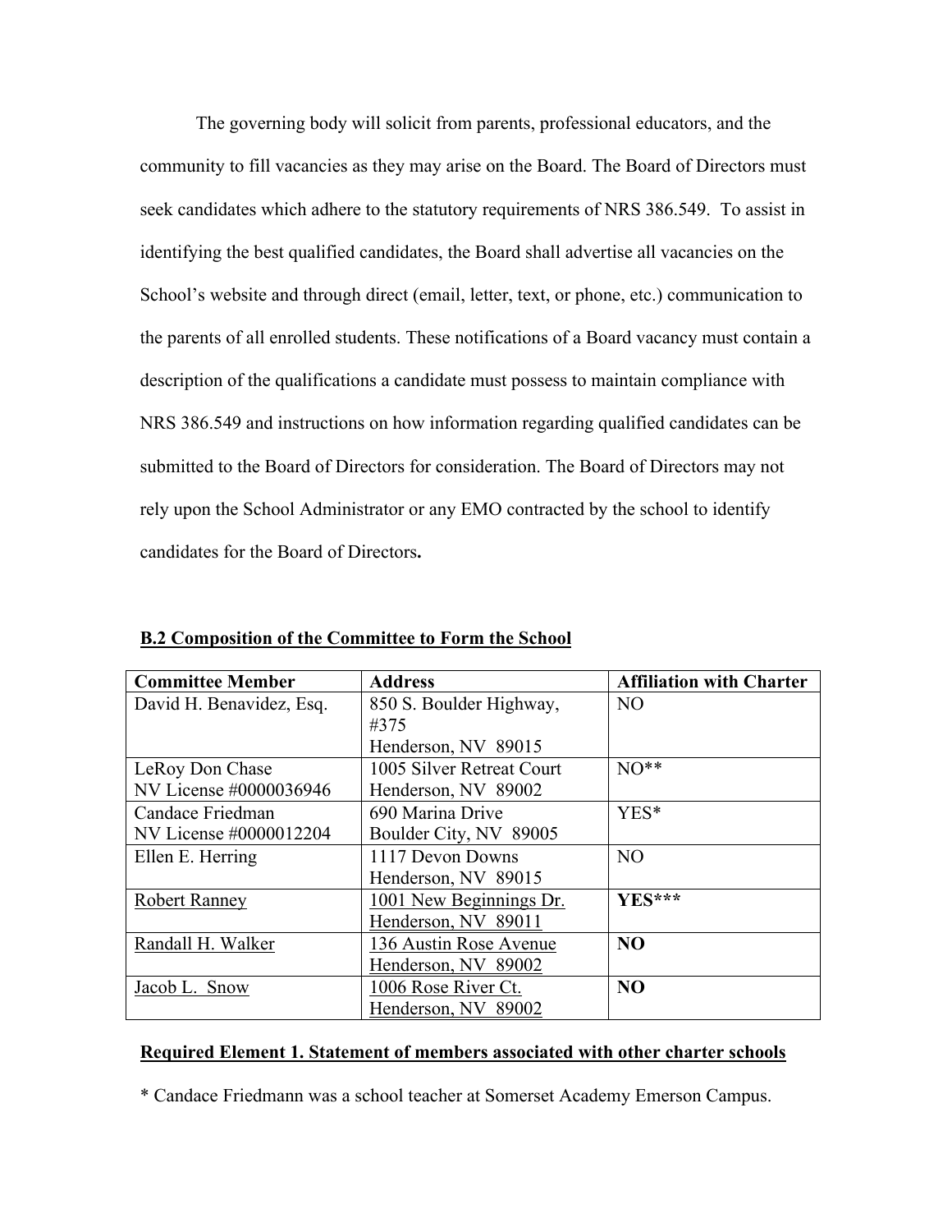The governing body will solicit from parents, professional educators, and the community to fill vacancies as they may arise on the Board. The Board of Directors must seek candidates which adhere to the statutory requirements of NRS 386.549. To assist in identifying the best qualified candidates, the Board shall advertise all vacancies on the School's website and through direct (email, letter, text, or phone, etc.) communication to the parents of all enrolled students. These notifications of a Board vacancy must contain a description of the qualifications a candidate must possess to maintain compliance with NRS 386.549 and instructions on how information regarding qualified candidates can be submitted to the Board of Directors for consideration. The Board of Directors may not rely upon the School Administrator or any EMO contracted by the school to identify candidates for the Board of Directors**.**

**B.2 Composition of the Committee to Form the School**

| Committee Member | Address | Affiliation with Charter |
|---|---|---|
| David H. Benavidez, Esq. | 850 S. Boulder Highway, #375<br>Henderson, NV 89015 | NO |
| LeRoy Don Chase<br>NV License #0000036946 | 1005 Silver Retreat Court<br>Henderson, NV 89002 | NO** |
| Candace Friedman<br>NV License #0000012204 | 690 Marina Drive<br>Boulder City, NV 89005 | YES* |
| Ellen E. Herring | 1117 Devon Downs<br>Henderson, NV 89015 | NO |
| Robert Ranney | 1001 New Beginnings Dr.<br>Henderson, NV 89011 | **YES*** ** |
| Randall H. Walker | 136 Austin Rose Avenue<br>Henderson, NV 89002 | **NO** |
| Jacob L. Snow | 1006 Rose River Ct.<br>Henderson, NV 89002 | **NO** |

**Required Element 1. Statement of members associated with other charter schools**

* Candace Friedmann was a school teacher at Somerset Academy Emerson Campus.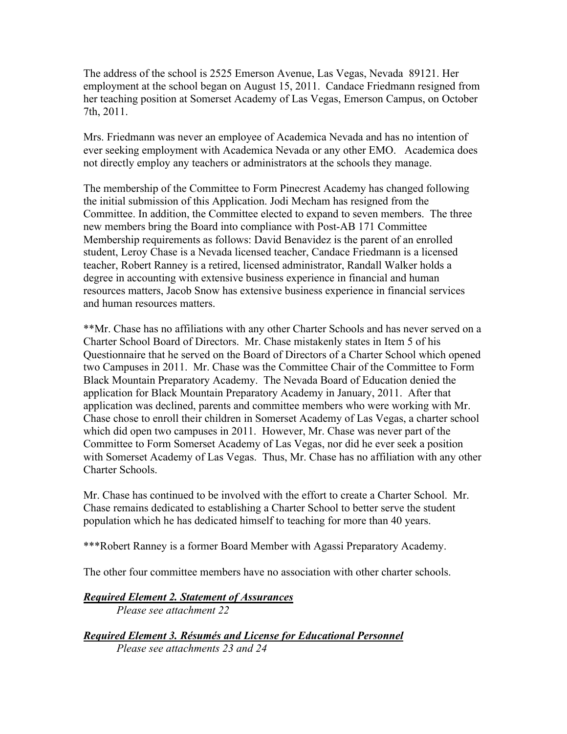The address of the school is 2525 Emerson Avenue, Las Vegas, Nevada 89121. Her employment at the school began on August 15, 2011. Candace Friedmann resigned from her teaching position at Somerset Academy of Las Vegas, Emerson Campus, on October 7th, 2011.

Mrs. Friedmann was never an employee of Academica Nevada and has no intention of ever seeking employment with Academica Nevada or any other EMO. Academica does not directly employ any teachers or administrators at the schools they manage.

The membership of the Committee to Form Pinecrest Academy has changed following the initial submission of this Application. Jodi Mecham has resigned from the Committee. In addition, the Committee elected to expand to seven members. The three new members bring the Board into compliance with Post-AB 171 Committee Membership requirements as follows: David Benavidez is the parent of an enrolled student, Leroy Chase is a Nevada licensed teacher, Candace Friedmann is a licensed teacher, Robert Ranney is a retired, licensed administrator, Randall Walker holds a degree in accounting with extensive business experience in financial and human resources matters, Jacob Snow has extensive business experience in financial services and human resources matters.

**Mr. Chase has no affiliations with any other Charter Schools and has never served on a Charter School Board of Directors. Mr. Chase mistakenly states in Item 5 of his Questionnaire that he served on the Board of Directors of a Charter School which opened two Campuses in 2011. Mr. Chase was the Committee Chair of the Committee to Form Black Mountain Preparatory Academy. The Nevada Board of Education denied the application for Black Mountain Preparatory Academy in January, 2011. After that application was declined, parents and committee members who were working with Mr. Chase chose to enroll their children in Somerset Academy of Las Vegas, a charter school which did open two campuses in 2011. However, Mr. Chase was never part of the Committee to Form Somerset Academy of Las Vegas, nor did he ever seek a position with Somerset Academy of Las Vegas. Thus, Mr. Chase has no affiliation with any other Charter Schools.

Mr. Chase has continued to be involved with the effort to create a Charter School. Mr. Chase remains dedicated to establishing a Charter School to better serve the student population which he has dedicated himself to teaching for more than 40 years.

***Robert Ranney is a former Board Member with Agassi Preparatory Academy.

The other four committee members have no association with other charter schools.

***Required Element 2. Statement of Assurances***

*Please see attachment 22*

***Required Element 3. Résumés and License for Educational Personnel***

*Please see attachments 23 and 24*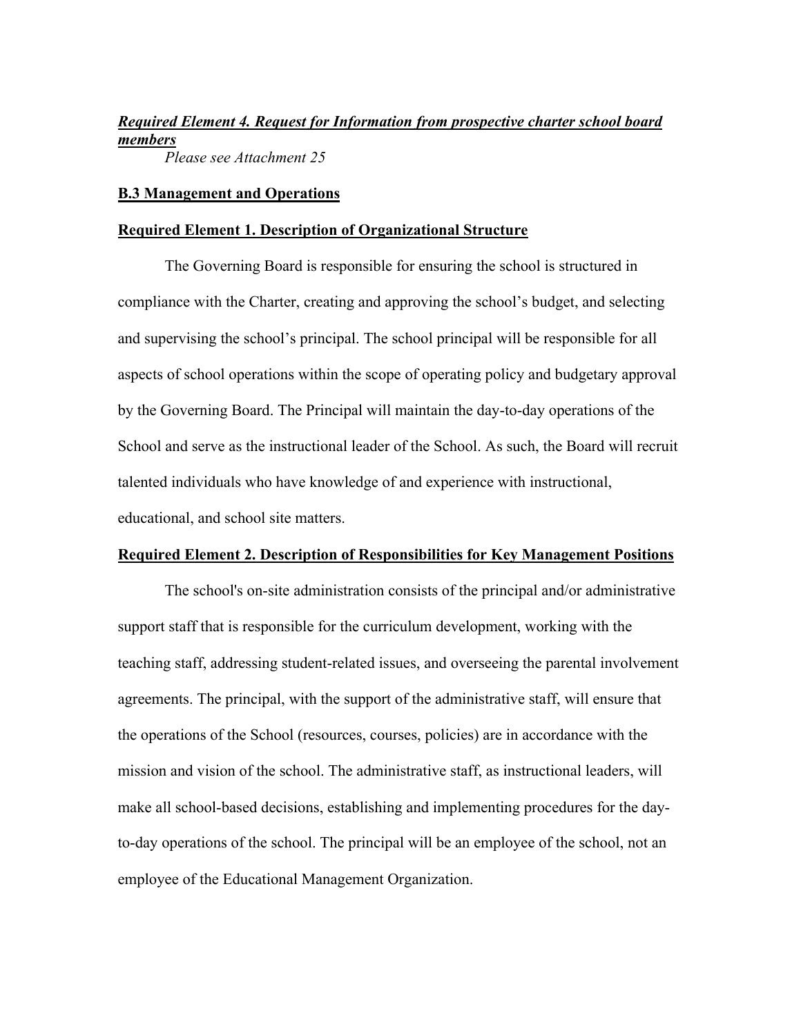***Required Element 4. Request for Information from prospective charter school board members***

*Please see Attachment 25*

## **B.3 Management and Operations**

### **Required Element 1. Description of Organizational Structure**

The Governing Board is responsible for ensuring the school is structured in compliance with the Charter, creating and approving the school's budget, and selecting and supervising the school's principal. The school principal will be responsible for all aspects of school operations within the scope of operating policy and budgetary approval by the Governing Board. The Principal will maintain the day-to-day operations of the School and serve as the instructional leader of the School. As such, the Board will recruit talented individuals who have knowledge of and experience with instructional, educational, and school site matters.

### **Required Element 2. Description of Responsibilities for Key Management Positions**

The school's on-site administration consists of the principal and/or administrative support staff that is responsible for the curriculum development, working with the teaching staff, addressing student-related issues, and overseeing the parental involvement agreements. The principal, with the support of the administrative staff, will ensure that the operations of the School (resources, courses, policies) are in accordance with the mission and vision of the school. The administrative staff, as instructional leaders, will make all school-based decisions, establishing and implementing procedures for the day-to-day operations of the school. The principal will be an employee of the school, not an employee of the Educational Management Organization.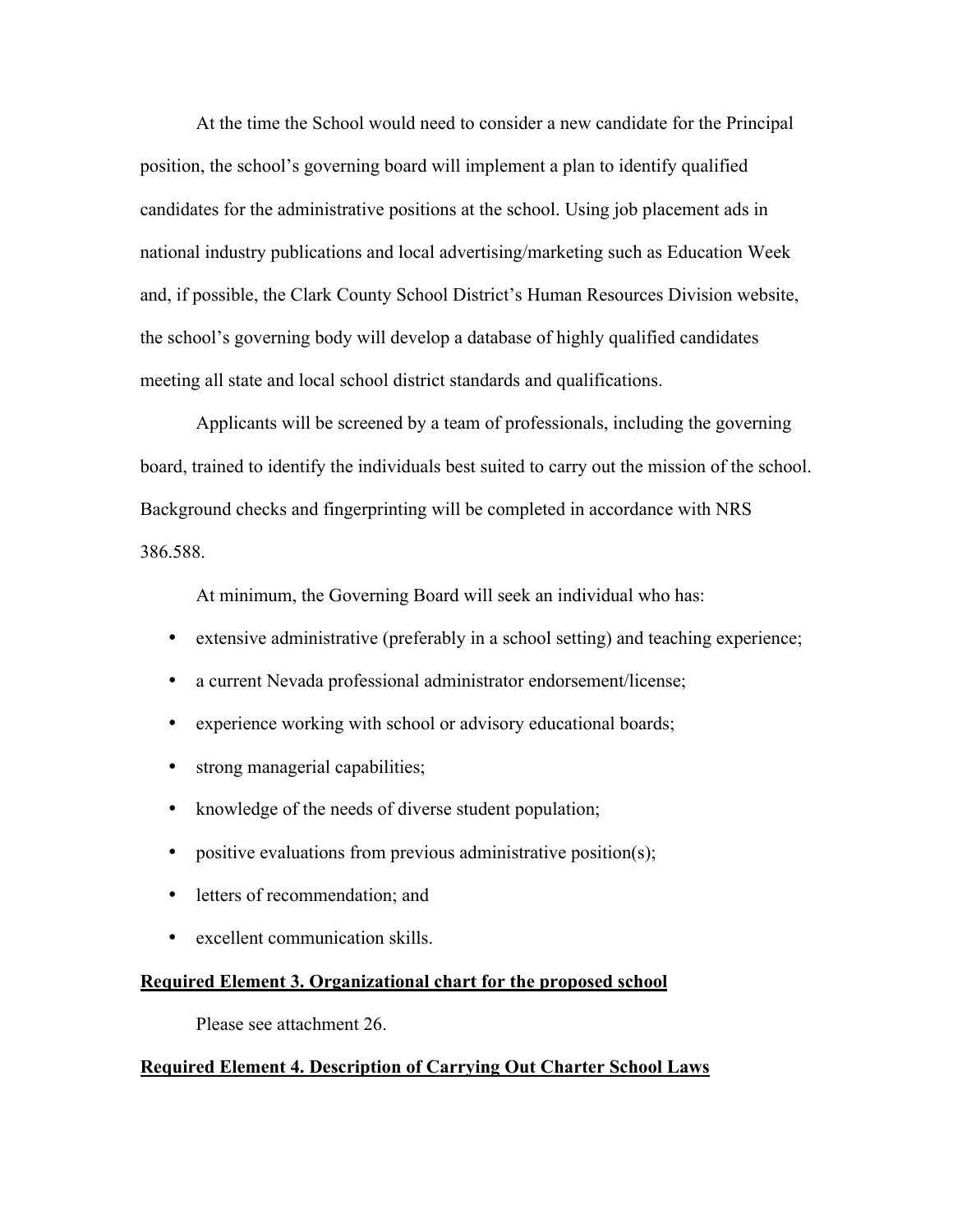At the time the School would need to consider a new candidate for the Principal position, the school's governing board will implement a plan to identify qualified candidates for the administrative positions at the school. Using job placement ads in national industry publications and local advertising/marketing such as Education Week and, if possible, the Clark County School District's Human Resources Division website, the school's governing body will develop a database of highly qualified candidates meeting all state and local school district standards and qualifications.

Applicants will be screened by a team of professionals, including the governing board, trained to identify the individuals best suited to carry out the mission of the school. Background checks and fingerprinting will be completed in accordance with NRS 386.588.

At minimum, the Governing Board will seek an individual who has:

- extensive administrative (preferably in a school setting) and teaching experience;
- a current Nevada professional administrator endorsement/license;
- experience working with school or advisory educational boards;
- strong managerial capabilities;
- knowledge of the needs of diverse student population;
- positive evaluations from previous administrative position(s);
- letters of recommendation; and
- excellent communication skills.

**Required Element 3. Organizational chart for the proposed school**

Please see attachment 26.

**Required Element 4. Description of Carrying Out Charter School Laws**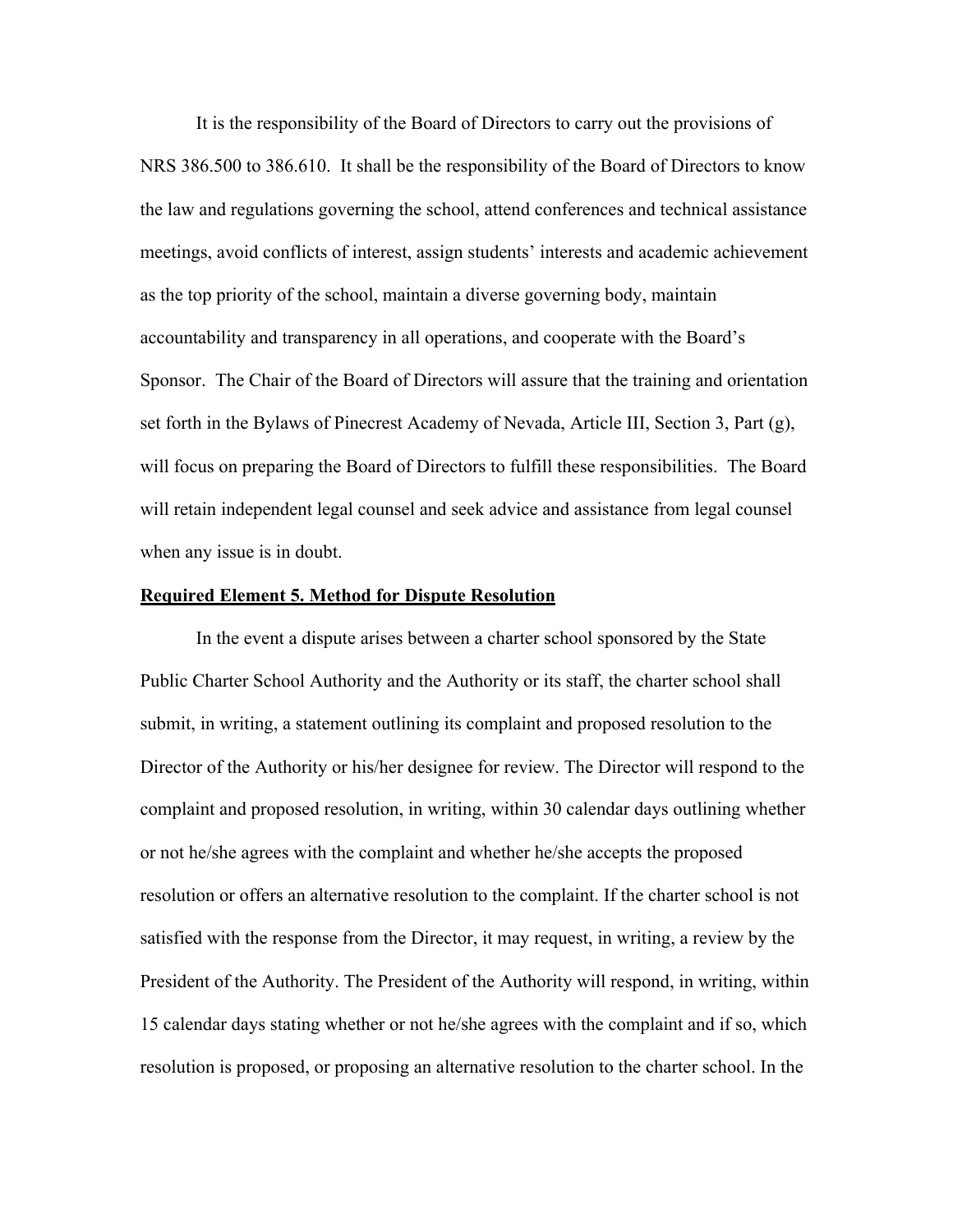It is the responsibility of the Board of Directors to carry out the provisions of NRS 386.500 to 386.610. It shall be the responsibility of the Board of Directors to know the law and regulations governing the school, attend conferences and technical assistance meetings, avoid conflicts of interest, assign students' interests and academic achievement as the top priority of the school, maintain a diverse governing body, maintain accountability and transparency in all operations, and cooperate with the Board's Sponsor. The Chair of the Board of Directors will assure that the training and orientation set forth in the Bylaws of Pinecrest Academy of Nevada, Article III, Section 3, Part (g), will focus on preparing the Board of Directors to fulfill these responsibilities. The Board will retain independent legal counsel and seek advice and assistance from legal counsel when any issue is in doubt.

**Required Element 5. Method for Dispute Resolution**

In the event a dispute arises between a charter school sponsored by the State Public Charter School Authority and the Authority or its staff, the charter school shall submit, in writing, a statement outlining its complaint and proposed resolution to the Director of the Authority or his/her designee for review. The Director will respond to the complaint and proposed resolution, in writing, within 30 calendar days outlining whether or not he/she agrees with the complaint and whether he/she accepts the proposed resolution or offers an alternative resolution to the complaint. If the charter school is not satisfied with the response from the Director, it may request, in writing, a review by the President of the Authority. The President of the Authority will respond, in writing, within 15 calendar days stating whether or not he/she agrees with the complaint and if so, which resolution is proposed, or proposing an alternative resolution to the charter school. In the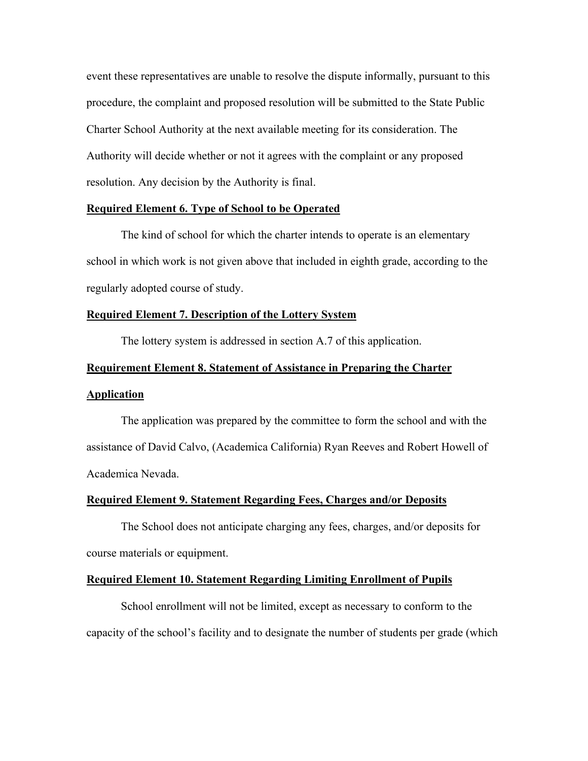event these representatives are unable to resolve the dispute informally, pursuant to this procedure, the complaint and proposed resolution will be submitted to the State Public Charter School Authority at the next available meeting for its consideration. The Authority will decide whether or not it agrees with the complaint or any proposed resolution. Any decision by the Authority is final.

**Required Element 6. Type of School to be Operated**

The kind of school for which the charter intends to operate is an elementary school in which work is not given above that included in eighth grade, according to the regularly adopted course of study.

**Required Element 7. Description of the Lottery System**

The lottery system is addressed in section A.7 of this application.

**Requirement Element 8. Statement of Assistance in Preparing the Charter Application**

The application was prepared by the committee to form the school and with the assistance of David Calvo, (Academica California) Ryan Reeves and Robert Howell of Academica Nevada.

**Required Element 9. Statement Regarding Fees, Charges and/or Deposits**

The School does not anticipate charging any fees, charges, and/or deposits for course materials or equipment.

**Required Element 10. Statement Regarding Limiting Enrollment of Pupils**

School enrollment will not be limited, except as necessary to conform to the capacity of the school's facility and to designate the number of students per grade (which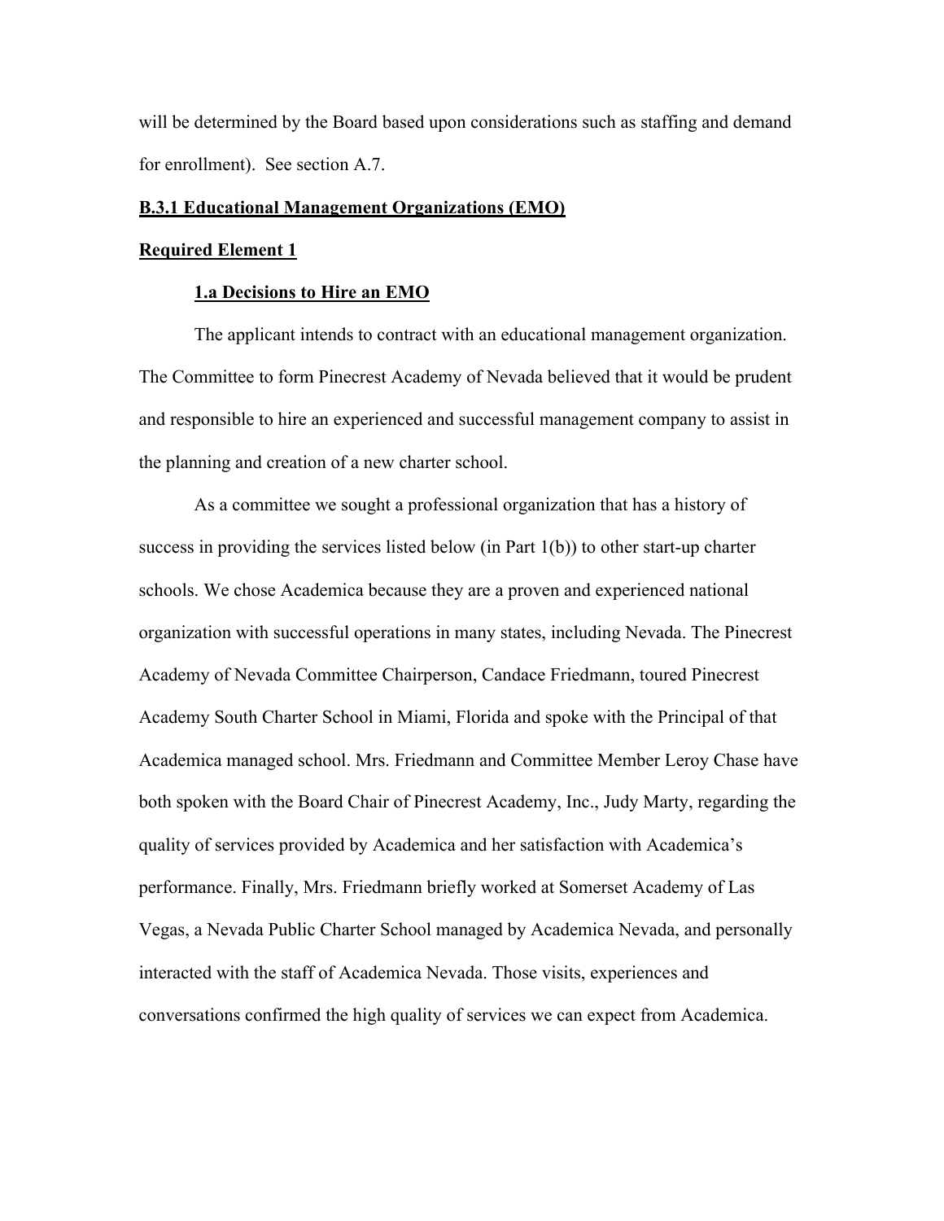will be determined by the Board based upon considerations such as staffing and demand for enrollment). See section A.7.

## B.3.1 Educational Management Organizations (EMO)

### Required Element 1

#### 1.a Decisions to Hire an EMO

The applicant intends to contract with an educational management organization. The Committee to form Pinecrest Academy of Nevada believed that it would be prudent and responsible to hire an experienced and successful management company to assist in the planning and creation of a new charter school.

As a committee we sought a professional organization that has a history of success in providing the services listed below (in Part 1(b)) to other start-up charter schools. We chose Academica because they are a proven and experienced national organization with successful operations in many states, including Nevada. The Pinecrest Academy of Nevada Committee Chairperson, Candace Friedmann, toured Pinecrest Academy South Charter School in Miami, Florida and spoke with the Principal of that Academica managed school. Mrs. Friedmann and Committee Member Leroy Chase have both spoken with the Board Chair of Pinecrest Academy, Inc., Judy Marty, regarding the quality of services provided by Academica and her satisfaction with Academica's performance. Finally, Mrs. Friedmann briefly worked at Somerset Academy of Las Vegas, a Nevada Public Charter School managed by Academica Nevada, and personally interacted with the staff of Academica Nevada. Those visits, experiences and conversations confirmed the high quality of services we can expect from Academica.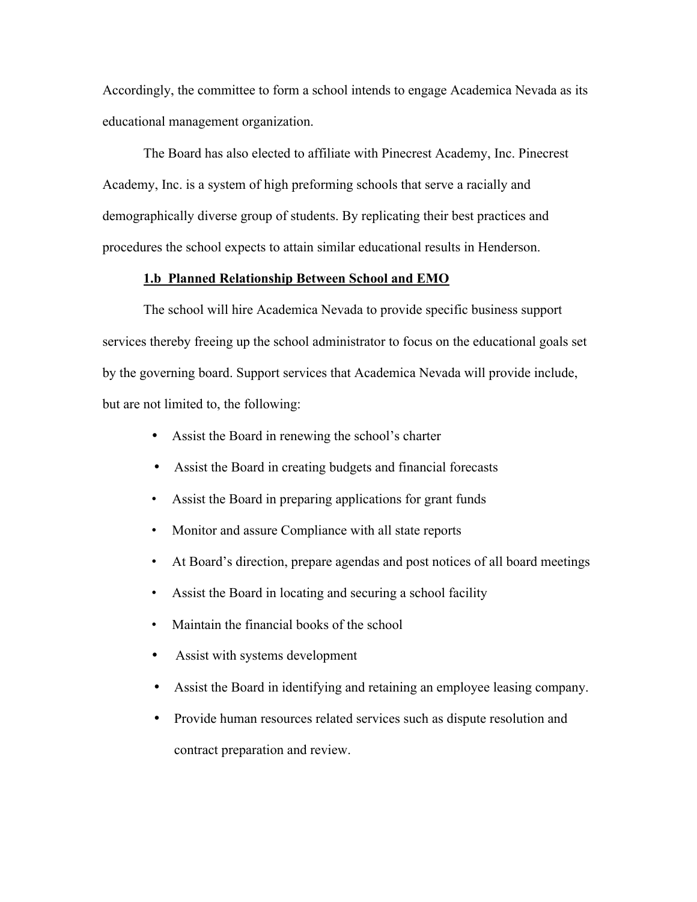Accordingly, the committee to form a school intends to engage Academica Nevada as its educational management organization.

The Board has also elected to affiliate with Pinecrest Academy, Inc. Pinecrest Academy, Inc. is a system of high preforming schools that serve a racially and demographically diverse group of students. By replicating their best practices and procedures the school expects to attain similar educational results in Henderson.

**1.b Planned Relationship Between School and EMO**

The school will hire Academica Nevada to provide specific business support services thereby freeing up the school administrator to focus on the educational goals set by the governing board. Support services that Academica Nevada will provide include, but are not limited to, the following:

- Assist the Board in renewing the school's charter
- Assist the Board in creating budgets and financial forecasts
- Assist the Board in preparing applications for grant funds
- Monitor and assure Compliance with all state reports
- At Board's direction, prepare agendas and post notices of all board meetings
- Assist the Board in locating and securing a school facility
- Maintain the financial books of the school
- Assist with systems development
- Assist the Board in identifying and retaining an employee leasing company.
- Provide human resources related services such as dispute resolution and contract preparation and review.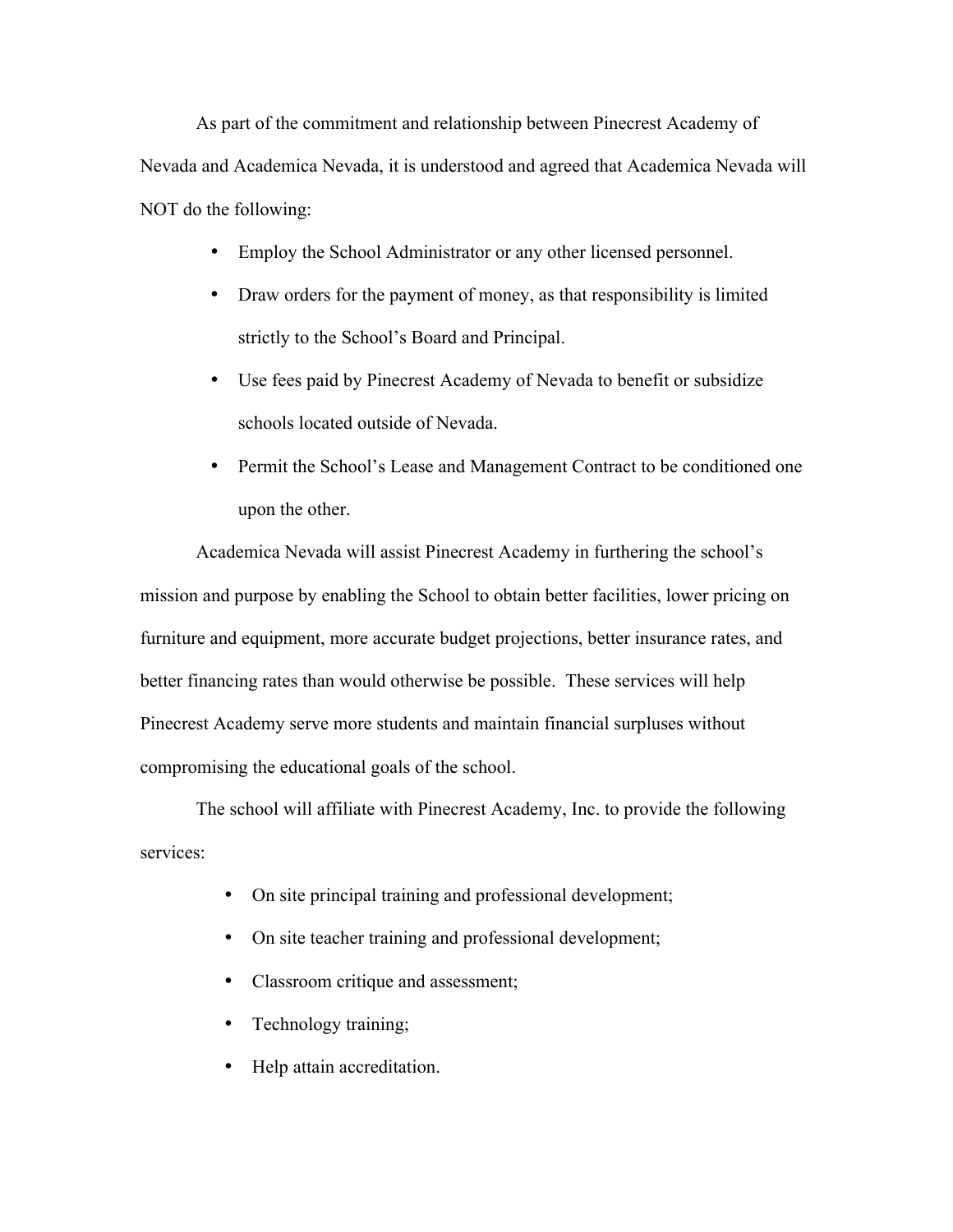As part of the commitment and relationship between Pinecrest Academy of Nevada and Academica Nevada, it is understood and agreed that Academica Nevada will NOT do the following:

- Employ the School Administrator or any other licensed personnel.
- Draw orders for the payment of money, as that responsibility is limited strictly to the School's Board and Principal.
- Use fees paid by Pinecrest Academy of Nevada to benefit or subsidize schools located outside of Nevada.
- Permit the School's Lease and Management Contract to be conditioned one upon the other.

Academica Nevada will assist Pinecrest Academy in furthering the school's mission and purpose by enabling the School to obtain better facilities, lower pricing on furniture and equipment, more accurate budget projections, better insurance rates, and better financing rates than would otherwise be possible. These services will help Pinecrest Academy serve more students and maintain financial surpluses without compromising the educational goals of the school.

The school will affiliate with Pinecrest Academy, Inc. to provide the following services:

- On site principal training and professional development;
- On site teacher training and professional development;
- Classroom critique and assessment;
- Technology training;
- Help attain accreditation.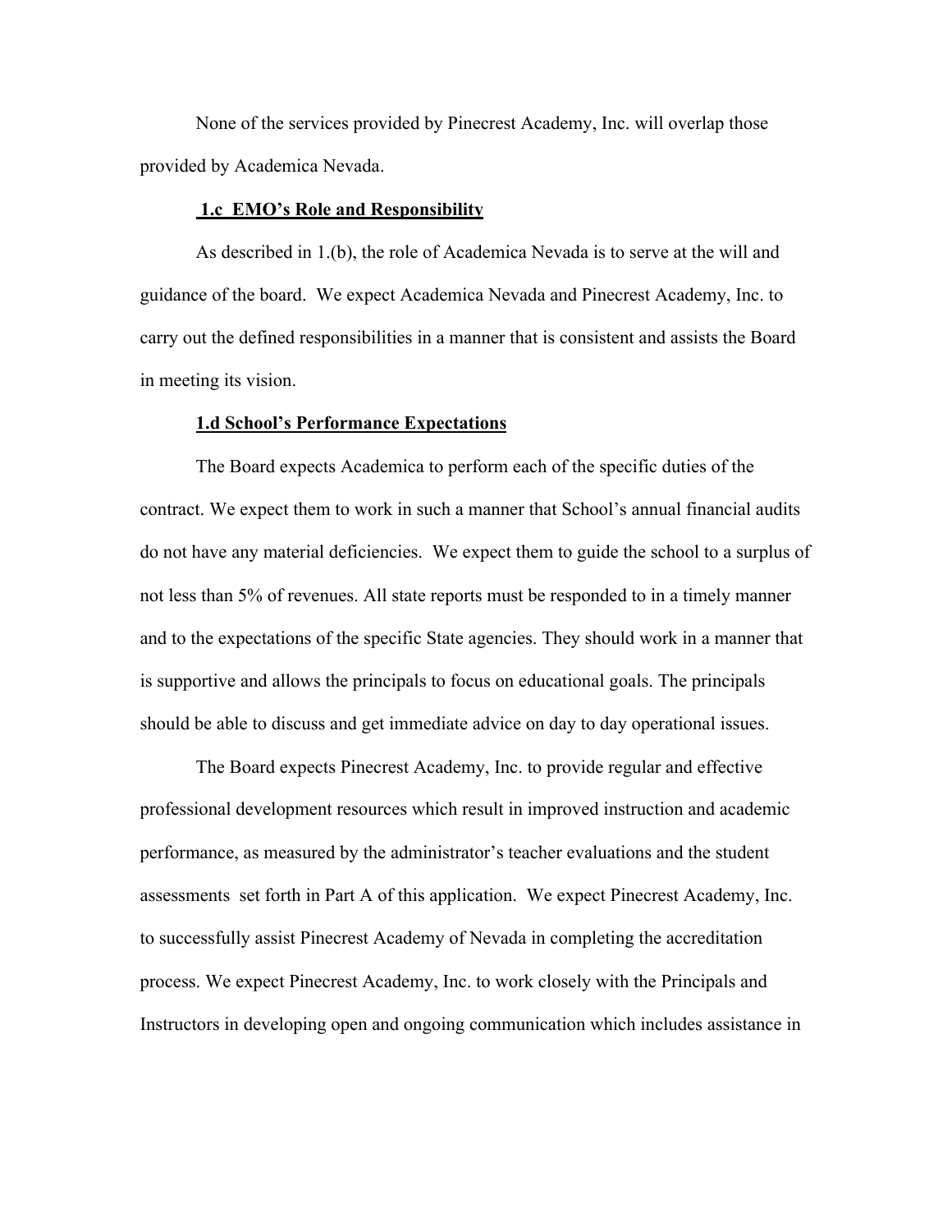None of the services provided by Pinecrest Academy, Inc. will overlap those provided by Academica Nevada.

### 1.c EMO's Role and Responsibility

As described in 1.(b), the role of Academica Nevada is to serve at the will and guidance of the board. We expect Academica Nevada and Pinecrest Academy, Inc. to carry out the defined responsibilities in a manner that is consistent and assists the Board in meeting its vision.

### 1.d School's Performance Expectations

The Board expects Academica to perform each of the specific duties of the contract. We expect them to work in such a manner that School's annual financial audits do not have any material deficiencies. We expect them to guide the school to a surplus of not less than 5% of revenues. All state reports must be responded to in a timely manner and to the expectations of the specific State agencies. They should work in a manner that is supportive and allows the principals to focus on educational goals. The principals should be able to discuss and get immediate advice on day to day operational issues.

The Board expects Pinecrest Academy, Inc. to provide regular and effective professional development resources which result in improved instruction and academic performance, as measured by the administrator's teacher evaluations and the student assessments set forth in Part A of this application. We expect Pinecrest Academy, Inc. to successfully assist Pinecrest Academy of Nevada in completing the accreditation process. We expect Pinecrest Academy, Inc. to work closely with the Principals and Instructors in developing open and ongoing communication which includes assistance in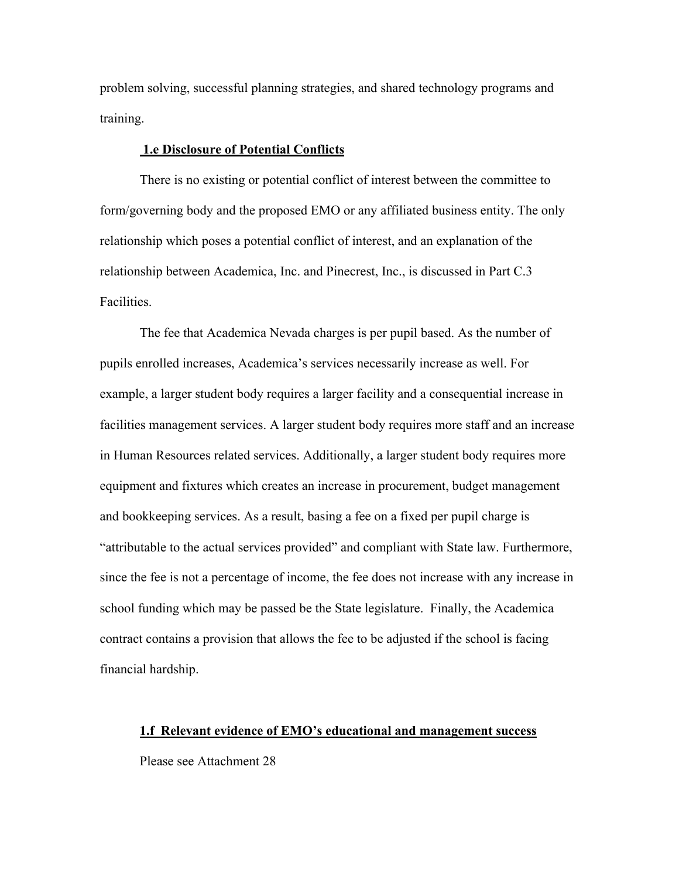problem solving, successful planning strategies, and shared technology programs and training.

### 1.e Disclosure of Potential Conflicts

There is no existing or potential conflict of interest between the committee to form/governing body and the proposed EMO or any affiliated business entity. The only relationship which poses a potential conflict of interest, and an explanation of the relationship between Academica, Inc. and Pinecrest, Inc., is discussed in Part C.3 Facilities.

The fee that Academica Nevada charges is per pupil based. As the number of pupils enrolled increases, Academica's services necessarily increase as well. For example, a larger student body requires a larger facility and a consequential increase in facilities management services. A larger student body requires more staff and an increase in Human Resources related services. Additionally, a larger student body requires more equipment and fixtures which creates an increase in procurement, budget management and bookkeeping services. As a result, basing a fee on a fixed per pupil charge is "attributable to the actual services provided" and compliant with State law. Furthermore, since the fee is not a percentage of income, the fee does not increase with any increase in school funding which may be passed be the State legislature. Finally, the Academica contract contains a provision that allows the fee to be adjusted if the school is facing financial hardship.

### 1.f Relevant evidence of EMO's educational and management success

Please see Attachment 28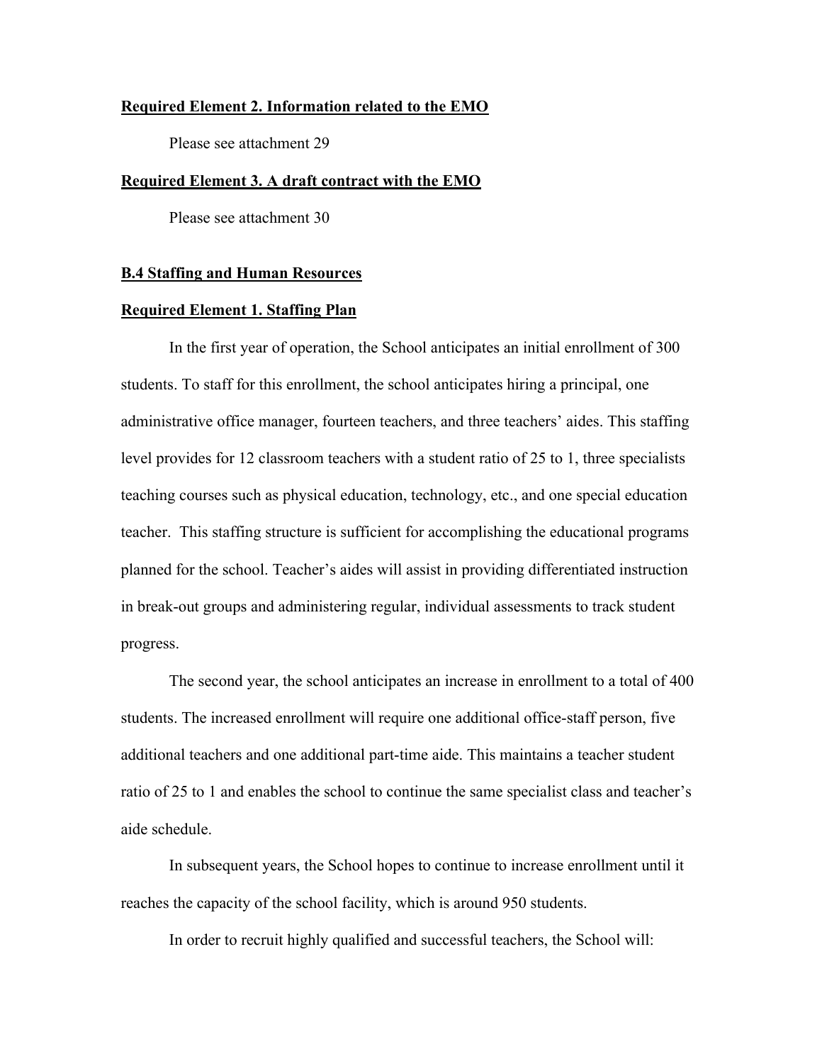**Required Element 2. Information related to the EMO**

Please see attachment 29

**Required Element 3. A draft contract with the EMO**

Please see attachment 30

**B.4 Staffing and Human Resources**

**Required Element 1. Staffing Plan**

In the first year of operation, the School anticipates an initial enrollment of 300 students. To staff for this enrollment, the school anticipates hiring a principal, one administrative office manager, fourteen teachers, and three teachers' aides. This staffing level provides for 12 classroom teachers with a student ratio of 25 to 1, three specialists teaching courses such as physical education, technology, etc., and one special education teacher. This staffing structure is sufficient for accomplishing the educational programs planned for the school. Teacher's aides will assist in providing differentiated instruction in break-out groups and administering regular, individual assessments to track student progress.

The second year, the school anticipates an increase in enrollment to a total of 400 students. The increased enrollment will require one additional office-staff person, five additional teachers and one additional part-time aide. This maintains a teacher student ratio of 25 to 1 and enables the school to continue the same specialist class and teacher's aide schedule.

In subsequent years, the School hopes to continue to increase enrollment until it reaches the capacity of the school facility, which is around 950 students.

In order to recruit highly qualified and successful teachers, the School will: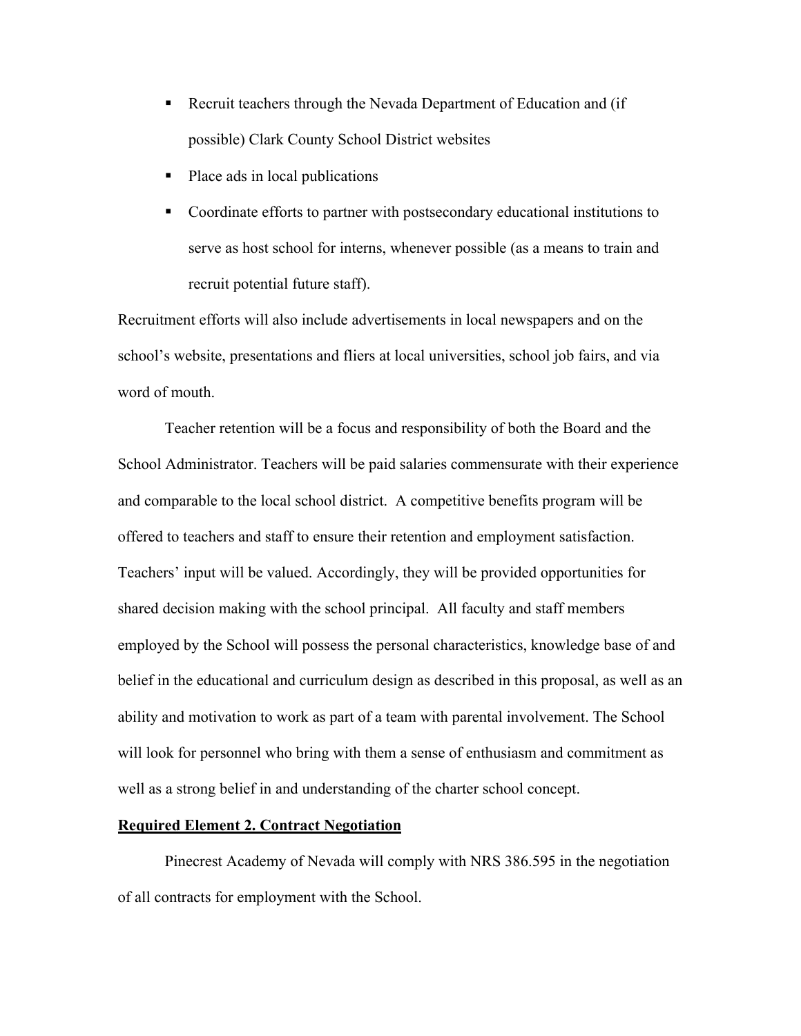- Recruit teachers through the Nevada Department of Education and (if possible) Clark County School District websites
- Place ads in local publications
- Coordinate efforts to partner with postsecondary educational institutions to serve as host school for interns, whenever possible (as a means to train and recruit potential future staff).

Recruitment efforts will also include advertisements in local newspapers and on the school's website, presentations and fliers at local universities, school job fairs, and via word of mouth.

Teacher retention will be a focus and responsibility of both the Board and the School Administrator. Teachers will be paid salaries commensurate with their experience and comparable to the local school district. A competitive benefits program will be offered to teachers and staff to ensure their retention and employment satisfaction. Teachers' input will be valued. Accordingly, they will be provided opportunities for shared decision making with the school principal. All faculty and staff members employed by the School will possess the personal characteristics, knowledge base of and belief in the educational and curriculum design as described in this proposal, as well as an ability and motivation to work as part of a team with parental involvement. The School will look for personnel who bring with them a sense of enthusiasm and commitment as well as a strong belief in and understanding of the charter school concept.

**Required Element 2. Contract Negotiation**

Pinecrest Academy of Nevada will comply with NRS 386.595 in the negotiation of all contracts for employment with the School.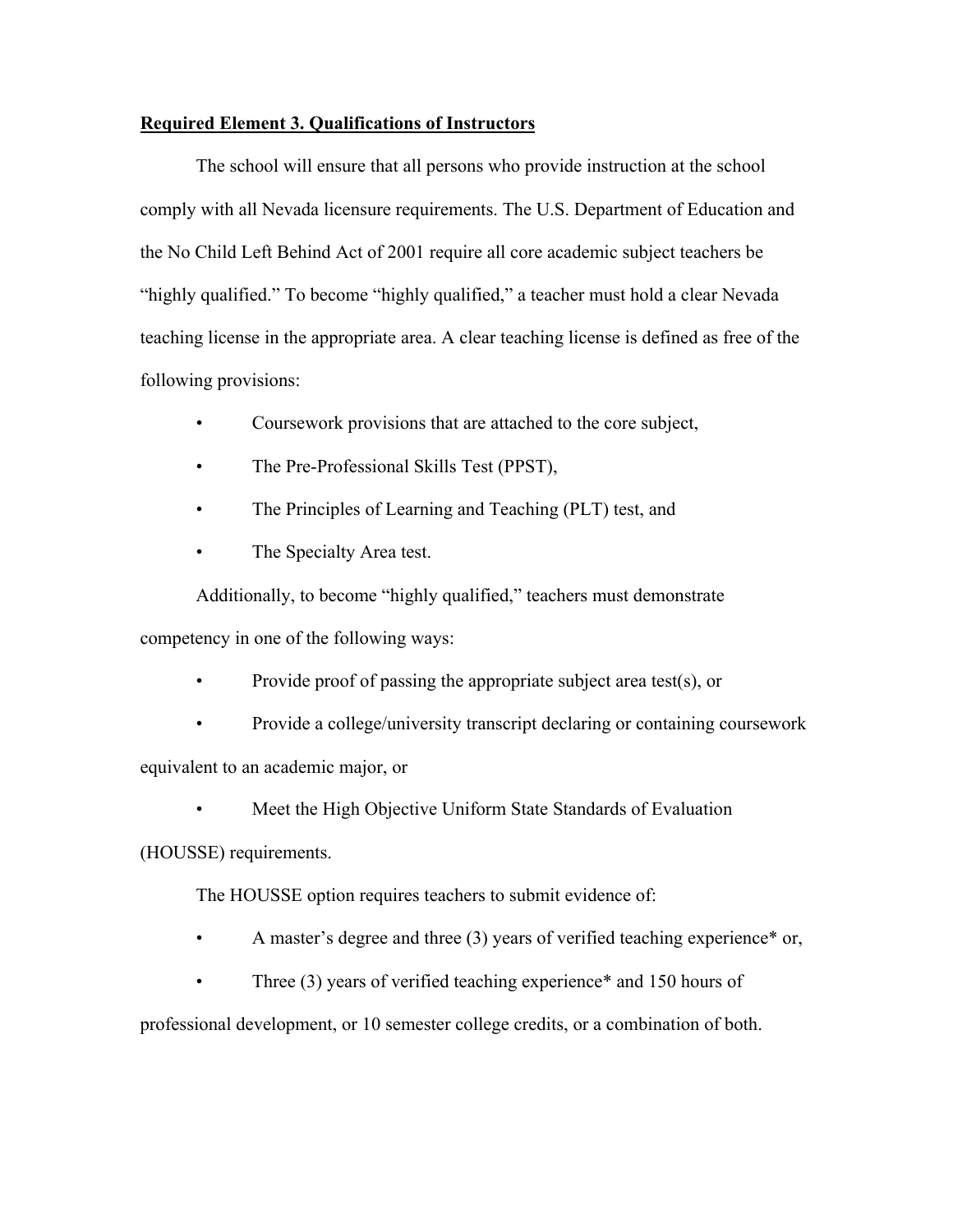**Required Element 3. Qualifications of Instructors**

The school will ensure that all persons who provide instruction at the school comply with all Nevada licensure requirements. The U.S. Department of Education and the No Child Left Behind Act of 2001 require all core academic subject teachers be "highly qualified." To become "highly qualified," a teacher must hold a clear Nevada teaching license in the appropriate area. A clear teaching license is defined as free of the following provisions:

- Coursework provisions that are attached to the core subject,
- The Pre-Professional Skills Test (PPST),
- The Principles of Learning and Teaching (PLT) test, and
- The Specialty Area test.

Additionally, to become "highly qualified," teachers must demonstrate competency in one of the following ways:

- Provide proof of passing the appropriate subject area test(s), or
- Provide a college/university transcript declaring or containing coursework equivalent to an academic major, or
- Meet the High Objective Uniform State Standards of Evaluation (HOUSSE) requirements.

The HOUSSE option requires teachers to submit evidence of:

- A master's degree and three (3) years of verified teaching experience* or,
- Three (3) years of verified teaching experience* and 150 hours of professional development, or 10 semester college credits, or a combination of both.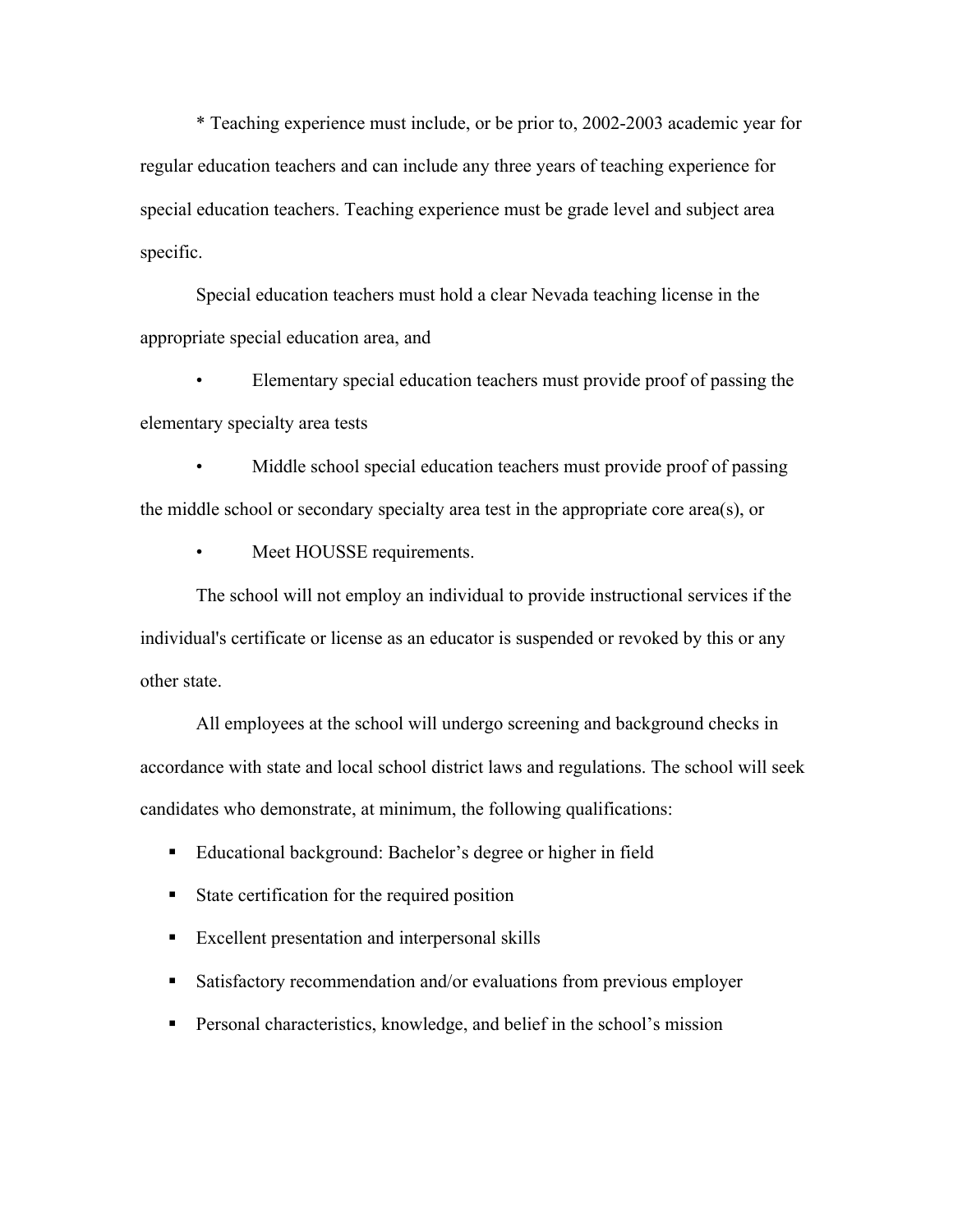* Teaching experience must include, or be prior to, 2002-2003 academic year for regular education teachers and can include any three years of teaching experience for special education teachers. Teaching experience must be grade level and subject area specific.

Special education teachers must hold a clear Nevada teaching license in the appropriate special education area, and

- Elementary special education teachers must provide proof of passing the elementary specialty area tests
- Middle school special education teachers must provide proof of passing the middle school or secondary specialty area test in the appropriate core area(s), or
- Meet HOUSSE requirements.

The school will not employ an individual to provide instructional services if the individual's certificate or license as an educator is suspended or revoked by this or any other state.

All employees at the school will undergo screening and background checks in accordance with state and local school district laws and regulations. The school will seek candidates who demonstrate, at minimum, the following qualifications:

- Educational background: Bachelor's degree or higher in field
- State certification for the required position
- Excellent presentation and interpersonal skills
- Satisfactory recommendation and/or evaluations from previous employer
- Personal characteristics, knowledge, and belief in the school's mission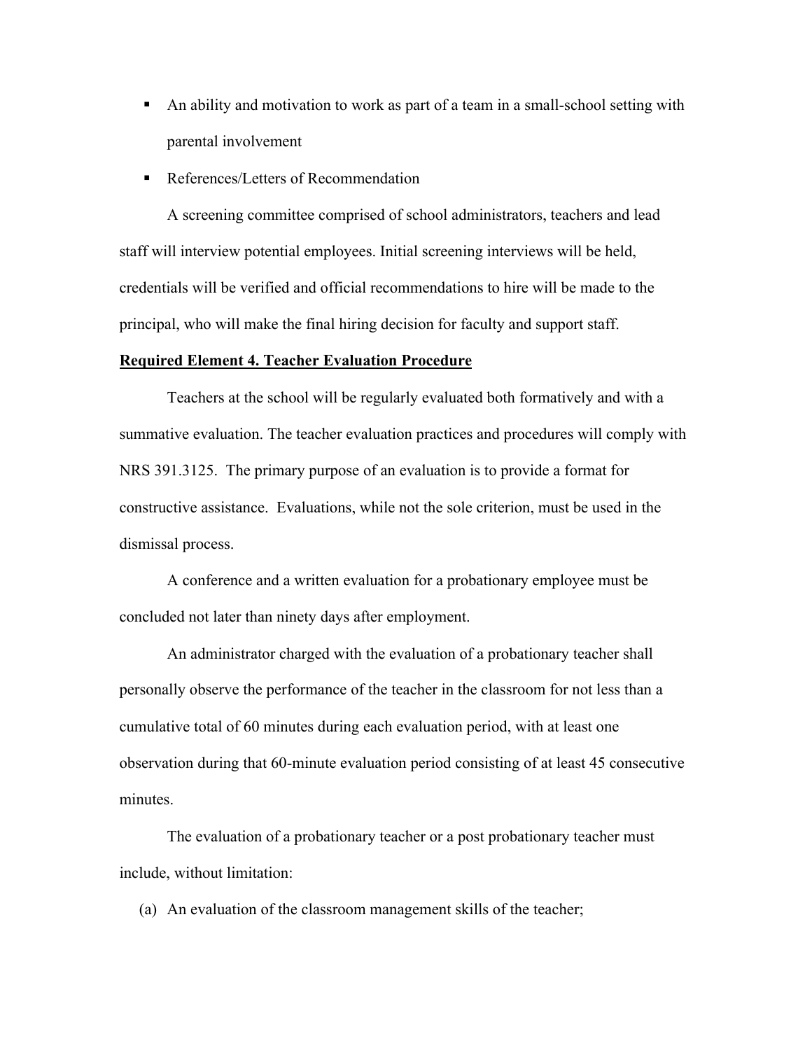- An ability and motivation to work as part of a team in a small-school setting with parental involvement
- References/Letters of Recommendation

A screening committee comprised of school administrators, teachers and lead staff will interview potential employees. Initial screening interviews will be held, credentials will be verified and official recommendations to hire will be made to the principal, who will make the final hiring decision for faculty and support staff.

**Required Element 4. Teacher Evaluation Procedure**

Teachers at the school will be regularly evaluated both formatively and with a summative evaluation. The teacher evaluation practices and procedures will comply with NRS 391.3125. The primary purpose of an evaluation is to provide a format for constructive assistance. Evaluations, while not the sole criterion, must be used in the dismissal process.

A conference and a written evaluation for a probationary employee must be concluded not later than ninety days after employment.

An administrator charged with the evaluation of a probationary teacher shall personally observe the performance of the teacher in the classroom for not less than a cumulative total of 60 minutes during each evaluation period, with at least one observation during that 60-minute evaluation period consisting of at least 45 consecutive minutes.

The evaluation of a probationary teacher or a post probationary teacher must include, without limitation:

(a) An evaluation of the classroom management skills of the teacher;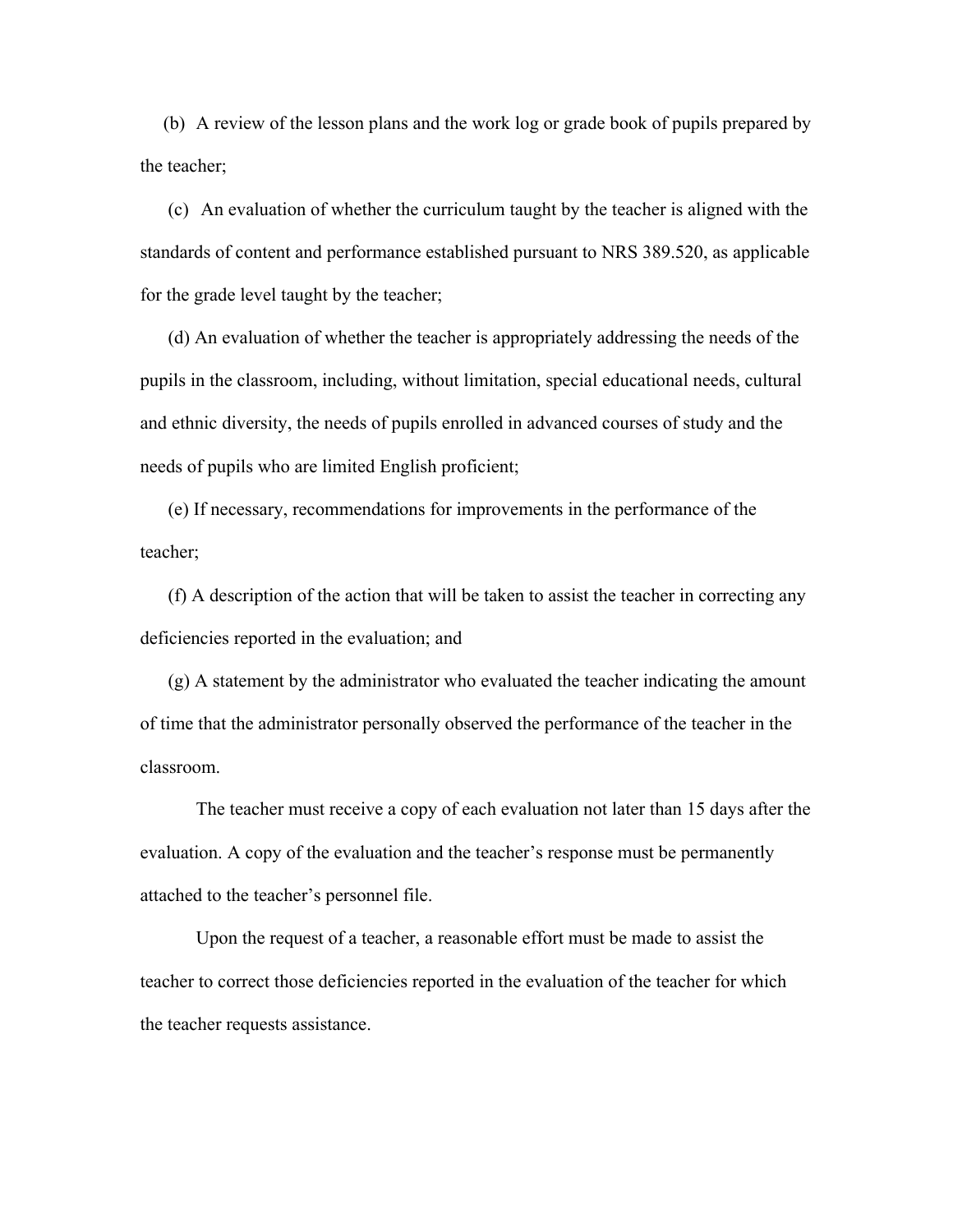(b) A review of the lesson plans and the work log or grade book of pupils prepared by the teacher;

(c) An evaluation of whether the curriculum taught by the teacher is aligned with the standards of content and performance established pursuant to NRS 389.520, as applicable for the grade level taught by the teacher;

(d) An evaluation of whether the teacher is appropriately addressing the needs of the pupils in the classroom, including, without limitation, special educational needs, cultural and ethnic diversity, the needs of pupils enrolled in advanced courses of study and the needs of pupils who are limited English proficient;

(e) If necessary, recommendations for improvements in the performance of the teacher;

(f) A description of the action that will be taken to assist the teacher in correcting any deficiencies reported in the evaluation; and

(g) A statement by the administrator who evaluated the teacher indicating the amount of time that the administrator personally observed the performance of the teacher in the classroom.

The teacher must receive a copy of each evaluation not later than 15 days after the evaluation. A copy of the evaluation and the teacher's response must be permanently attached to the teacher's personnel file.

Upon the request of a teacher, a reasonable effort must be made to assist the teacher to correct those deficiencies reported in the evaluation of the teacher for which the teacher requests assistance.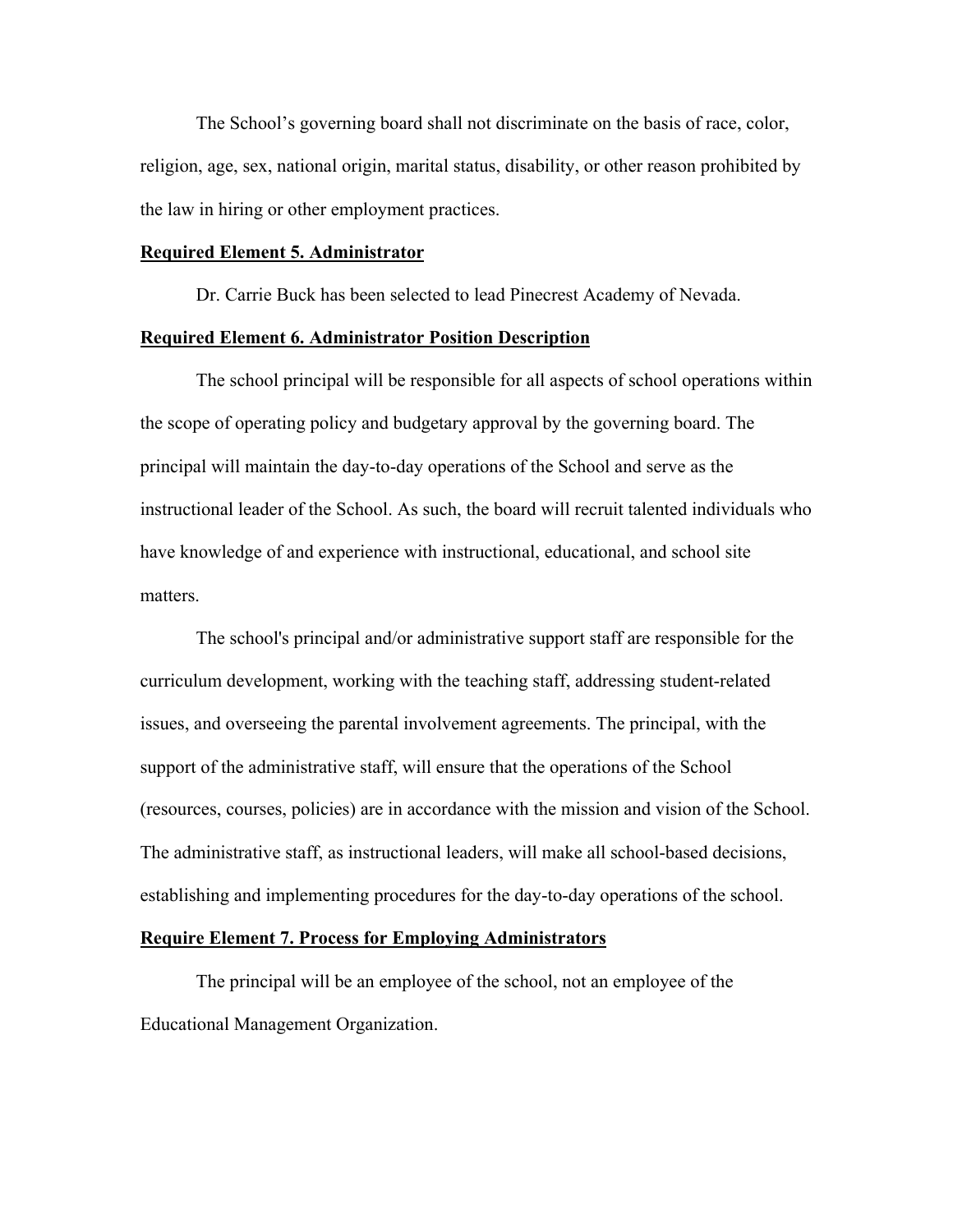The School’s governing board shall not discriminate on the basis of race, color, religion, age, sex, national origin, marital status, disability, or other reason prohibited by the law in hiring or other employment practices.

**Required Element 5. Administrator**

Dr. Carrie Buck has been selected to lead Pinecrest Academy of Nevada.

**Required Element 6. Administrator Position Description**

The school principal will be responsible for all aspects of school operations within the scope of operating policy and budgetary approval by the governing board. The principal will maintain the day-to-day operations of the School and serve as the instructional leader of the School. As such, the board will recruit talented individuals who have knowledge of and experience with instructional, educational, and school site matters.

The school's principal and/or administrative support staff are responsible for the curriculum development, working with the teaching staff, addressing student-related issues, and overseeing the parental involvement agreements. The principal, with the support of the administrative staff, will ensure that the operations of the School (resources, courses, policies) are in accordance with the mission and vision of the School. The administrative staff, as instructional leaders, will make all school-based decisions, establishing and implementing procedures for the day-to-day operations of the school.

**Require Element 7. Process for Employing Administrators**

The principal will be an employee of the school, not an employee of the Educational Management Organization.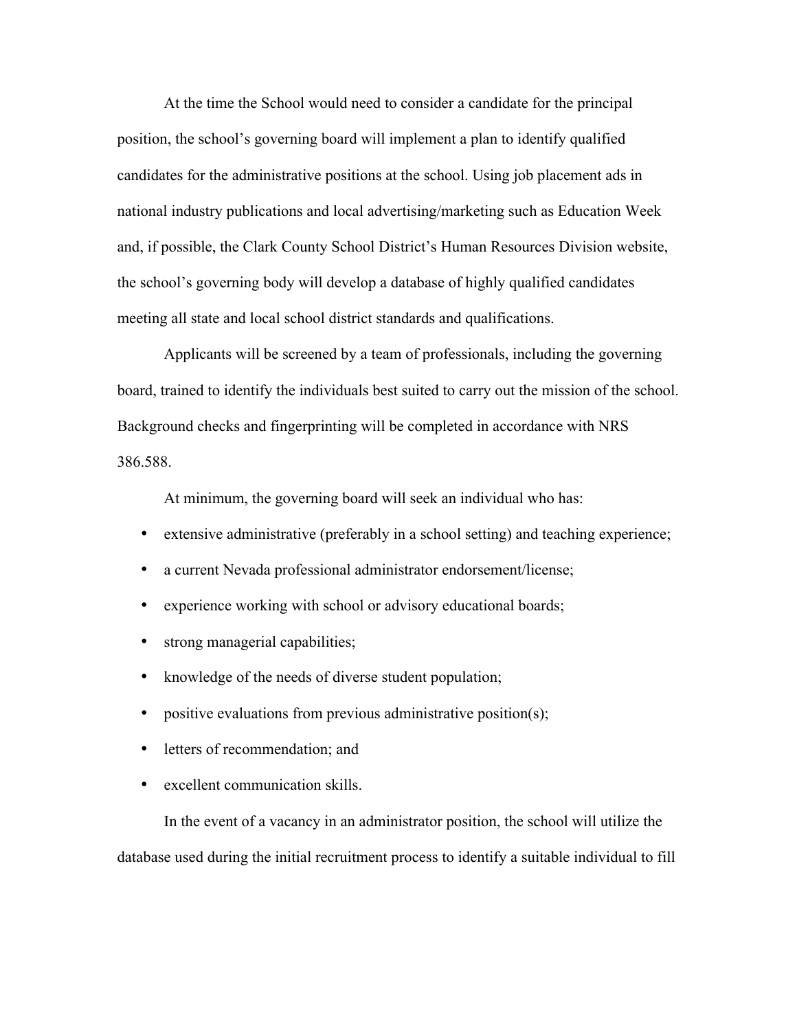At the time the School would need to consider a candidate for the principal position, the school's governing board will implement a plan to identify qualified candidates for the administrative positions at the school. Using job placement ads in national industry publications and local advertising/marketing such as Education Week and, if possible, the Clark County School District's Human Resources Division website, the school's governing body will develop a database of highly qualified candidates meeting all state and local school district standards and qualifications.

Applicants will be screened by a team of professionals, including the governing board, trained to identify the individuals best suited to carry out the mission of the school. Background checks and fingerprinting will be completed in accordance with NRS 386.588.

At minimum, the governing board will seek an individual who has:

- extensive administrative (preferably in a school setting) and teaching experience;
- a current Nevada professional administrator endorsement/license;
- experience working with school or advisory educational boards;
- strong managerial capabilities;
- knowledge of the needs of diverse student population;
- positive evaluations from previous administrative position(s);
- letters of recommendation; and
- excellent communication skills.

In the event of a vacancy in an administrator position, the school will utilize the database used during the initial recruitment process to identify a suitable individual to fill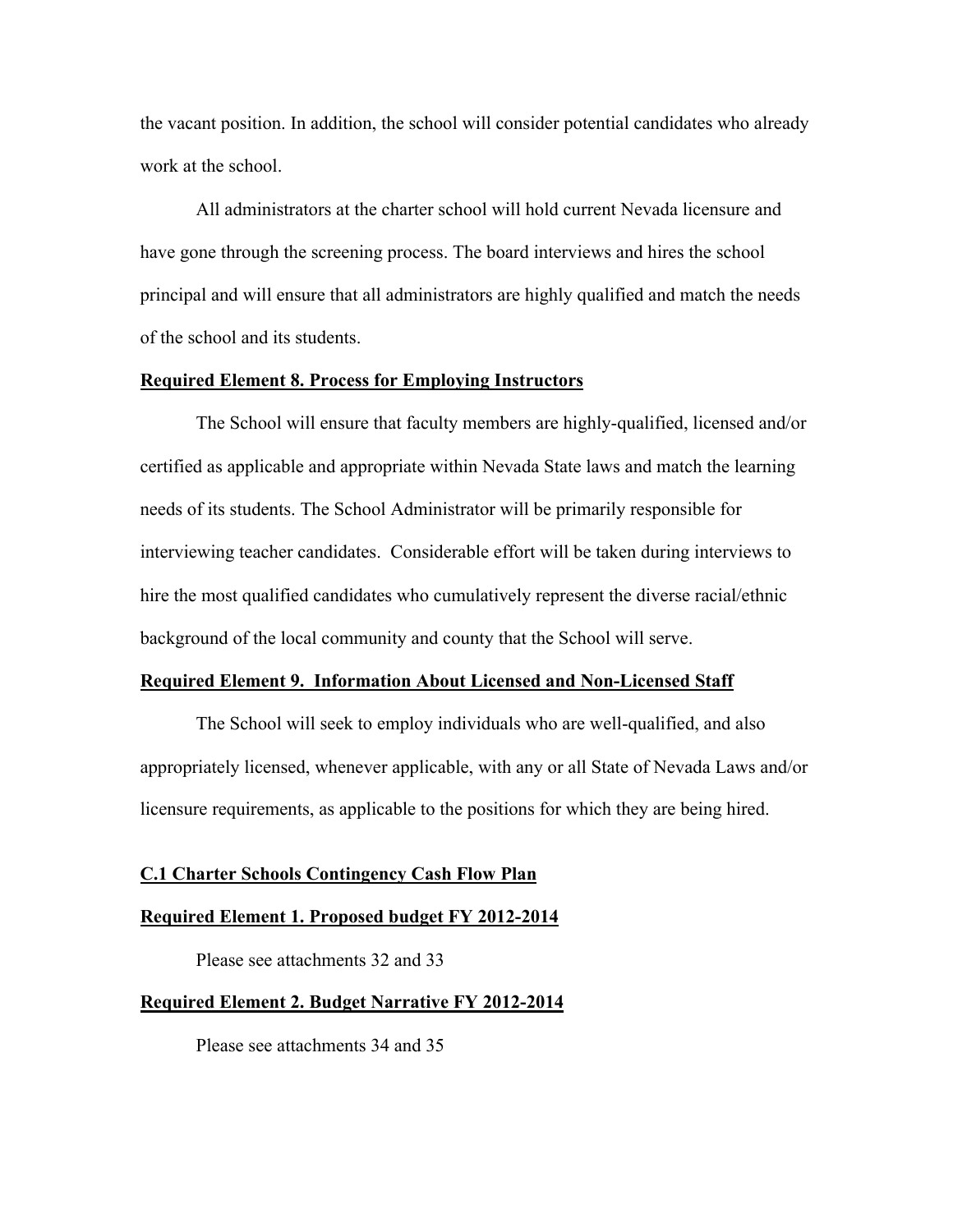the vacant position. In addition, the school will consider potential candidates who already work at the school.

All administrators at the charter school will hold current Nevada licensure and have gone through the screening process. The board interviews and hires the school principal and will ensure that all administrators are highly qualified and match the needs of the school and its students.

**Required Element 8. Process for Employing Instructors**

The School will ensure that faculty members are highly-qualified, licensed and/or certified as applicable and appropriate within Nevada State laws and match the learning needs of its students. The School Administrator will be primarily responsible for interviewing teacher candidates. Considerable effort will be taken during interviews to hire the most qualified candidates who cumulatively represent the diverse racial/ethnic background of the local community and county that the School will serve.

**Required Element 9. Information About Licensed and Non-Licensed Staff**

The School will seek to employ individuals who are well-qualified, and also appropriately licensed, whenever applicable, with any or all State of Nevada Laws and/or licensure requirements, as applicable to the positions for which they are being hired.

**C.1 Charter Schools Contingency Cash Flow Plan**

**Required Element 1. Proposed budget FY 2012-2014**

Please see attachments 32 and 33

**Required Element 2. Budget Narrative FY 2012-2014**

Please see attachments 34 and 35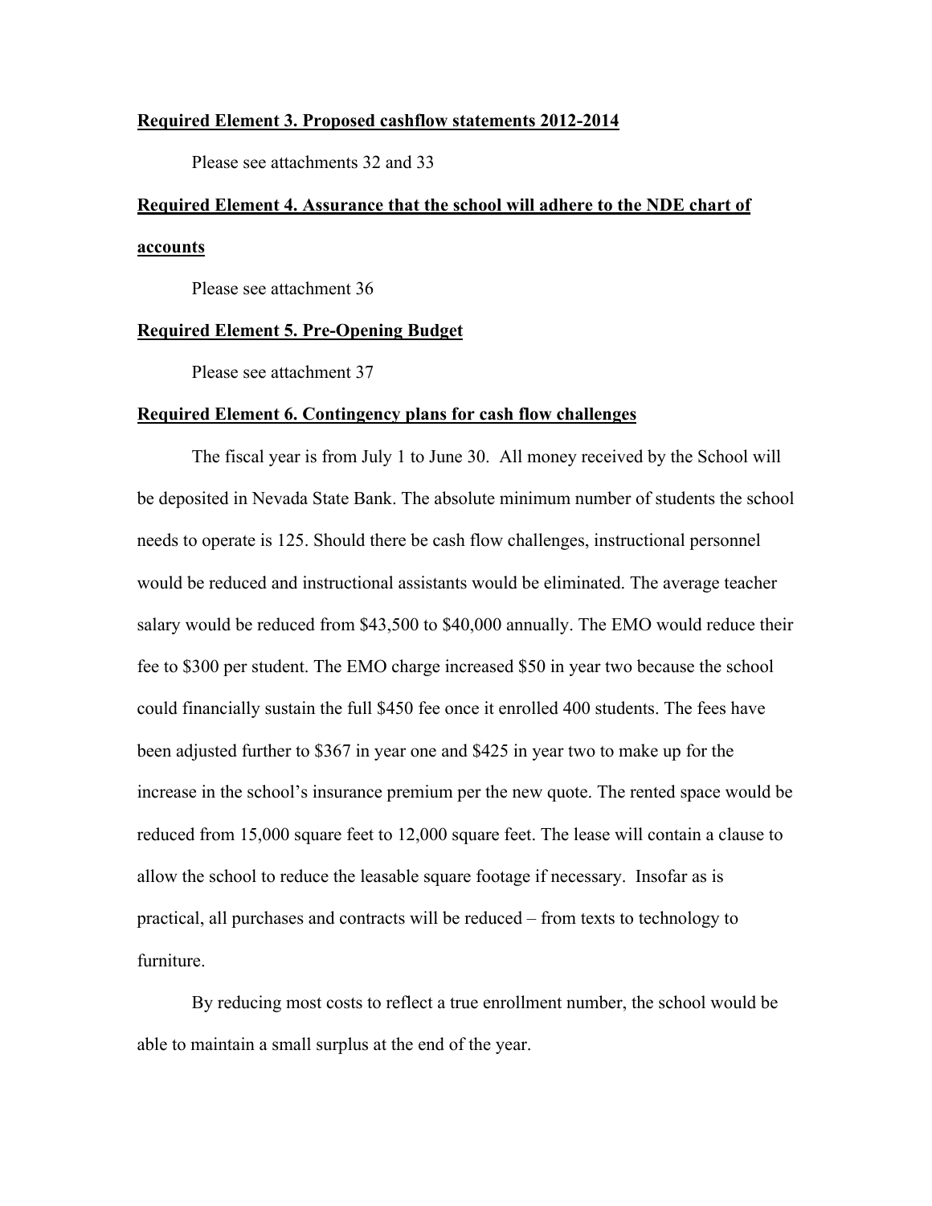**Required Element 3. Proposed cashflow statements 2012-2014**

Please see attachments 32 and 33

**Required Element 4. Assurance that the school will adhere to the NDE chart of accounts**

Please see attachment 36

**Required Element 5. Pre-Opening Budget**

Please see attachment 37

**Required Element 6. Contingency plans for cash flow challenges**

The fiscal year is from July 1 to June 30. All money received by the School will be deposited in Nevada State Bank. The absolute minimum number of students the school needs to operate is 125. Should there be cash flow challenges, instructional personnel would be reduced and instructional assistants would be eliminated. The average teacher salary would be reduced from $43,500 to $40,000 annually. The EMO would reduce their fee to $300 per student. The EMO charge increased $50 in year two because the school could financially sustain the full $450 fee once it enrolled 400 students. The fees have been adjusted further to $367 in year one and $425 in year two to make up for the increase in the school's insurance premium per the new quote. The rented space would be reduced from 15,000 square feet to 12,000 square feet. The lease will contain a clause to allow the school to reduce the leasable square footage if necessary. Insofar as is practical, all purchases and contracts will be reduced – from texts to technology to furniture.

By reducing most costs to reflect a true enrollment number, the school would be able to maintain a small surplus at the end of the year.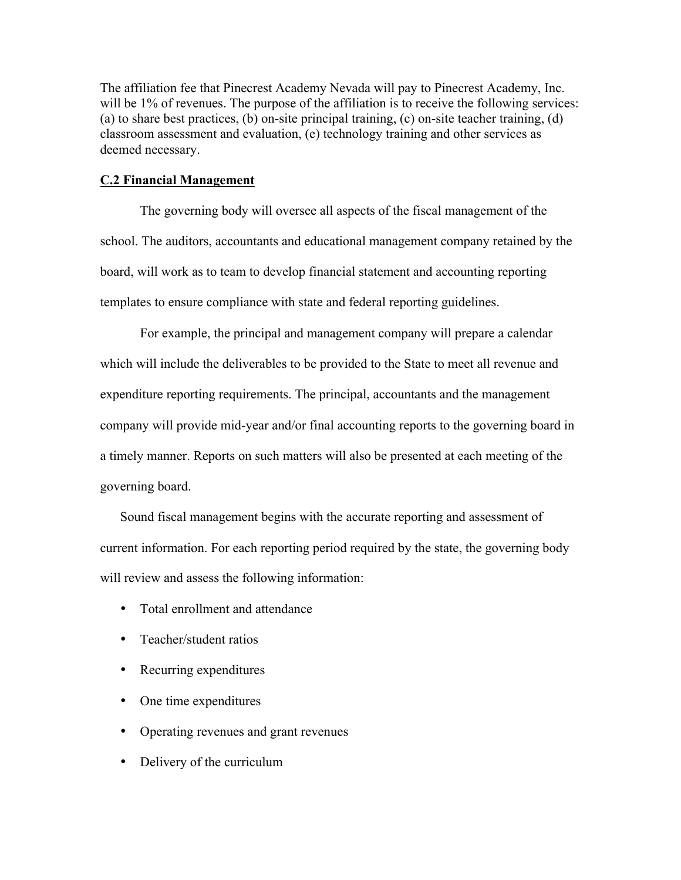The affiliation fee that Pinecrest Academy Nevada will pay to Pinecrest Academy, Inc. will be 1% of revenues. The purpose of the affiliation is to receive the following services: (a) to share best practices, (b) on-site principal training, (c) on-site teacher training, (d) classroom assessment and evaluation, (e) technology training and other services as deemed necessary.

**C.2 Financial Management**

The governing body will oversee all aspects of the fiscal management of the school. The auditors, accountants and educational management company retained by the board, will work as to team to develop financial statement and accounting reporting templates to ensure compliance with state and federal reporting guidelines.

For example, the principal and management company will prepare a calendar which will include the deliverables to be provided to the State to meet all revenue and expenditure reporting requirements. The principal, accountants and the management company will provide mid-year and/or final accounting reports to the governing board in a timely manner. Reports on such matters will also be presented at each meeting of the governing board.

Sound fiscal management begins with the accurate reporting and assessment of current information. For each reporting period required by the state, the governing body will review and assess the following information:

- Total enrollment and attendance
- Teacher/student ratios
- Recurring expenditures
- One time expenditures
- Operating revenues and grant revenues
- Delivery of the curriculum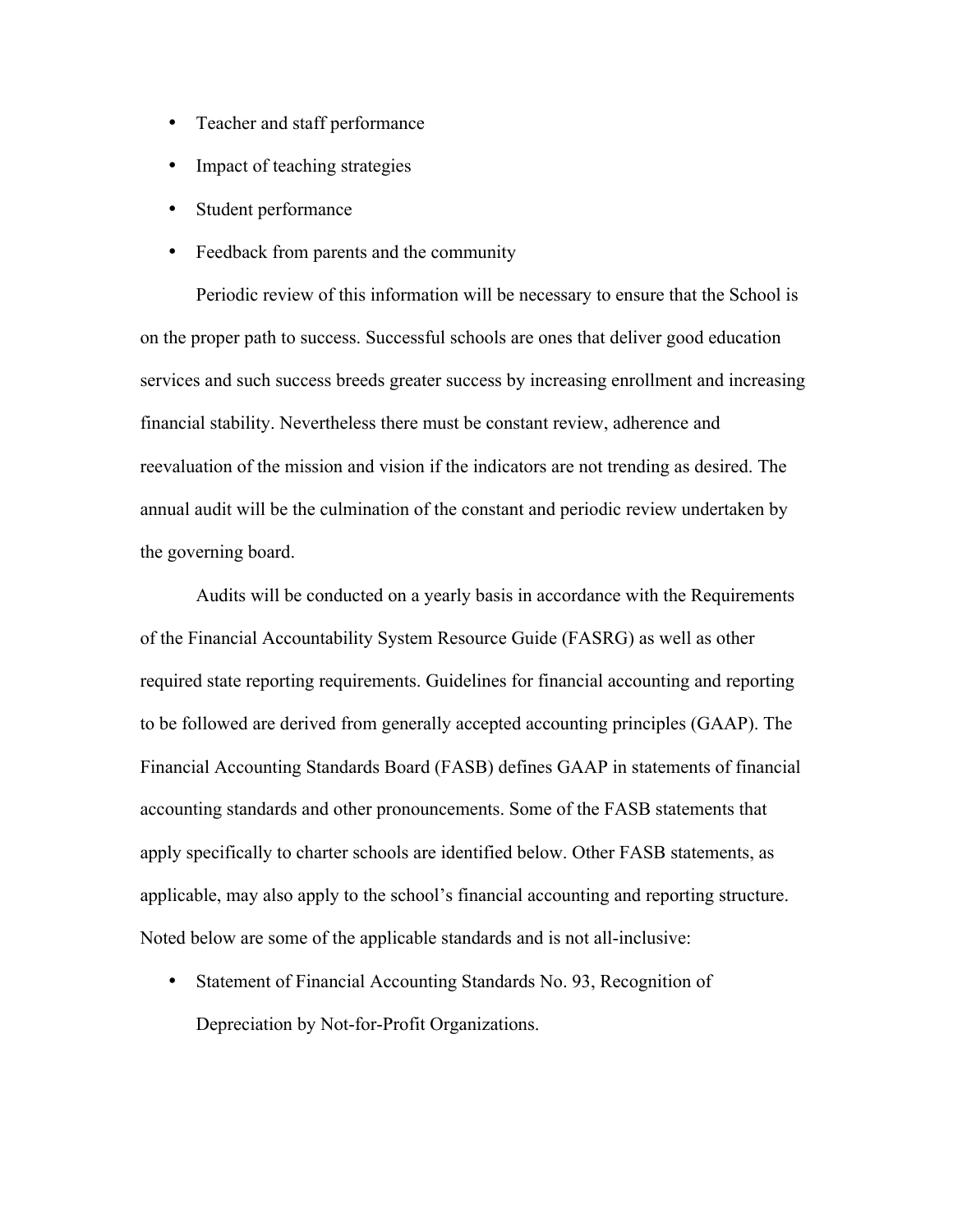- Teacher and staff performance
- Impact of teaching strategies
- Student performance
- Feedback from parents and the community

Periodic review of this information will be necessary to ensure that the School is on the proper path to success. Successful schools are ones that deliver good education services and such success breeds greater success by increasing enrollment and increasing financial stability. Nevertheless there must be constant review, adherence and reevaluation of the mission and vision if the indicators are not trending as desired. The annual audit will be the culmination of the constant and periodic review undertaken by the governing board.

Audits will be conducted on a yearly basis in accordance with the Requirements of the Financial Accountability System Resource Guide (FASRG) as well as other required state reporting requirements. Guidelines for financial accounting and reporting to be followed are derived from generally accepted accounting principles (GAAP). The Financial Accounting Standards Board (FASB) defines GAAP in statements of financial accounting standards and other pronouncements. Some of the FASB statements that apply specifically to charter schools are identified below. Other FASB statements, as applicable, may also apply to the school's financial accounting and reporting structure. Noted below are some of the applicable standards and is not all-inclusive:

- Statement of Financial Accounting Standards No. 93, Recognition of Depreciation by Not-for-Profit Organizations.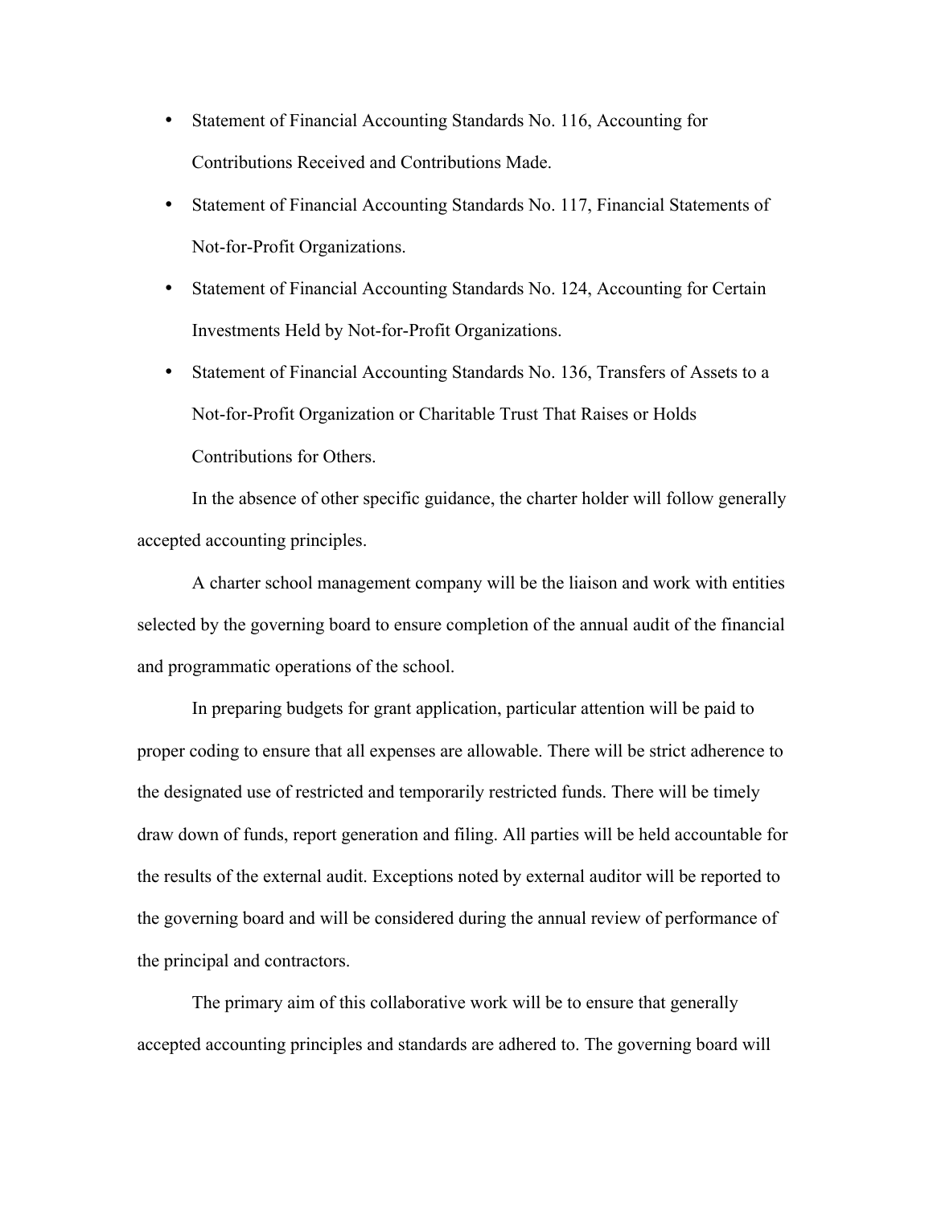- Statement of Financial Accounting Standards No. 116, Accounting for Contributions Received and Contributions Made.
- Statement of Financial Accounting Standards No. 117, Financial Statements of Not-for-Profit Organizations.
- Statement of Financial Accounting Standards No. 124, Accounting for Certain Investments Held by Not-for-Profit Organizations.
- Statement of Financial Accounting Standards No. 136, Transfers of Assets to a Not-for-Profit Organization or Charitable Trust That Raises or Holds Contributions for Others.

In the absence of other specific guidance, the charter holder will follow generally accepted accounting principles.

A charter school management company will be the liaison and work with entities selected by the governing board to ensure completion of the annual audit of the financial and programmatic operations of the school.

In preparing budgets for grant application, particular attention will be paid to proper coding to ensure that all expenses are allowable. There will be strict adherence to the designated use of restricted and temporarily restricted funds. There will be timely draw down of funds, report generation and filing. All parties will be held accountable for the results of the external audit. Exceptions noted by external auditor will be reported to the governing board and will be considered during the annual review of performance of the principal and contractors.

The primary aim of this collaborative work will be to ensure that generally accepted accounting principles and standards are adhered to. The governing board will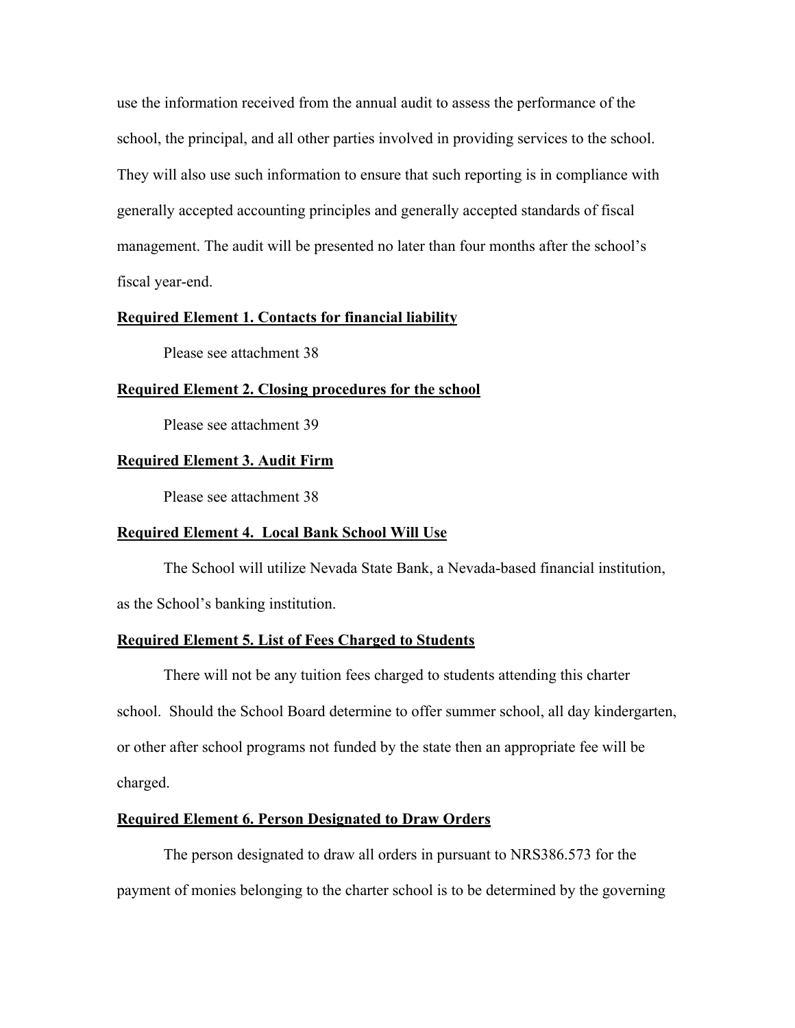use the information received from the annual audit to assess the performance of the school, the principal, and all other parties involved in providing services to the school. They will also use such information to ensure that such reporting is in compliance with generally accepted accounting principles and generally accepted standards of fiscal management. The audit will be presented no later than four months after the school's fiscal year-end.

**Required Element 1. Contacts for financial liability**

Please see attachment 38

**Required Element 2. Closing procedures for the school**

Please see attachment 39

**Required Element 3. Audit Firm**

Please see attachment 38

**Required Element 4. Local Bank School Will Use**

The School will utilize Nevada State Bank, a Nevada-based financial institution, as the School's banking institution.

**Required Element 5. List of Fees Charged to Students**

There will not be any tuition fees charged to students attending this charter school. Should the School Board determine to offer summer school, all day kindergarten, or other after school programs not funded by the state then an appropriate fee will be charged.

**Required Element 6. Person Designated to Draw Orders**

The person designated to draw all orders in pursuant to NRS386.573 for the payment of monies belonging to the charter school is to be determined by the governing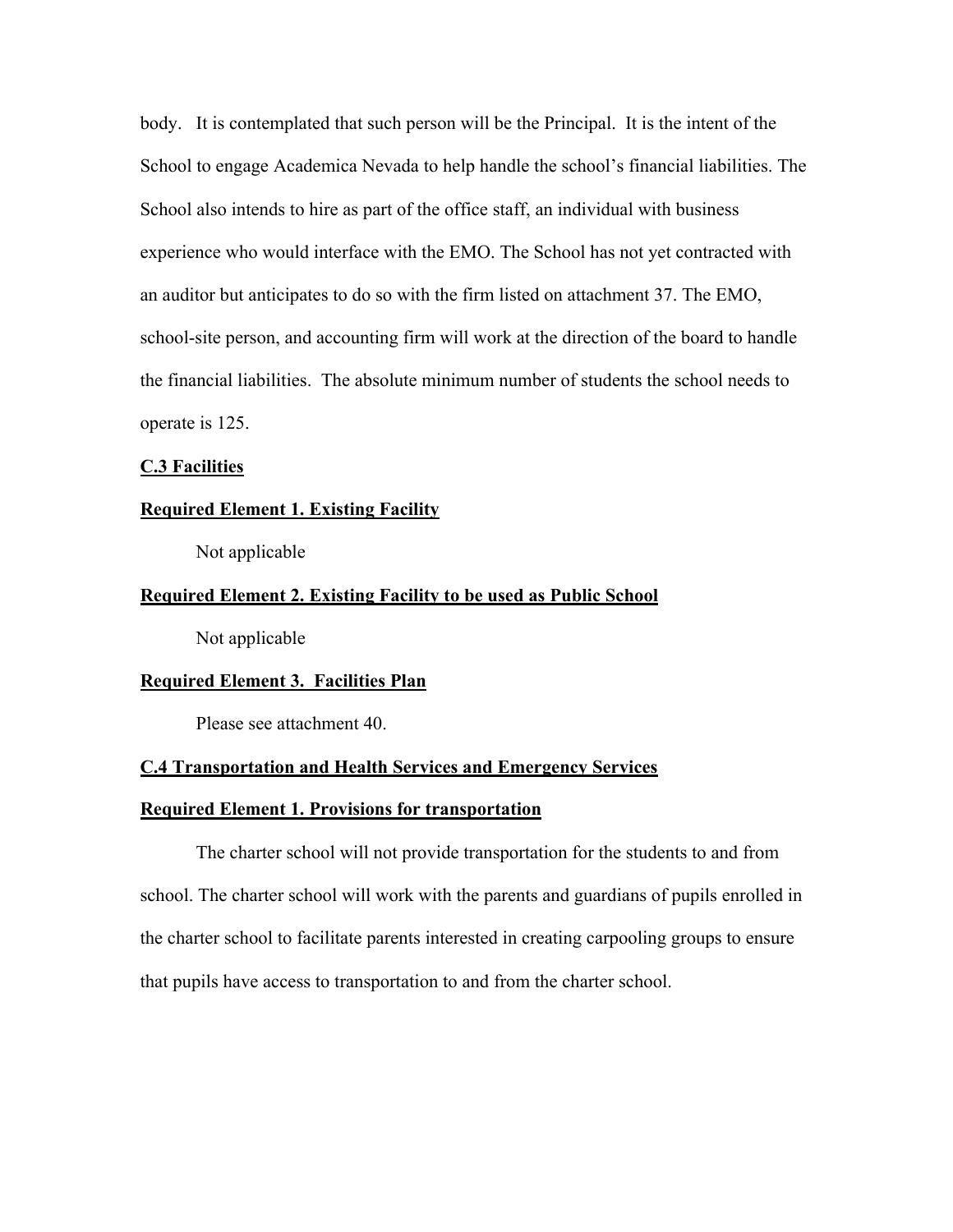body. It is contemplated that such person will be the Principal. It is the intent of the School to engage Academica Nevada to help handle the school's financial liabilities. The School also intends to hire as part of the office staff, an individual with business experience who would interface with the EMO. The School has not yet contracted with an auditor but anticipates to do so with the firm listed on attachment 37. The EMO, school-site person, and accounting firm will work at the direction of the board to handle the financial liabilities. The absolute minimum number of students the school needs to operate is 125.

**C.3 Facilities**

**Required Element 1. Existing Facility**

Not applicable

**Required Element 2. Existing Facility to be used as Public School**

Not applicable

**Required Element 3. Facilities Plan**

Please see attachment 40.

**C.4 Transportation and Health Services and Emergency Services**

**Required Element 1. Provisions for transportation**

The charter school will not provide transportation for the students to and from school. The charter school will work with the parents and guardians of pupils enrolled in the charter school to facilitate parents interested in creating carpooling groups to ensure that pupils have access to transportation to and from the charter school.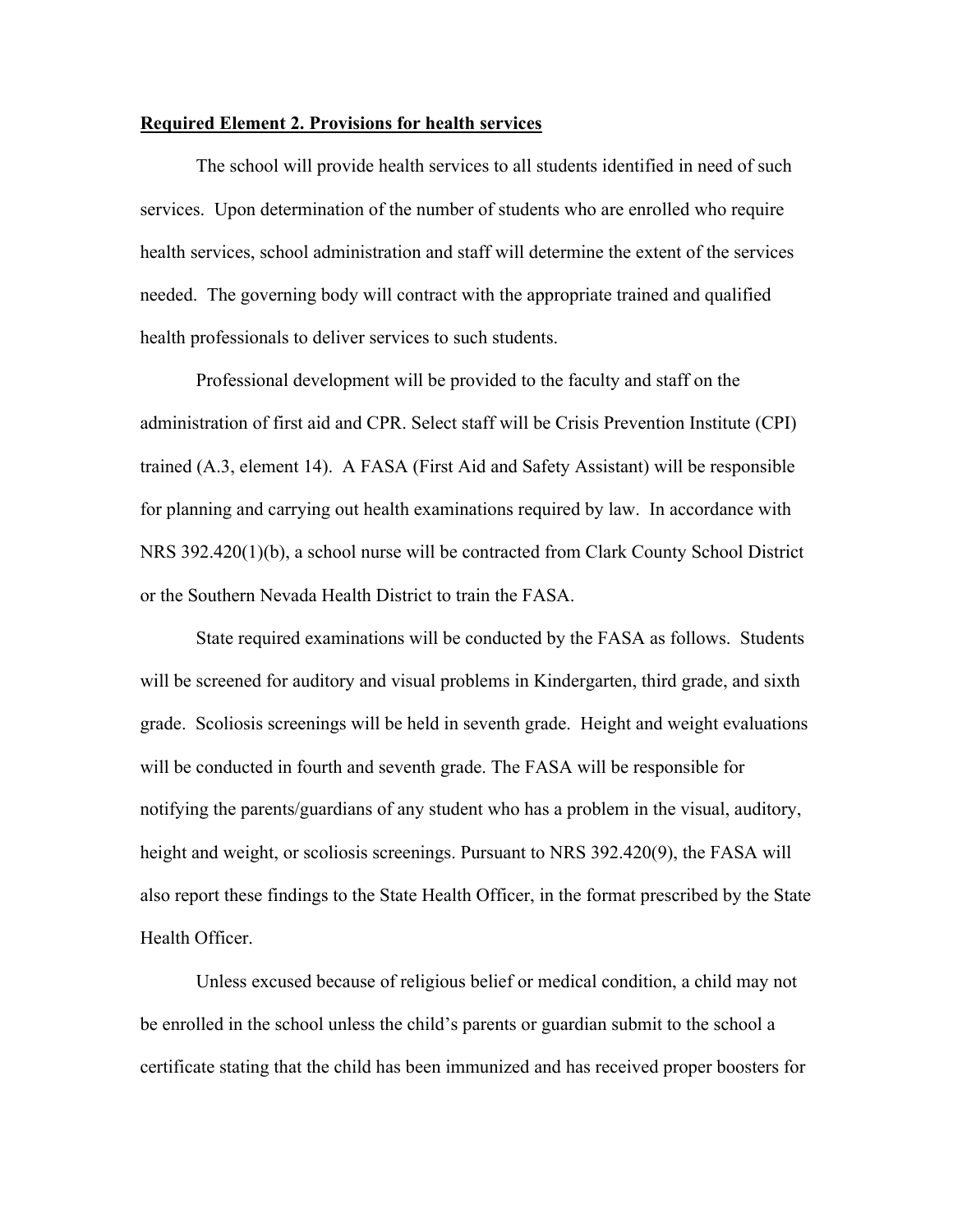**<u>Required Element 2. Provisions for health services</u>**

The school will provide health services to all students identified in need of such services. Upon determination of the number of students who are enrolled who require health services, school administration and staff will determine the extent of the services needed. The governing body will contract with the appropriate trained and qualified health professionals to deliver services to such students.

Professional development will be provided to the faculty and staff on the administration of first aid and CPR. Select staff will be Crisis Prevention Institute (CPI) trained (A.3, element 14). A FASA (First Aid and Safety Assistant) will be responsible for planning and carrying out health examinations required by law. In accordance with NRS 392.420(1)(b), a school nurse will be contracted from Clark County School District or the Southern Nevada Health District to train the FASA.

State required examinations will be conducted by the FASA as follows. Students will be screened for auditory and visual problems in Kindergarten, third grade, and sixth grade. Scoliosis screenings will be held in seventh grade. Height and weight evaluations will be conducted in fourth and seventh grade. The FASA will be responsible for notifying the parents/guardians of any student who has a problem in the visual, auditory, height and weight, or scoliosis screenings. Pursuant to NRS 392.420(9), the FASA will also report these findings to the State Health Officer, in the format prescribed by the State Health Officer.

Unless excused because of religious belief or medical condition, a child may not be enrolled in the school unless the child's parents or guardian submit to the school a certificate stating that the child has been immunized and has received proper boosters for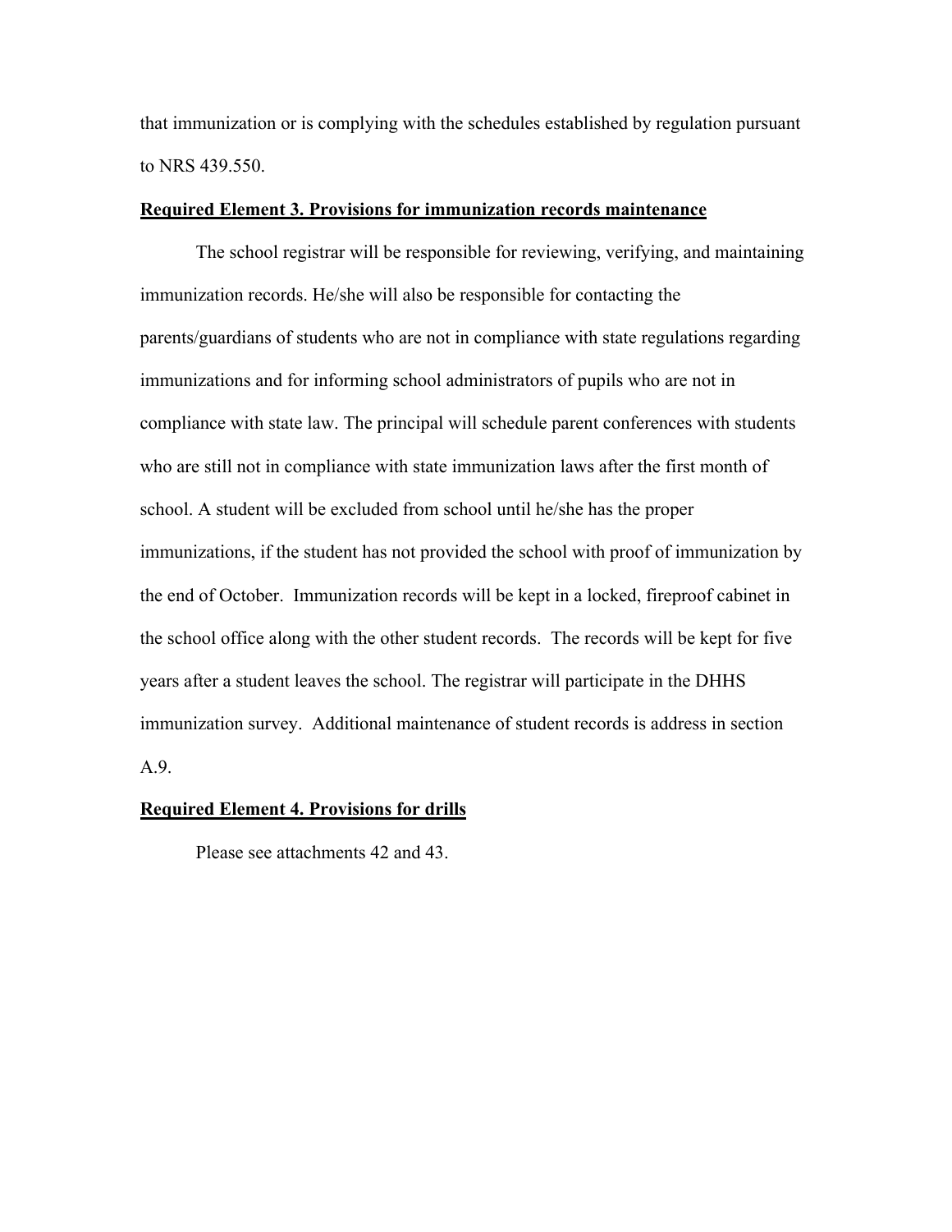that immunization or is complying with the schedules established by regulation pursuant to NRS 439.550.

**Required Element 3. Provisions for immunization records maintenance**

The school registrar will be responsible for reviewing, verifying, and maintaining immunization records. He/she will also be responsible for contacting the parents/guardians of students who are not in compliance with state regulations regarding immunizations and for informing school administrators of pupils who are not in compliance with state law. The principal will schedule parent conferences with students who are still not in compliance with state immunization laws after the first month of school. A student will be excluded from school until he/she has the proper immunizations, if the student has not provided the school with proof of immunization by the end of October. Immunization records will be kept in a locked, fireproof cabinet in the school office along with the other student records. The records will be kept for five years after a student leaves the school. The registrar will participate in the DHHS immunization survey. Additional maintenance of student records is address in section A.9.

**Required Element 4. Provisions for drills**

Please see attachments 42 and 43.